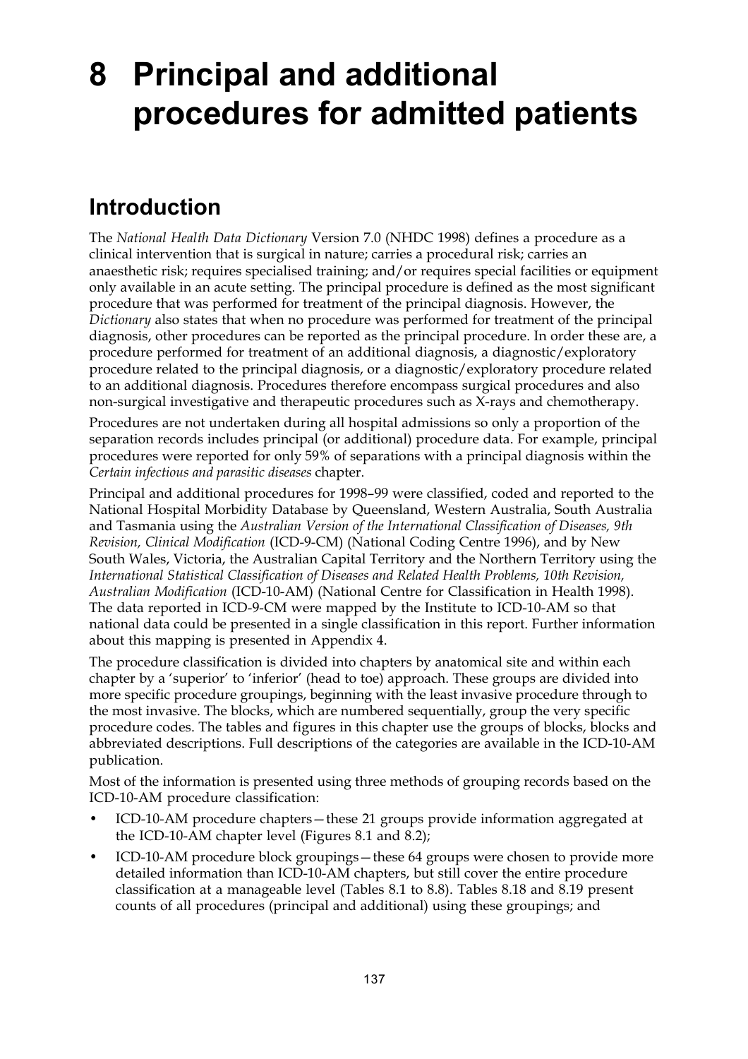# 8 Principal and additional procedures for admitted patients

## Introduction

The *National Health Data Dictionary* Version 7.0 (NHDC 1998) defines a procedure as a clinical intervention that is surgical in nature; carries a procedural risk; carries an anaesthetic risk; requires specialised training; and/or requires special facilities or equipment only available in an acute setting. The principal procedure is defined as the most significant procedure that was performed for treatment of the principal diagnosis. However, the *Dictionary* also states that when no procedure was performed for treatment of the principal diagnosis, other procedures can be reported as the principal procedure. In order these are, a procedure performed for treatment of an additional diagnosis, a diagnostic/exploratory procedure related to the principal diagnosis, or a diagnostic/exploratory procedure related to an additional diagnosis. Procedures therefore encompass surgical procedures and also non-surgical investigative and therapeutic procedures such as X-rays and chemotherapy.

Procedures are not undertaken during all hospital admissions so only a proportion of the separation records includes principal (or additional) procedure data. For example, principal procedures were reported for only 59% of separations with a principal diagnosis within the *Certain infectious and parasitic diseases* chapter.

Principal and additional procedures for 1998–99 were classified, coded and reported to the National Hospital Morbidity Database by Queensland, Western Australia, South Australia and Tasmania using the *Australian Version of the International Classification of Diseases, 9th Revision, Clinical Modification* (ICD-9-CM) (National Coding Centre 1996), and by New South Wales, Victoria, the Australian Capital Territory and the Northern Territory using the *International Statistical Classification of Diseases and Related Health Problems, 10th Revision, Australian Modification* (ICD-10-AM) (National Centre for Classification in Health 1998). The data reported in ICD-9-CM were mapped by the Institute to ICD-10-AM so that national data could be presented in a single classification in this report. Further information about this mapping is presented in Appendix 4.

The procedure classification is divided into chapters by anatomical site and within each chapter by a 'superior' to 'inferior' (head to toe) approach. These groups are divided into more specific procedure groupings, beginning with the least invasive procedure through to the most invasive. The blocks, which are numbered sequentially, group the very specific procedure codes. The tables and figures in this chapter use the groups of blocks, blocks and abbreviated descriptions. Full descriptions of the categories are available in the ICD-10-AM publication.

Most of the information is presented using three methods of grouping records based on the ICD-10-AM procedure classification:

- ICD-10-AM procedure chapters—these 21 groups provide information aggregated at the ICD-10-AM chapter level (Figures 8.1 and 8.2);
- ICD-10-AM procedure block groupings—these 64 groups were chosen to provide more detailed information than ICD-10-AM chapters, but still cover the entire procedure classification at a manageable level (Tables 8.1 to 8.8). Tables 8.18 and 8.19 present counts of all procedures (principal and additional) using these groupings; and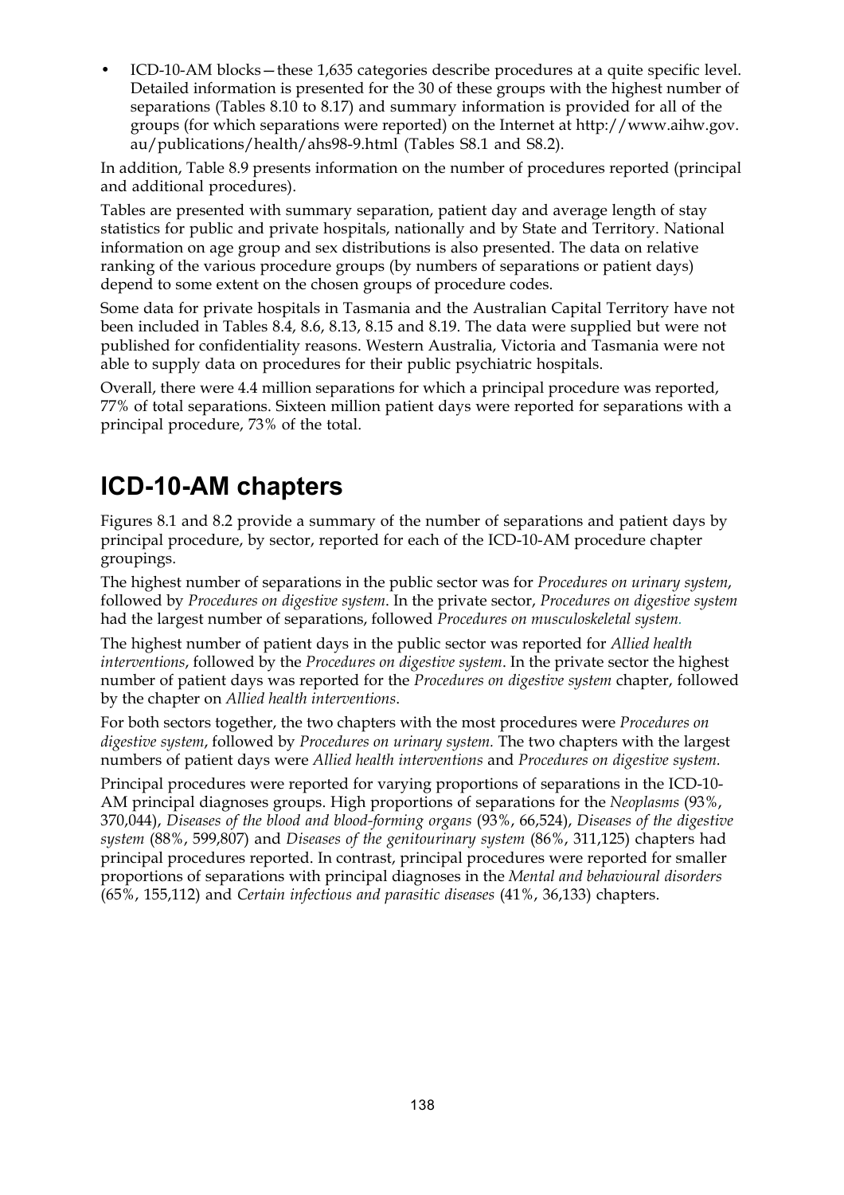- ICD-10-AM blocks—these 1,635 categories describe procedures at a quite specific level. Detailed information is presented for the 30 of these groups with the highest number of separations (Tables 8.10 to 8.17) and summary information is provided for all of the groups (for which separations were reported) on the Internet at http://www.aihw.gov.au/publications/health/ahs98-9.html (Tables S8.1 and S8.2).

In addition, Table 8.9 presents information on the number of procedures reported (principal and additional procedures).

Tables are presented with summary separation, patient day and average length of stay statistics for public and private hospitals, nationally and by State and Territory. National information on age group and sex distributions is also presented. The data on relative ranking of the various procedure groups (by numbers of separations or patient days) depend to some extent on the chosen groups of procedure codes.

Some data for private hospitals in Tasmania and the Australian Capital Territory have not been included in Tables 8.4, 8.6, 8.13, 8.15 and 8.19. The data were supplied but were not published for confidentiality reasons. Western Australia, Victoria and Tasmania were not able to supply data on procedures for their public psychiatric hospitals.

Overall, there were 4.4 million separations for which a principal procedure was reported, 77% of total separations. Sixteen million patient days were reported for separations with a principal procedure, 73% of the total.

## ICD-10-AM chapters

Figures 8.1 and 8.2 provide a summary of the number of separations and patient days by principal procedure, by sector, reported for each of the ICD-10-AM procedure chapter groupings.

The highest number of separations in the public sector was for *Procedures on urinary system*, followed by *Procedures on digestive system*. In the private sector, *Procedures on digestive system* had the largest number of separations, followed *Procedures on musculoskeletal system.*

The highest number of patient days in the public sector was reported for *Allied health interventions*, followed by the *Procedures on digestive system*. In the private sector the highest number of patient days was reported for the *Procedures on digestive system* chapter, followed by the chapter on *Allied health interventions*.

For both sectors together, the two chapters with the most procedures were *Procedures on digestive system*, followed by *Procedures on urinary system.* The two chapters with the largest numbers of patient days were *Allied health interventions* and *Procedures on digestive system.*

Principal procedures were reported for varying proportions of separations in the ICD-10-AM principal diagnoses groups. High proportions of separations for the *Neoplasms* (93%, 370,044), *Diseases of the blood and blood-forming organs* (93%, 66,524), *Diseases of the digestive system* (88%, 599,807) and *Diseases of the genitourinary system* (86%, 311,125) chapters had principal procedures reported. In contrast, principal procedures were reported for smaller proportions of separations with principal diagnoses in the *Mental and behavioural disorders* (65%, 155,112) and *Certain infectious and parasitic diseases* (41%, 36,133) chapters.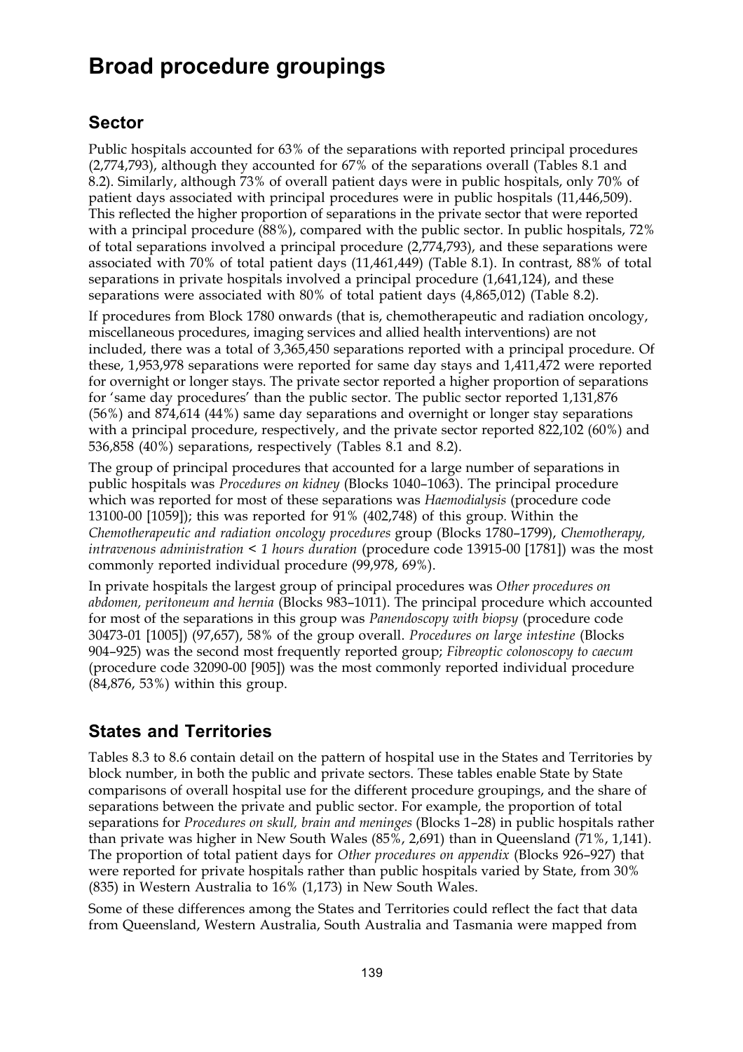# Broad procedure groupings

## Sector

Public hospitals accounted for 63% of the separations with reported principal procedures (2,774,793), although they accounted for 67% of the separations overall (Tables 8.1 and 8.2). Similarly, although 73% of overall patient days were in public hospitals, only 70% of patient days associated with principal procedures were in public hospitals (11,446,509). This reflected the higher proportion of separations in the private sector that were reported with a principal procedure (88%), compared with the public sector. In public hospitals, 72% of total separations involved a principal procedure (2,774,793), and these separations were associated with 70% of total patient days (11,461,449) (Table 8.1). In contrast, 88% of total separations in private hospitals involved a principal procedure (1,641,124), and these separations were associated with 80% of total patient days (4,865,012) (Table 8.2).

If procedures from Block 1780 onwards (that is, chemotherapeutic and radiation oncology, miscellaneous procedures, imaging services and allied health interventions) are not included, there was a total of 3,365,450 separations reported with a principal procedure. Of these, 1,953,978 separations were reported for same day stays and 1,411,472 were reported for overnight or longer stays. The private sector reported a higher proportion of separations for 'same day procedures' than the public sector. The public sector reported 1,131,876 (56%) and 874,614 (44%) same day separations and overnight or longer stay separations with a principal procedure, respectively, and the private sector reported 822,102 (60%) and 536,858 (40%) separations, respectively (Tables 8.1 and 8.2).

The group of principal procedures that accounted for a large number of separations in public hospitals was *Procedures on kidney* (Blocks 1040–1063). The principal procedure which was reported for most of these separations was *Haemodialysis* (procedure code 13100-00 [1059]); this was reported for 91% (402,748) of this group. Within the *Chemotherapeutic and radiation oncology procedures* group (Blocks 1780–1799), *Chemotherapy, intravenous administration < 1 hours duration* (procedure code 13915-00 [1781]) was the most commonly reported individual procedure (99,978, 69%).

In private hospitals the largest group of principal procedures was *Other procedures on abdomen, peritoneum and hernia* (Blocks 983–1011). The principal procedure which accounted for most of the separations in this group was *Panendoscopy with biopsy* (procedure code 30473-01 [1005]) (97,657), 58% of the group overall. *Procedures on large intestine* (Blocks 904–925) was the second most frequently reported group; *Fibreoptic colonoscopy to caecum* (procedure code 32090-00 [905]) was the most commonly reported individual procedure (84,876, 53%) within this group.

## States and Territories

Tables 8.3 to 8.6 contain detail on the pattern of hospital use in the States and Territories by block number, in both the public and private sectors. These tables enable State by State comparisons of overall hospital use for the different procedure groupings, and the share of separations between the private and public sector. For example, the proportion of total separations for *Procedures on skull, brain and meninges* (Blocks 1–28) in public hospitals rather than private was higher in New South Wales (85%, 2,691) than in Queensland (71%, 1,141). The proportion of total patient days for *Other procedures on appendix* (Blocks 926–927) that were reported for private hospitals rather than public hospitals varied by State, from 30% (835) in Western Australia to 16% (1,173) in New South Wales.

Some of these differences among the States and Territories could reflect the fact that data from Queensland, Western Australia, South Australia and Tasmania were mapped from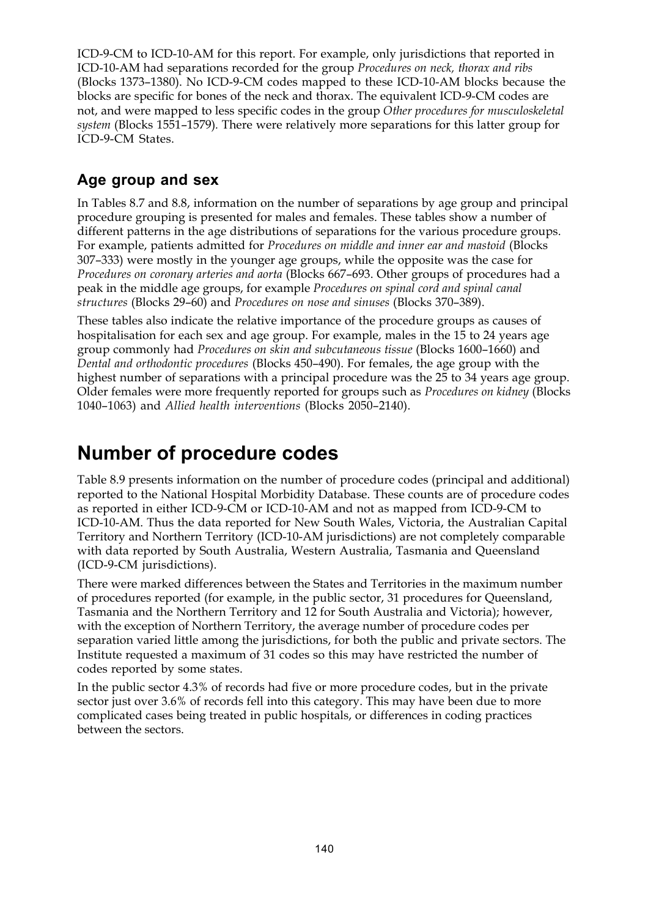ICD-9-CM to ICD-10-AM for this report. For example, only jurisdictions that reported in ICD-10-AM had separations recorded for the group *Procedures on neck, thorax and ribs* (Blocks 1373–1380). No ICD-9-CM codes mapped to these ICD-10-AM blocks because the blocks are specific for bones of the neck and thorax. The equivalent ICD-9-CM codes are not, and were mapped to less specific codes in the group *Other procedures for musculoskeletal system* (Blocks 1551–1579). There were relatively more separations for this latter group for ICD-9-CM States.

### Age group and sex

In Tables 8.7 and 8.8, information on the number of separations by age group and principal procedure grouping is presented for males and females. These tables show a number of different patterns in the age distributions of separations for the various procedure groups. For example, patients admitted for *Procedures on middle and inner ear and mastoid* (Blocks 307–333) were mostly in the younger age groups, while the opposite was the case for *Procedures on coronary arteries and aorta* (Blocks 667–693. Other groups of procedures had a peak in the middle age groups, for example *Procedures on spinal cord and spinal canal structures* (Blocks 29–60) and *Procedures on nose and sinuses* (Blocks 370–389).

These tables also indicate the relative importance of the procedure groups as causes of hospitalisation for each sex and age group. For example, males in the 15 to 24 years age group commonly had *Procedures on skin and subcutaneous tissue* (Blocks 1600–1660) and *Dental and orthodontic procedures* (Blocks 450–490). For females, the age group with the highest number of separations with a principal procedure was the 25 to 34 years age group. Older females were more frequently reported for groups such as *Procedures on kidney* (Blocks 1040–1063) and *Allied health interventions* (Blocks 2050–2140).

## Number of procedure codes

Table 8.9 presents information on the number of procedure codes (principal and additional) reported to the National Hospital Morbidity Database. These counts are of procedure codes as reported in either ICD-9-CM or ICD-10-AM and not as mapped from ICD-9-CM to ICD-10-AM. Thus the data reported for New South Wales, Victoria, the Australian Capital Territory and Northern Territory (ICD-10-AM jurisdictions) are not completely comparable with data reported by South Australia, Western Australia, Tasmania and Queensland (ICD-9-CM jurisdictions).

There were marked differences between the States and Territories in the maximum number of procedures reported (for example, in the public sector, 31 procedures for Queensland, Tasmania and the Northern Territory and 12 for South Australia and Victoria); however, with the exception of Northern Territory, the average number of procedure codes per separation varied little among the jurisdictions, for both the public and private sectors. The Institute requested a maximum of 31 codes so this may have restricted the number of codes reported by some states.

In the public sector 4.3% of records had five or more procedure codes, but in the private sector just over 3.6% of records fell into this category. This may have been due to more complicated cases being treated in public hospitals, or differences in coding practices between the sectors.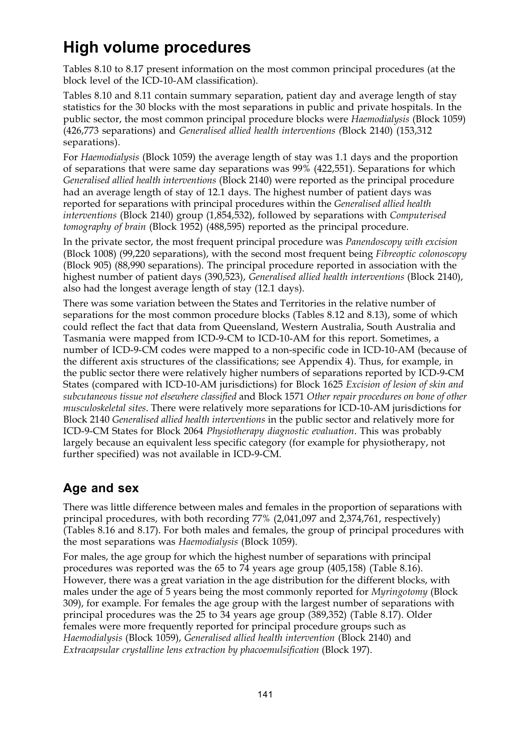# High volume procedures

Tables 8.10 to 8.17 present information on the most common principal procedures (at the block level of the ICD-10-AM classification).

Tables 8.10 and 8.11 contain summary separation, patient day and average length of stay statistics for the 30 blocks with the most separations in public and private hospitals. In the public sector, the most common principal procedure blocks were *Haemodialysis* (Block 1059) (426,773 separations) and *Generalised allied health interventions (*Block 2140) (153,312 separations).

For *Haemodialysis* (Block 1059) the average length of stay was 1.1 days and the proportion of separations that were same day separations was 99% (422,551). Separations for which *Generalised allied health interventions* (Block 2140) were reported as the principal procedure had an average length of stay of 12.1 days. The highest number of patient days was reported for separations with principal procedures within the *Generalised allied health interventions* (Block 2140) group (1,854,532), followed by separations with *Computerised tomography of brain* (Block 1952) (488,595) reported as the principal procedure.

In the private sector, the most frequent principal procedure was *Panendoscopy with excision* (Block 1008) (99,220 separations), with the second most frequent being *Fibreoptic colonoscopy* (Block 905) (88,990 separations). The principal procedure reported in association with the highest number of patient days (390,523), *Generalised allied health interventions* (Block 2140), also had the longest average length of stay (12.1 days).

There was some variation between the States and Territories in the relative number of separations for the most common procedure blocks (Tables 8.12 and 8.13), some of which could reflect the fact that data from Queensland, Western Australia, South Australia and Tasmania were mapped from ICD-9-CM to ICD-10-AM for this report. Sometimes, a number of ICD-9-CM codes were mapped to a non-specific code in ICD-10-AM (because of the different axis structures of the classifications; see Appendix 4). Thus, for example, in the public sector there were relatively higher numbers of separations reported by ICD-9-CM States (compared with ICD-10-AM jurisdictions) for Block 1625 *Excision of lesion of skin and subcutaneous tissue not elsewhere classified* and Block 1571 *Other repair procedures on bone of other musculoskeletal sites*. There were relatively more separations for ICD-10-AM jurisdictions for Block 2140 *Generalised allied health interventions* in the public sector and relatively more for ICD-9-CM States for Block 2064 *Physiotherapy diagnostic evaluation*. This was probably largely because an equivalent less specific category (for example for physiotherapy, not further specified) was not available in ICD-9-CM.

## Age and sex

There was little difference between males and females in the proportion of separations with principal procedures, with both recording 77% (2,041,097 and 2,374,761, respectively) (Tables 8.16 and 8.17). For both males and females, the group of principal procedures with the most separations was *Haemodialysis* (Block 1059).

For males, the age group for which the highest number of separations with principal procedures was reported was the 65 to 74 years age group (405,158) (Table 8.16). However, there was a great variation in the age distribution for the different blocks, with males under the age of 5 years being the most commonly reported for *Myringotomy* (Block 309), for example. For females the age group with the largest number of separations with principal procedures was the 25 to 34 years age group (389,352) (Table 8.17). Older females were more frequently reported for principal procedure groups such as *Haemodialysis* (Block 1059), *Generalised allied health intervention* (Block 2140) and *Extracapsular crystalline lens extraction by phacoemulsification* (Block 197).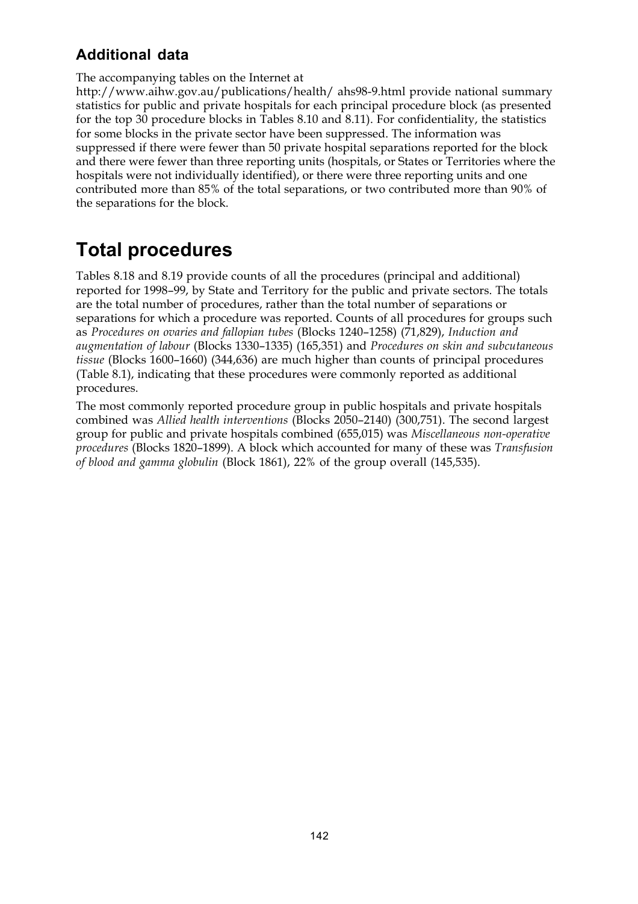## Additional data

The accompanying tables on the Internet at http://www.aihw.gov.au/publications/health/ ahs98-9.html provide national summary statistics for public and private hospitals for each principal procedure block (as presented for the top 30 procedure blocks in Tables 8.10 and 8.11). For confidentiality, the statistics for some blocks in the private sector have been suppressed. The information was suppressed if there were fewer than 50 private hospital separations reported for the block and there were fewer than three reporting units (hospitals, or States or Territories where the hospitals were not individually identified), or there were three reporting units and one contributed more than 85% of the total separations, or two contributed more than 90% of the separations for the block.

# Total procedures

Tables 8.18 and 8.19 provide counts of all the procedures (principal and additional) reported for 1998–99, by State and Territory for the public and private sectors. The totals are the total number of procedures, rather than the total number of separations or separations for which a procedure was reported. Counts of all procedures for groups such as *Procedures on ovaries and fallopian tubes* (Blocks 1240–1258) (71,829), *Induction and augmentation of labour* (Blocks 1330–1335) (165,351) and *Procedures on skin and subcutaneous tissue* (Blocks 1600–1660) (344,636) are much higher than counts of principal procedures (Table 8.1), indicating that these procedures were commonly reported as additional procedures.

The most commonly reported procedure group in public hospitals and private hospitals combined was *Allied health interventions* (Blocks 2050–2140) (300,751). The second largest group for public and private hospitals combined (655,015) was *Miscellaneous non-operative procedures* (Blocks 1820–1899). A block which accounted for many of these was *Transfusion of blood and gamma globulin* (Block 1861), 22% of the group overall (145,535).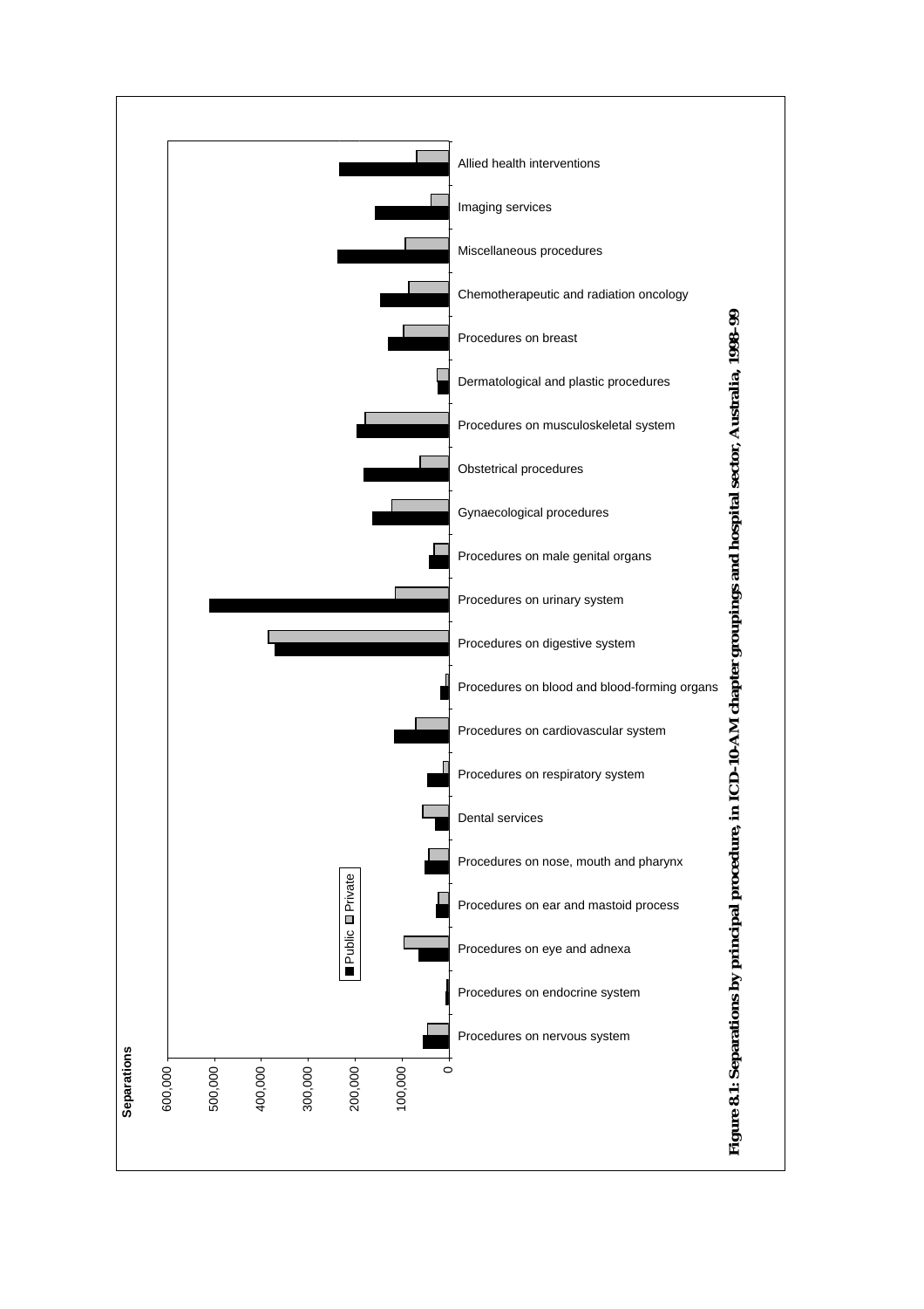Separations

600,000
500,000
400,000
300,000
200,000
100,000
0

■ Public ■ Private

Allied health interventions

Imaging services

Miscellaneous procedures

Chemotherapeutic and radiation oncology

Procedures on breast

Dermatological and plastic procedures

Procedures on musculoskeletal system

Obstetrical procedures

Gynaecological procedures

Procedures on male genital organs

Procedures on urinary system

Procedures on digestive system

Procedures on blood and blood-forming organs

Procedures on cardiovascular system

Procedures on respiratory system

Dental services

Procedures on nose, mouth and pharynx

Procedures on ear and mastoid process

Procedures on eye and adnexa

Procedures on endocrine system

Procedures on nervous system

**Figure 8.1: Separations by principal procedure, in ICD-10-AM chapter groupings and hospital sector, Australia, 1998–99**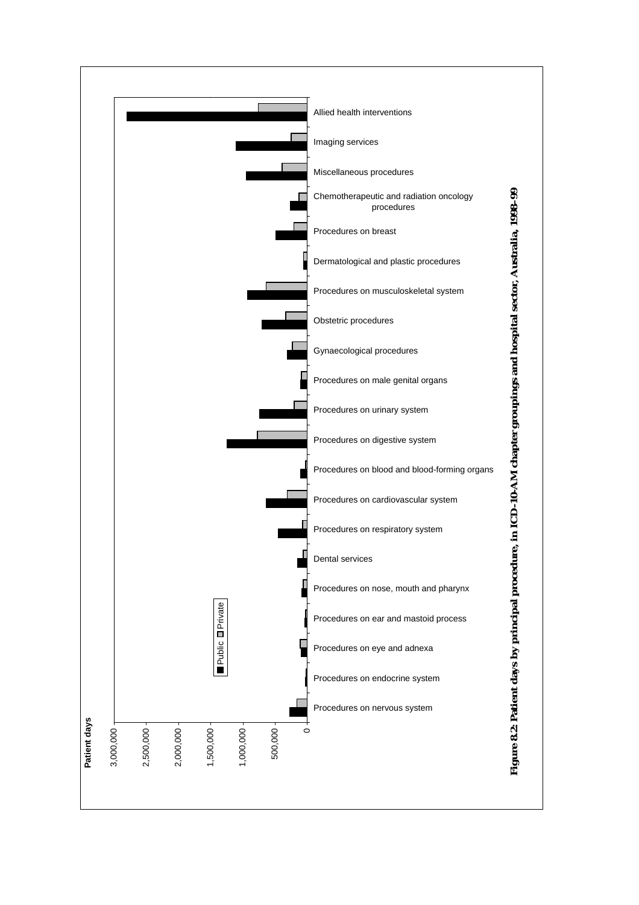Patient days

3,000,000 2,500,000 2,000,000 1,500,000 1,000,000 500,000 0

■ Public □ Private

Allied health interventions

Imaging services

Miscellaneous procedures

Chemotherapeutic and radiation oncology procedures

Procedures on breast

Dermatological and plastic procedures

Procedures on musculoskeletal system

Obstetric procedures

Gynaecological procedures

Procedures on male genital organs

Procedures on urinary system

Procedures on digestive system

Procedures on blood and blood-forming organs

Procedures on cardiovascular system

Procedures on respiratory system

Dental services

Procedures on nose, mouth and pharynx

Procedures on ear and mastoid process

Procedures on eye and adnexa

Procedures on endocrine system

Procedures on nervous system

**Figure 8.2: Patient days by principal procedure, in ICD-10-AM chapter groupings and hospital sector, Australia, 1998–99**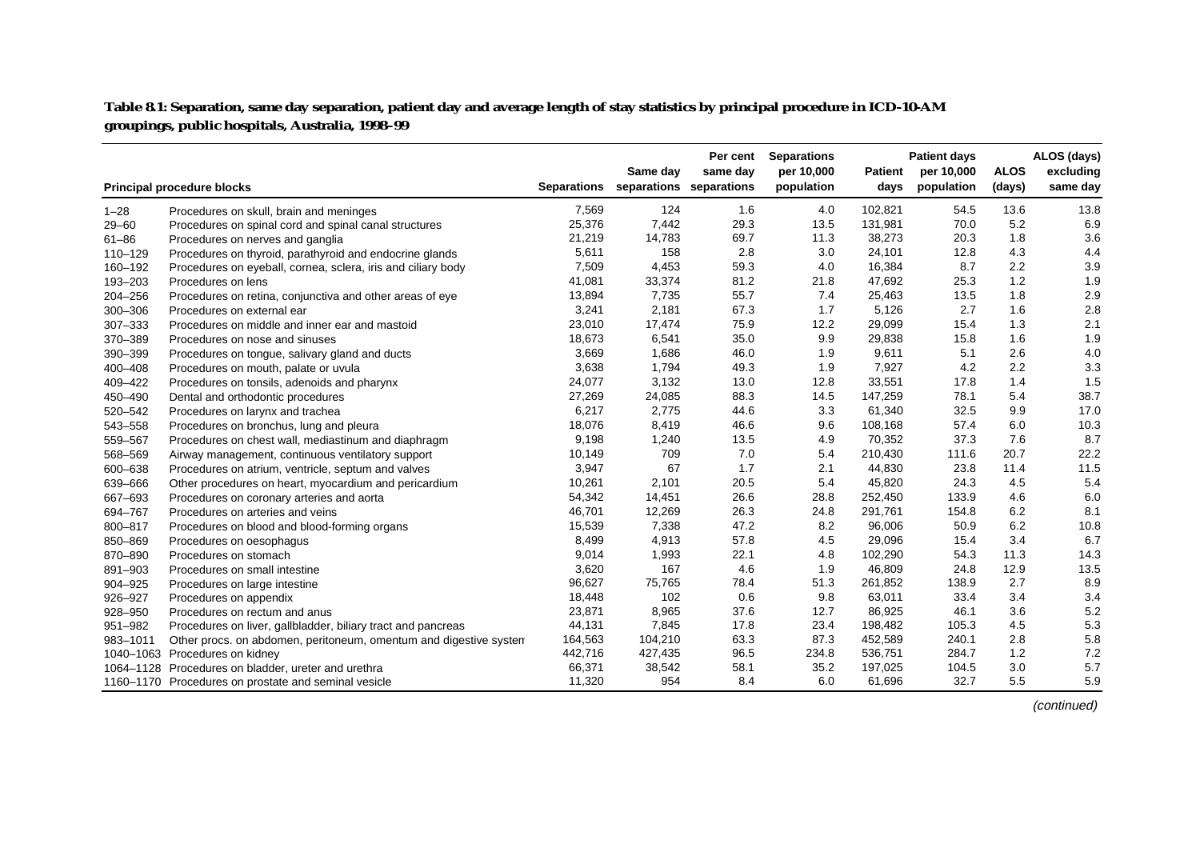**Table 8.1: Separation, same day separation, patient day and average length of stay statistics by principal procedure in ICD-10-AM groupings, public hospitals, Australia, 1998–99**

| Principal procedure blocks | | Separations | Same day separations | Per cent same day separations | Separations per 10,000 population | Patient days | Patient days per 10,000 population | ALOS (days) | ALOS (days) excluding same day |
|---|---|---|---|---|---|---|---|---|---|
| 1–28 | Procedures on skull, brain and meninges | 7,569 | 124 | 1.6 | 4.0 | 102,821 | 54.5 | 13.6 | 13.8 |
| 29–60 | Procedures on spinal cord and spinal canal structures | 25,376 | 7,442 | 29.3 | 13.5 | 131,981 | 70.0 | 5.2 | 6.9 |
| 61–86 | Procedures on nerves and ganglia | 21,219 | 14,783 | 69.7 | 11.3 | 38,273 | 20.3 | 1.8 | 3.6 |
| 110–129 | Procedures on thyroid, parathyroid and endocrine glands | 5,611 | 158 | 2.8 | 3.0 | 24,101 | 12.8 | 4.3 | 4.4 |
| 160–192 | Procedures on eyeball, cornea, sclera, iris and ciliary body | 7,509 | 4,453 | 59.3 | 4.0 | 16,384 | 8.7 | 2.2 | 3.9 |
| 193–203 | Procedures on lens | 41,081 | 33,374 | 81.2 | 21.8 | 47,692 | 25.3 | 1.2 | 1.9 |
| 204–256 | Procedures on retina, conjunctiva and other areas of eye | 13,894 | 7,735 | 55.7 | 7.4 | 25,463 | 13.5 | 1.8 | 2.9 |
| 300–306 | Procedures on external ear | 3,241 | 2,181 | 67.3 | 1.7 | 5,126 | 2.7 | 1.6 | 2.8 |
| 307–333 | Procedures on middle and inner ear and mastoid | 23,010 | 17,474 | 75.9 | 12.2 | 29,099 | 15.4 | 1.3 | 2.1 |
| 370–389 | Procedures on nose and sinuses | 18,673 | 6,541 | 35.0 | 9.9 | 29,838 | 15.8 | 1.6 | 1.9 |
| 390–399 | Procedures on tongue, salivary gland and ducts | 3,669 | 1,686 | 46.0 | 1.9 | 9,611 | 5.1 | 2.6 | 4.0 |
| 400–408 | Procedures on mouth, palate or uvula | 3,638 | 1,794 | 49.3 | 1.9 | 7,927 | 4.2 | 2.2 | 3.3 |
| 409–422 | Procedures on tonsils, adenoids and pharynx | 24,077 | 3,132 | 13.0 | 12.8 | 33,551 | 17.8 | 1.4 | 1.5 |
| 450–490 | Dental and orthodontic procedures | 27,269 | 24,085 | 88.3 | 14.5 | 147,259 | 78.1 | 5.4 | 38.7 |
| 520–542 | Procedures on larynx and trachea | 6,217 | 2,775 | 44.6 | 3.3 | 61,340 | 32.5 | 9.9 | 17.0 |
| 543–558 | Procedures on bronchus, lung and pleura | 18,076 | 8,419 | 46.6 | 9.6 | 108,168 | 57.4 | 6.0 | 10.3 |
| 559–567 | Procedures on chest wall, mediastinum and diaphragm | 9,198 | 1,240 | 13.5 | 4.9 | 70,352 | 37.3 | 7.6 | 8.7 |
| 568–569 | Airway management, continuous ventilatory support | 10,149 | 709 | 7.0 | 5.4 | 210,430 | 111.6 | 20.7 | 22.2 |
| 600–638 | Procedures on atrium, ventricle, septum and valves | 3,947 | 67 | 1.7 | 2.1 | 44,830 | 23.8 | 11.4 | 11.5 |
| 639–666 | Other procedures on heart, myocardium and pericardium | 10,261 | 2,101 | 20.5 | 5.4 | 45,820 | 24.3 | 4.5 | 5.4 |
| 667–693 | Procedures on coronary arteries and aorta | 54,342 | 14,451 | 26.6 | 28.8 | 252,450 | 133.9 | 4.6 | 6.0 |
| 694–767 | Procedures on arteries and veins | 46,701 | 12,269 | 26.3 | 24.8 | 291,761 | 154.8 | 6.2 | 8.1 |
| 800–817 | Procedures on blood and blood-forming organs | 15,539 | 7,338 | 47.2 | 8.2 | 96,006 | 50.9 | 6.2 | 10.8 |
| 850–869 | Procedures on oesophagus | 8,499 | 4,913 | 57.8 | 4.5 | 29,096 | 15.4 | 3.4 | 6.7 |
| 870–890 | Procedures on stomach | 9,014 | 1,993 | 22.1 | 4.8 | 102,290 | 54.3 | 11.3 | 14.3 |
| 891–903 | Procedures on small intestine | 3,620 | 167 | 4.6 | 1.9 | 46,809 | 24.8 | 12.9 | 13.5 |
| 904–925 | Procedures on large intestine | 96,627 | 75,765 | 78.4 | 51.3 | 261,852 | 138.9 | 2.7 | 8.9 |
| 926–927 | Procedures on appendix | 18,448 | 102 | 0.6 | 9.8 | 63,011 | 33.4 | 3.4 | 3.4 |
| 928–950 | Procedures on rectum and anus | 23,871 | 8,965 | 37.6 | 12.7 | 86,925 | 46.1 | 3.6 | 5.2 |
| 951–982 | Procedures on liver, gallbladder, biliary tract and pancreas | 44,131 | 7,845 | 17.8 | 23.4 | 198,482 | 105.3 | 4.5 | 5.3 |
| 983–1011 | Other procs. on abdomen, peritoneum, omentum and digestive system | 164,563 | 104,210 | 63.3 | 87.3 | 452,589 | 240.1 | 2.8 | 5.8 |
| 1040–1063 | Procedures on kidney | 442,716 | 427,435 | 96.5 | 234.8 | 536,751 | 284.7 | 1.2 | 7.2 |
| 1064–1128 | Procedures on bladder, ureter and urethra | 66,371 | 38,542 | 58.1 | 35.2 | 197,025 | 104.5 | 3.0 | 5.7 |
| 1160–1170 | Procedures on prostate and seminal vesicle | 11,320 | 954 | 8.4 | 6.0 | 61,696 | 32.7 | 5.5 | 5.9 |

*(continued)*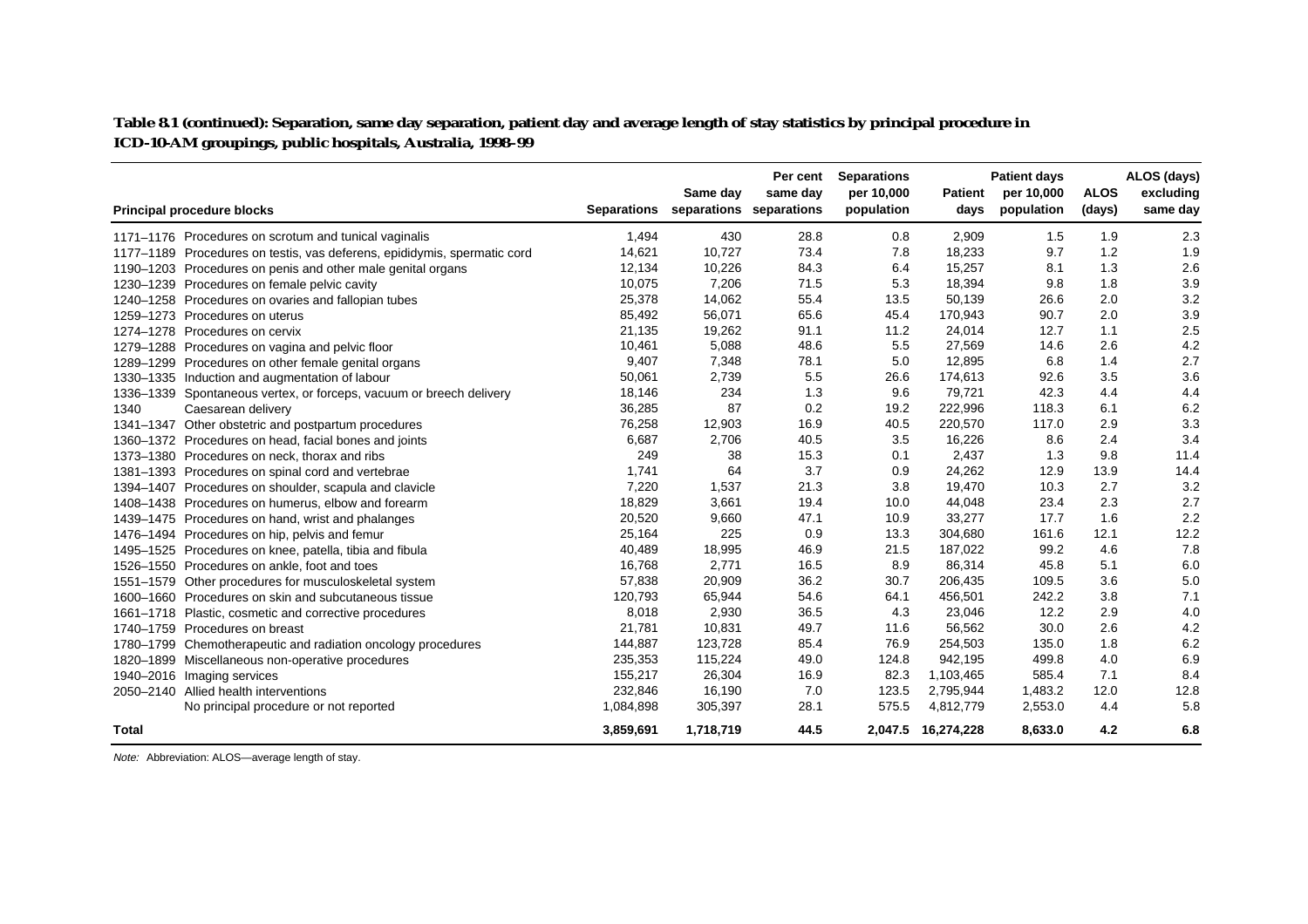**Table 8.1 (continued): Separation, same day separation, patient day and average length of stay statistics by principal procedure in ICD-10-AM groupings, public hospitals, Australia, 1998–99**

| Principal procedure blocks | | Separations | Same day separations | Per cent same day separations | Separations per 10,000 population | Patient days | Patient days per 10,000 population | ALOS (days) | ALOS (days) excluding same day |
|---|---|---|---|---|---|---|---|---|---|
| 1171–1176 | Procedures on scrotum and tunical vaginalis | 1,494 | 430 | 28.8 | 0.8 | 2,909 | 1.5 | 1.9 | 2.3 |
| 1177–1189 | Procedures on testis, vas deferens, epididymis, spermatic cord | 14,621 | 10,727 | 73.4 | 7.8 | 18,233 | 9.7 | 1.2 | 1.9 |
| 1190–1203 | Procedures on penis and other male genital organs | 12,134 | 10,226 | 84.3 | 6.4 | 15,257 | 8.1 | 1.3 | 2.6 |
| 1230–1239 | Procedures on female pelvic cavity | 10,075 | 7,206 | 71.5 | 5.3 | 18,394 | 9.8 | 1.8 | 3.9 |
| 1240–1258 | Procedures on ovaries and fallopian tubes | 25,378 | 14,062 | 55.4 | 13.5 | 50,139 | 26.6 | 2.0 | 3.2 |
| 1259–1273 | Procedures on uterus | 85,492 | 56,071 | 65.6 | 45.4 | 170,943 | 90.7 | 2.0 | 3.9 |
| 1274–1278 | Procedures on cervix | 21,135 | 19,262 | 91.1 | 11.2 | 24,014 | 12.7 | 1.1 | 2.5 |
| 1279–1288 | Procedures on vagina and pelvic floor | 10,461 | 5,088 | 48.6 | 5.5 | 27,569 | 14.6 | 2.6 | 4.2 |
| 1289–1299 | Procedures on other female genital organs | 9,407 | 7,348 | 78.1 | 5.0 | 12,895 | 6.8 | 1.4 | 2.7 |
| 1330–1335 | Induction and augmentation of labour | 50,061 | 2,739 | 5.5 | 26.6 | 174,613 | 92.6 | 3.5 | 3.6 |
| 1336–1339 | Spontaneous vertex, or forceps, vacuum or breech delivery | 18,146 | 234 | 1.3 | 9.6 | 79,721 | 42.3 | 4.4 | 4.4 |
| 1340 | Caesarean delivery | 36,285 | 87 | 0.2 | 19.2 | 222,996 | 118.3 | 6.1 | 6.2 |
| 1341–1347 | Other obstetric and postpartum procedures | 76,258 | 12,903 | 16.9 | 40.5 | 220,570 | 117.0 | 2.9 | 3.3 |
| 1360–1372 | Procedures on head, facial bones and joints | 6,687 | 2,706 | 40.5 | 3.5 | 16,226 | 8.6 | 2.4 | 3.4 |
| 1373–1380 | Procedures on neck, thorax and ribs | 249 | 38 | 15.3 | 0.1 | 2,437 | 1.3 | 9.8 | 11.4 |
| 1381–1393 | Procedures on spinal cord and vertebrae | 1,741 | 64 | 3.7 | 0.9 | 24,262 | 12.9 | 13.9 | 14.4 |
| 1394–1407 | Procedures on shoulder, scapula and clavicle | 7,220 | 1,537 | 21.3 | 3.8 | 19,470 | 10.3 | 2.7 | 3.2 |
| 1408–1438 | Procedures on humerus, elbow and forearm | 18,829 | 3,661 | 19.4 | 10.0 | 44,048 | 23.4 | 2.3 | 2.7 |
| 1439–1475 | Procedures on hand, wrist and phalanges | 20,520 | 9,660 | 47.1 | 10.9 | 33,277 | 17.7 | 1.6 | 2.2 |
| 1476–1494 | Procedures on hip, pelvis and femur | 25,164 | 225 | 0.9 | 13.3 | 304,680 | 161.6 | 12.1 | 12.2 |
| 1495–1525 | Procedures on knee, patella, tibia and fibula | 40,489 | 18,995 | 46.9 | 21.5 | 187,022 | 99.2 | 4.6 | 7.8 |
| 1526–1550 | Procedures on ankle, foot and toes | 16,768 | 2,771 | 16.5 | 8.9 | 86,314 | 45.8 | 5.1 | 6.0 |
| 1551–1579 | Other procedures for musculoskeletal system | 57,838 | 20,909 | 36.2 | 30.7 | 206,435 | 109.5 | 3.6 | 5.0 |
| 1600–1660 | Procedures on skin and subcutaneous tissue | 120,793 | 65,944 | 54.6 | 64.1 | 456,501 | 242.2 | 3.8 | 7.1 |
| 1661–1718 | Plastic, cosmetic and corrective procedures | 8,018 | 2,930 | 36.5 | 4.3 | 23,046 | 12.2 | 2.9 | 4.0 |
| 1740–1759 | Procedures on breast | 21,781 | 10,831 | 49.7 | 11.6 | 56,562 | 30.0 | 2.6 | 4.2 |
| 1780–1799 | Chemotherapeutic and radiation oncology procedures | 144,887 | 123,728 | 85.4 | 76.9 | 254,503 | 135.0 | 1.8 | 6.2 |
| 1820–1899 | Miscellaneous non-operative procedures | 235,353 | 115,224 | 49.0 | 124.8 | 942,195 | 499.8 | 4.0 | 6.9 |
| 1940–2016 | Imaging services | 155,217 | 26,304 | 16.9 | 82.3 | 1,103,465 | 585.4 | 7.1 | 8.4 |
| 2050–2140 | Allied health interventions | 232,846 | 16,190 | 7.0 | 123.5 | 2,795,944 | 1,483.2 | 12.0 | 12.8 |
| | No principal procedure or not reported | 1,084,898 | 305,397 | 28.1 | 575.5 | 4,812,779 | 2,553.0 | 4.4 | 5.8 |
| **Total** | | **3,859,691** | **1,718,719** | **44.5** | **2,047.5** | **16,274,228** | **8,633.0** | **4.2** | **6.8** |

*Note:* Abbreviation: ALOS—average length of stay.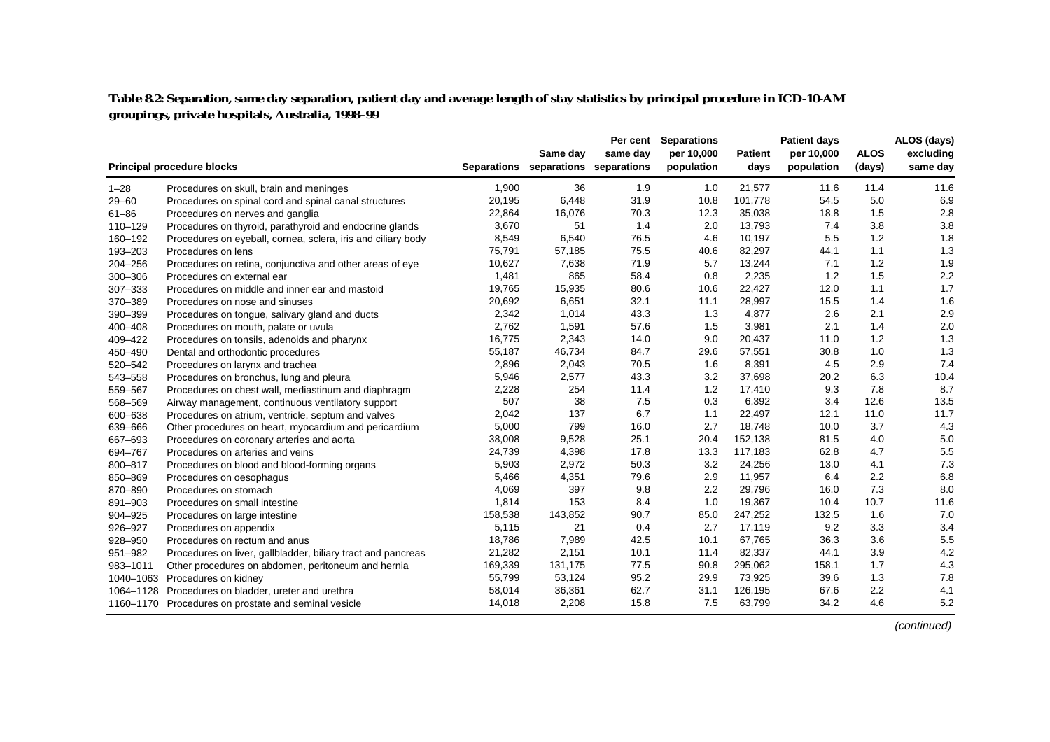**Table 8.2: Separation, same day separation, patient day and average length of stay statistics by principal procedure in ICD-10-AM groupings, private hospitals, Australia, 1998–99**

| Principal procedure blocks | | Separations | Same day separations | Per cent same day separations | Separations per 10,000 population | Patient days | Patient days per 10,000 population | ALOS (days) | ALOS (days) excluding same day |
|---|---|---|---|---|---|---|---|---|---|
| 1–28 | Procedures on skull, brain and meninges | 1,900 | 36 | 1.9 | 1.0 | 21,577 | 11.6 | 11.4 | 11.6 |
| 29–60 | Procedures on spinal cord and spinal canal structures | 20,195 | 6,448 | 31.9 | 10.8 | 101,778 | 54.5 | 5.0 | 6.9 |
| 61–86 | Procedures on nerves and ganglia | 22,864 | 16,076 | 70.3 | 12.3 | 35,038 | 18.8 | 1.5 | 2.8 |
| 110–129 | Procedures on thyroid, parathyroid and endocrine glands | 3,670 | 51 | 1.4 | 2.0 | 13,793 | 7.4 | 3.8 | 3.8 |
| 160–192 | Procedures on eyeball, cornea, sclera, iris and ciliary body | 8,549 | 6,540 | 76.5 | 4.6 | 10,197 | 5.5 | 1.2 | 1.8 |
| 193–203 | Procedures on lens | 75,791 | 57,185 | 75.5 | 40.6 | 82,297 | 44.1 | 1.1 | 1.3 |
| 204–256 | Procedures on retina, conjunctiva and other areas of eye | 10,627 | 7,638 | 71.9 | 5.7 | 13,244 | 7.1 | 1.2 | 1.9 |
| 300–306 | Procedures on external ear | 1,481 | 865 | 58.4 | 0.8 | 2,235 | 1.2 | 1.5 | 2.2 |
| 307–333 | Procedures on middle and inner ear and mastoid | 19,765 | 15,935 | 80.6 | 10.6 | 22,427 | 12.0 | 1.1 | 1.7 |
| 370–389 | Procedures on nose and sinuses | 20,692 | 6,651 | 32.1 | 11.1 | 28,997 | 15.5 | 1.4 | 1.6 |
| 390–399 | Procedures on tongue, salivary gland and ducts | 2,342 | 1,014 | 43.3 | 1.3 | 4,877 | 2.6 | 2.1 | 2.9 |
| 400–408 | Procedures on mouth, palate or uvula | 2,762 | 1,591 | 57.6 | 1.5 | 3,981 | 2.1 | 1.4 | 2.0 |
| 409–422 | Procedures on tonsils, adenoids and pharynx | 16,775 | 2,343 | 14.0 | 9.0 | 20,437 | 11.0 | 1.2 | 1.3 |
| 450–490 | Dental and orthodontic procedures | 55,187 | 46,734 | 84.7 | 29.6 | 57,551 | 30.8 | 1.0 | 1.3 |
| 520–542 | Procedures on larynx and trachea | 2,896 | 2,043 | 70.5 | 1.6 | 8,391 | 4.5 | 2.9 | 7.4 |
| 543–558 | Procedures on bronchus, lung and pleura | 5,946 | 2,577 | 43.3 | 3.2 | 37,698 | 20.2 | 6.3 | 10.4 |
| 559–567 | Procedures on chest wall, mediastinum and diaphragm | 2,228 | 254 | 11.4 | 1.2 | 17,410 | 9.3 | 7.8 | 8.7 |
| 568–569 | Airway management, continuous ventilatory support | 507 | 38 | 7.5 | 0.3 | 6,392 | 3.4 | 12.6 | 13.5 |
| 600–638 | Procedures on atrium, ventricle, septum and valves | 2,042 | 137 | 6.7 | 1.1 | 22,497 | 12.1 | 11.0 | 11.7 |
| 639–666 | Other procedures on heart, myocardium and pericardium | 5,000 | 799 | 16.0 | 2.7 | 18,748 | 10.0 | 3.7 | 4.3 |
| 667–693 | Procedures on coronary arteries and aorta | 38,008 | 9,528 | 25.1 | 20.4 | 152,138 | 81.5 | 4.0 | 5.0 |
| 694–767 | Procedures on arteries and veins | 24,739 | 4,398 | 17.8 | 13.3 | 117,183 | 62.8 | 4.7 | 5.5 |
| 800–817 | Procedures on blood and blood-forming organs | 5,903 | 2,972 | 50.3 | 3.2 | 24,256 | 13.0 | 4.1 | 7.3 |
| 850–869 | Procedures on oesophagus | 5,466 | 4,351 | 79.6 | 2.9 | 11,957 | 6.4 | 2.2 | 6.8 |
| 870–890 | Procedures on stomach | 4,069 | 397 | 9.8 | 2.2 | 29,796 | 16.0 | 7.3 | 8.0 |
| 891–903 | Procedures on small intestine | 1,814 | 153 | 8.4 | 1.0 | 19,367 | 10.4 | 10.7 | 11.6 |
| 904–925 | Procedures on large intestine | 158,538 | 143,852 | 90.7 | 85.0 | 247,252 | 132.5 | 1.6 | 7.0 |
| 926–927 | Procedures on appendix | 5,115 | 21 | 0.4 | 2.7 | 17,119 | 9.2 | 3.3 | 3.4 |
| 928–950 | Procedures on rectum and anus | 18,786 | 7,989 | 42.5 | 10.1 | 67,765 | 36.3 | 3.6 | 5.5 |
| 951–982 | Procedures on liver, gallbladder, biliary tract and pancreas | 21,282 | 2,151 | 10.1 | 11.4 | 82,337 | 44.1 | 3.9 | 4.2 |
| 983–1011 | Other procedures on abdomen, peritoneum and hernia | 169,339 | 131,175 | 77.5 | 90.8 | 295,062 | 158.1 | 1.7 | 4.3 |
| 1040–1063 | Procedures on kidney | 55,799 | 53,124 | 95.2 | 29.9 | 73,925 | 39.6 | 1.3 | 7.8 |
| 1064–1128 | Procedures on bladder, ureter and urethra | 58,014 | 36,361 | 62.7 | 31.1 | 126,195 | 67.6 | 2.2 | 4.1 |
| 1160–1170 | Procedures on prostate and seminal vesicle | 14,018 | 2,208 | 15.8 | 7.5 | 63,799 | 34.2 | 4.6 | 5.2 |

*(continued)*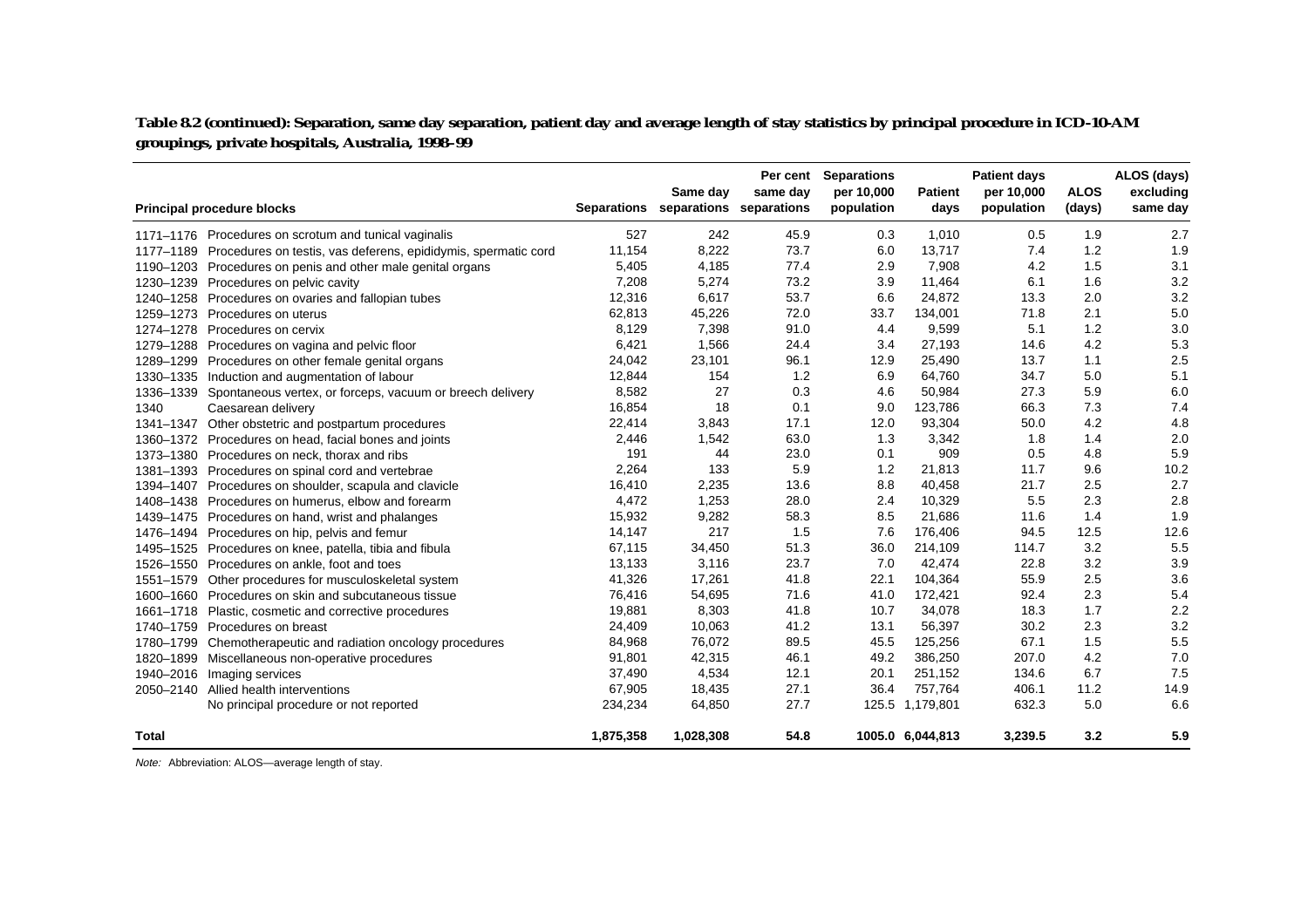**Table 8.2 (continued): Separation, same day separation, patient day and average length of stay statistics by principal procedure in ICD-10-AM groupings, private hospitals, Australia, 1998–99**

| Principal procedure blocks | | Separations | Same day separations | Per cent same day separations | Separations per 10,000 population | Patient days | Patient days per 10,000 population | ALOS (days) | ALOS (days) excluding same day |
|---|---|---|---|---|---|---|---|---|---|
| 1171–1176 | Procedures on scrotum and tunical vaginalis | 527 | 242 | 45.9 | 0.3 | 1,010 | 0.5 | 1.9 | 2.7 |
| 1177–1189 | Procedures on testis, vas deferens, epididymis, spermatic cord | 11,154 | 8,222 | 73.7 | 6.0 | 13,717 | 7.4 | 1.2 | 1.9 |
| 1190–1203 | Procedures on penis and other male genital organs | 5,405 | 4,185 | 77.4 | 2.9 | 7,908 | 4.2 | 1.5 | 3.1 |
| 1230–1239 | Procedures on pelvic cavity | 7,208 | 5,274 | 73.2 | 3.9 | 11,464 | 6.1 | 1.6 | 3.2 |
| 1240–1258 | Procedures on ovaries and fallopian tubes | 12,316 | 6,617 | 53.7 | 6.6 | 24,872 | 13.3 | 2.0 | 3.2 |
| 1259–1273 | Procedures on uterus | 62,813 | 45,226 | 72.0 | 33.7 | 134,001 | 71.8 | 2.1 | 5.0 |
| 1274–1278 | Procedures on cervix | 8,129 | 7,398 | 91.0 | 4.4 | 9,599 | 5.1 | 1.2 | 3.0 |
| 1279–1288 | Procedures on vagina and pelvic floor | 6,421 | 1,566 | 24.4 | 3.4 | 27,193 | 14.6 | 4.2 | 5.3 |
| 1289–1299 | Procedures on other female genital organs | 24,042 | 23,101 | 96.1 | 12.9 | 25,490 | 13.7 | 1.1 | 2.5 |
| 1330–1335 | Induction and augmentation of labour | 12,844 | 154 | 1.2 | 6.9 | 64,760 | 34.7 | 5.0 | 5.1 |
| 1336–1339 | Spontaneous vertex, or forceps, vacuum or breech delivery | 8,582 | 27 | 0.3 | 4.6 | 50,984 | 27.3 | 5.9 | 6.0 |
| 1340 | Caesarean delivery | 16,854 | 18 | 0.1 | 9.0 | 123,786 | 66.3 | 7.3 | 7.4 |
| 1341–1347 | Other obstetric and postpartum procedures | 22,414 | 3,843 | 17.1 | 12.0 | 93,304 | 50.0 | 4.2 | 4.8 |
| 1360–1372 | Procedures on head, facial bones and joints | 2,446 | 1,542 | 63.0 | 1.3 | 3,342 | 1.8 | 1.4 | 2.0 |
| 1373–1380 | Procedures on neck, thorax and ribs | 191 | 44 | 23.0 | 0.1 | 909 | 0.5 | 4.8 | 5.9 |
| 1381–1393 | Procedures on spinal cord and vertebrae | 2,264 | 133 | 5.9 | 1.2 | 21,813 | 11.7 | 9.6 | 10.2 |
| 1394–1407 | Procedures on shoulder, scapula and clavicle | 16,410 | 2,235 | 13.6 | 8.8 | 40,458 | 21.7 | 2.5 | 2.7 |
| 1408–1438 | Procedures on humerus, elbow and forearm | 4,472 | 1,253 | 28.0 | 2.4 | 10,329 | 5.5 | 2.3 | 2.8 |
| 1439–1475 | Procedures on hand, wrist and phalanges | 15,932 | 9,282 | 58.3 | 8.5 | 21,686 | 11.6 | 1.4 | 1.9 |
| 1476–1494 | Procedures on hip, pelvis and femur | 14,147 | 217 | 1.5 | 7.6 | 176,406 | 94.5 | 12.5 | 12.6 |
| 1495–1525 | Procedures on knee, patella, tibia and fibula | 67,115 | 34,450 | 51.3 | 36.0 | 214,109 | 114.7 | 3.2 | 5.5 |
| 1526–1550 | Procedures on ankle, foot and toes | 13,133 | 3,116 | 23.7 | 7.0 | 42,474 | 22.8 | 3.2 | 3.9 |
| 1551–1579 | Other procedures for musculoskeletal system | 41,326 | 17,261 | 41.8 | 22.1 | 104,364 | 55.9 | 2.5 | 3.6 |
| 1600–1660 | Procedures on skin and subcutaneous tissue | 76,416 | 54,695 | 71.6 | 41.0 | 172,421 | 92.4 | 2.3 | 5.4 |
| 1661–1718 | Plastic, cosmetic and corrective procedures | 19,881 | 8,303 | 41.8 | 10.7 | 34,078 | 18.3 | 1.7 | 2.2 |
| 1740–1759 | Procedures on breast | 24,409 | 10,063 | 41.2 | 13.1 | 56,397 | 30.2 | 2.3 | 3.2 |
| 1780–1799 | Chemotherapeutic and radiation oncology procedures | 84,968 | 76,072 | 89.5 | 45.5 | 125,256 | 67.1 | 1.5 | 5.5 |
| 1820–1899 | Miscellaneous non-operative procedures | 91,801 | 42,315 | 46.1 | 49.2 | 386,250 | 207.0 | 4.2 | 7.0 |
| 1940–2016 | Imaging services | 37,490 | 4,534 | 12.1 | 20.1 | 251,152 | 134.6 | 6.7 | 7.5 |
| 2050–2140 | Allied health interventions | 67,905 | 18,435 | 27.1 | 36.4 | 757,764 | 406.1 | 11.2 | 14.9 |
| | No principal procedure or not reported | 234,234 | 64,850 | 27.7 | 125.5 | 1,179,801 | 632.3 | 5.0 | 6.6 |
| **Total** | | **1,875,358** | **1,028,308** | **54.8** | **1005.0** | **6,044,813** | **3,239.5** | **3.2** | **5.9** |

*Note:* Abbreviation: ALOS—average length of stay.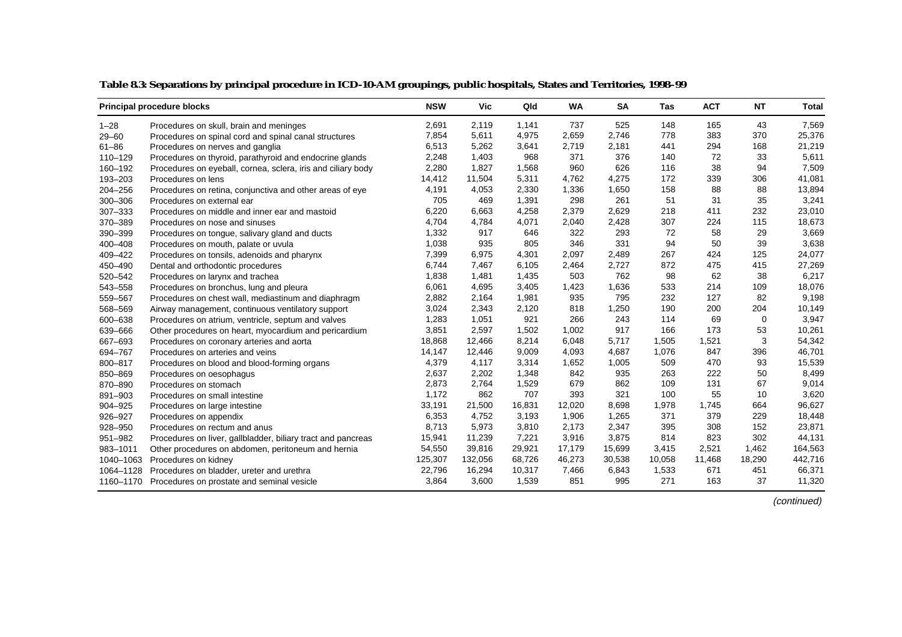**Table 8.3: Separations by principal procedure in ICD-10-AM groupings, public hospitals, States and Territories, 1998–99**

| Principal procedure blocks | | NSW | Vic | Qld | WA | SA | Tas | ACT | NT | Total |
|---|---|---|---|---|---|---|---|---|---|---|
| 1–28 | Procedures on skull, brain and meninges | 2,691 | 2,119 | 1,141 | 737 | 525 | 148 | 165 | 43 | 7,569 |
| 29–60 | Procedures on spinal cord and spinal canal structures | 7,854 | 5,611 | 4,975 | 2,659 | 2,746 | 778 | 383 | 370 | 25,376 |
| 61–86 | Procedures on nerves and ganglia | 6,513 | 5,262 | 3,641 | 2,719 | 2,181 | 441 | 294 | 168 | 21,219 |
| 110–129 | Procedures on thyroid, parathyroid and endocrine glands | 2,248 | 1,403 | 968 | 371 | 376 | 140 | 72 | 33 | 5,611 |
| 160–192 | Procedures on eyeball, cornea, sclera, iris and ciliary body | 2,280 | 1,827 | 1,568 | 960 | 626 | 116 | 38 | 94 | 7,509 |
| 193–203 | Procedures on lens | 14,412 | 11,504 | 5,311 | 4,762 | 4,275 | 172 | 339 | 306 | 41,081 |
| 204–256 | Procedures on retina, conjunctiva and other areas of eye | 4,191 | 4,053 | 2,330 | 1,336 | 1,650 | 158 | 88 | 88 | 13,894 |
| 300–306 | Procedures on external ear | 705 | 469 | 1,391 | 298 | 261 | 51 | 31 | 35 | 3,241 |
| 307–333 | Procedures on middle and inner ear and mastoid | 6,220 | 6,663 | 4,258 | 2,379 | 2,629 | 218 | 411 | 232 | 23,010 |
| 370–389 | Procedures on nose and sinuses | 4,704 | 4,784 | 4,071 | 2,040 | 2,428 | 307 | 224 | 115 | 18,673 |
| 390–399 | Procedures on tongue, salivary gland and ducts | 1,332 | 917 | 646 | 322 | 293 | 72 | 58 | 29 | 3,669 |
| 400–408 | Procedures on mouth, palate or uvula | 1,038 | 935 | 805 | 346 | 331 | 94 | 50 | 39 | 3,638 |
| 409–422 | Procedures on tonsils, adenoids and pharynx | 7,399 | 6,975 | 4,301 | 2,097 | 2,489 | 267 | 424 | 125 | 24,077 |
| 450–490 | Dental and orthodontic procedures | 6,744 | 7,467 | 6,105 | 2,464 | 2,727 | 872 | 475 | 415 | 27,269 |
| 520–542 | Procedures on larynx and trachea | 1,838 | 1,481 | 1,435 | 503 | 762 | 98 | 62 | 38 | 6,217 |
| 543–558 | Procedures on bronchus, lung and pleura | 6,061 | 4,695 | 3,405 | 1,423 | 1,636 | 533 | 214 | 109 | 18,076 |
| 559–567 | Procedures on chest wall, mediastinum and diaphragm | 2,882 | 2,164 | 1,981 | 935 | 795 | 232 | 127 | 82 | 9,198 |
| 568–569 | Airway management, continuous ventilatory support | 3,024 | 2,343 | 2,120 | 818 | 1,250 | 190 | 200 | 204 | 10,149 |
| 600–638 | Procedures on atrium, ventricle, septum and valves | 1,283 | 1,051 | 921 | 266 | 243 | 114 | 69 | 0 | 3,947 |
| 639–666 | Other procedures on heart, myocardium and pericardium | 3,851 | 2,597 | 1,502 | 1,002 | 917 | 166 | 173 | 53 | 10,261 |
| 667–693 | Procedures on coronary arteries and aorta | 18,868 | 12,466 | 8,214 | 6,048 | 5,717 | 1,505 | 1,521 | 3 | 54,342 |
| 694–767 | Procedures on arteries and veins | 14,147 | 12,446 | 9,009 | 4,093 | 4,687 | 1,076 | 847 | 396 | 46,701 |
| 800–817 | Procedures on blood and blood-forming organs | 4,379 | 4,117 | 3,314 | 1,652 | 1,005 | 509 | 470 | 93 | 15,539 |
| 850–869 | Procedures on oesophagus | 2,637 | 2,202 | 1,348 | 842 | 935 | 263 | 222 | 50 | 8,499 |
| 870–890 | Procedures on stomach | 2,873 | 2,764 | 1,529 | 679 | 862 | 109 | 131 | 67 | 9,014 |
| 891–903 | Procedures on small intestine | 1,172 | 862 | 707 | 393 | 321 | 100 | 55 | 10 | 3,620 |
| 904–925 | Procedures on large intestine | 33,191 | 21,500 | 16,831 | 12,020 | 8,698 | 1,978 | 1,745 | 664 | 96,627 |
| 926–927 | Procedures on appendix | 6,353 | 4,752 | 3,193 | 1,906 | 1,265 | 371 | 379 | 229 | 18,448 |
| 928–950 | Procedures on rectum and anus | 8,713 | 5,973 | 3,810 | 2,173 | 2,347 | 395 | 308 | 152 | 23,871 |
| 951–982 | Procedures on liver, gallbladder, biliary tract and pancreas | 15,941 | 11,239 | 7,221 | 3,916 | 3,875 | 814 | 823 | 302 | 44,131 |
| 983–1011 | Other procedures on abdomen, peritoneum and hernia | 54,550 | 39,816 | 29,921 | 17,179 | 15,699 | 3,415 | 2,521 | 1,462 | 164,563 |
| 1040–1063 | Procedures on kidney | 125,307 | 132,056 | 68,726 | 46,273 | 30,538 | 10,058 | 11,468 | 18,290 | 442,716 |
| 1064–1128 | Procedures on bladder, ureter and urethra | 22,796 | 16,294 | 10,317 | 7,466 | 6,843 | 1,533 | 671 | 451 | 66,371 |
| 1160–1170 | Procedures on prostate and seminal vesicle | 3,864 | 3,600 | 1,539 | 851 | 995 | 271 | 163 | 37 | 11,320 |

*(continued)*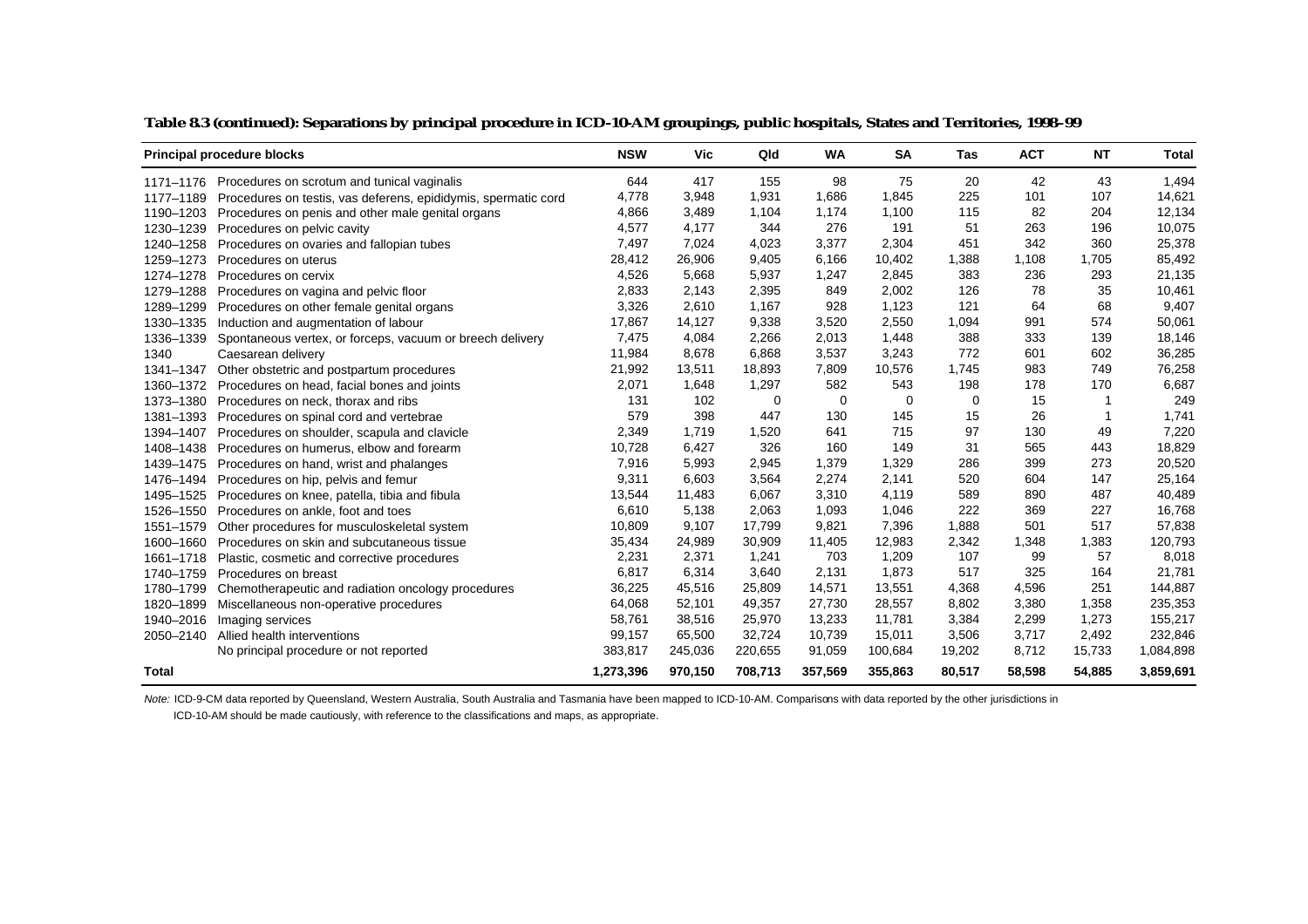**Table 8.3 (continued): Separations by principal procedure in ICD-10-AM groupings, public hospitals, States and Territories, 1998–99**

| Principal procedure blocks | | NSW | Vic | Qld | WA | SA | Tas | ACT | NT | Total |
|---|---|---|---|---|---|---|---|---|---|---|
| 1171–1176 | Procedures on scrotum and tunical vaginalis | 644 | 417 | 155 | 98 | 75 | 20 | 42 | 43 | 1,494 |
| 1177–1189 | Procedures on testis, vas deferens, epididymis, spermatic cord | 4,778 | 3,948 | 1,931 | 1,686 | 1,845 | 225 | 101 | 107 | 14,621 |
| 1190–1203 | Procedures on penis and other male genital organs | 4,866 | 3,489 | 1,104 | 1,174 | 1,100 | 115 | 82 | 204 | 12,134 |
| 1230–1239 | Procedures on pelvic cavity | 4,577 | 4,177 | 344 | 276 | 191 | 51 | 263 | 196 | 10,075 |
| 1240–1258 | Procedures on ovaries and fallopian tubes | 7,497 | 7,024 | 4,023 | 3,377 | 2,304 | 451 | 342 | 360 | 25,378 |
| 1259–1273 | Procedures on uterus | 28,412 | 26,906 | 9,405 | 6,166 | 10,402 | 1,388 | 1,108 | 1,705 | 85,492 |
| 1274–1278 | Procedures on cervix | 4,526 | 5,668 | 5,937 | 1,247 | 2,845 | 383 | 236 | 293 | 21,135 |
| 1279–1288 | Procedures on vagina and pelvic floor | 2,833 | 2,143 | 2,395 | 849 | 2,002 | 126 | 78 | 35 | 10,461 |
| 1289–1299 | Procedures on other female genital organs | 3,326 | 2,610 | 1,167 | 928 | 1,123 | 121 | 64 | 68 | 9,407 |
| 1330–1335 | Induction and augmentation of labour | 17,867 | 14,127 | 9,338 | 3,520 | 2,550 | 1,094 | 991 | 574 | 50,061 |
| 1336–1339 | Spontaneous vertex, or forceps, vacuum or breech delivery | 7,475 | 4,084 | 2,266 | 2,013 | 1,448 | 388 | 333 | 139 | 18,146 |
| 1340 | Caesarean delivery | 11,984 | 8,678 | 6,868 | 3,537 | 3,243 | 772 | 601 | 602 | 36,285 |
| 1341–1347 | Other obstetric and postpartum procedures | 21,992 | 13,511 | 18,893 | 7,809 | 10,576 | 1,745 | 983 | 749 | 76,258 |
| 1360–1372 | Procedures on head, facial bones and joints | 2,071 | 1,648 | 1,297 | 582 | 543 | 198 | 178 | 170 | 6,687 |
| 1373–1380 | Procedures on neck, thorax and ribs | 131 | 102 | 0 | 0 | 0 | 0 | 15 | 1 | 249 |
| 1381–1393 | Procedures on spinal cord and vertebrae | 579 | 398 | 447 | 130 | 145 | 15 | 26 | 1 | 1,741 |
| 1394–1407 | Procedures on shoulder, scapula and clavicle | 2,349 | 1,719 | 1,520 | 641 | 715 | 97 | 130 | 49 | 7,220 |
| 1408–1438 | Procedures on humerus, elbow and forearm | 10,728 | 6,427 | 326 | 160 | 149 | 31 | 565 | 443 | 18,829 |
| 1439–1475 | Procedures on hand, wrist and phalanges | 7,916 | 5,993 | 2,945 | 1,379 | 1,329 | 286 | 399 | 273 | 20,520 |
| 1476–1494 | Procedures on hip, pelvis and femur | 9,311 | 6,603 | 3,564 | 2,274 | 2,141 | 520 | 604 | 147 | 25,164 |
| 1495–1525 | Procedures on knee, patella, tibia and fibula | 13,544 | 11,483 | 6,067 | 3,310 | 4,119 | 589 | 890 | 487 | 40,489 |
| 1526–1550 | Procedures on ankle, foot and toes | 6,610 | 5,138 | 2,063 | 1,093 | 1,046 | 222 | 369 | 227 | 16,768 |
| 1551–1579 | Other procedures for musculoskeletal system | 10,809 | 9,107 | 17,799 | 9,821 | 7,396 | 1,888 | 501 | 517 | 57,838 |
| 1600–1660 | Procedures on skin and subcutaneous tissue | 35,434 | 24,989 | 30,909 | 11,405 | 12,983 | 2,342 | 1,348 | 1,383 | 120,793 |
| 1661–1718 | Plastic, cosmetic and corrective procedures | 2,231 | 2,371 | 1,241 | 703 | 1,209 | 107 | 99 | 57 | 8,018 |
| 1740–1759 | Procedures on breast | 6,817 | 6,314 | 3,640 | 2,131 | 1,873 | 517 | 325 | 164 | 21,781 |
| 1780–1799 | Chemotherapeutic and radiation oncology procedures | 36,225 | 45,516 | 25,809 | 14,571 | 13,551 | 4,368 | 4,596 | 251 | 144,887 |
| 1820–1899 | Miscellaneous non-operative procedures | 64,068 | 52,101 | 49,357 | 27,730 | 28,557 | 8,802 | 3,380 | 1,358 | 235,353 |
| 1940–2016 | Imaging services | 58,761 | 38,516 | 25,970 | 13,233 | 11,781 | 3,384 | 2,299 | 1,273 | 155,217 |
| 2050–2140 | Allied health interventions | 99,157 | 65,500 | 32,724 | 10,739 | 15,011 | 3,506 | 3,717 | 2,492 | 232,846 |
| | No principal procedure or not reported | 383,817 | 245,036 | 220,655 | 91,059 | 100,684 | 19,202 | 8,712 | 15,733 | 1,084,898 |
| **Total** | | **1,273,396** | **970,150** | **708,713** | **357,569** | **355,863** | **80,517** | **58,598** | **54,885** | **3,859,691** |

*Note:* ICD-9-CM data reported by Queensland, Western Australia, South Australia and Tasmania have been mapped to ICD-10-AM. Comparisons with data reported by the other jurisdictions in ICD-10-AM should be made cautiously, with reference to the classifications and maps, as appropriate.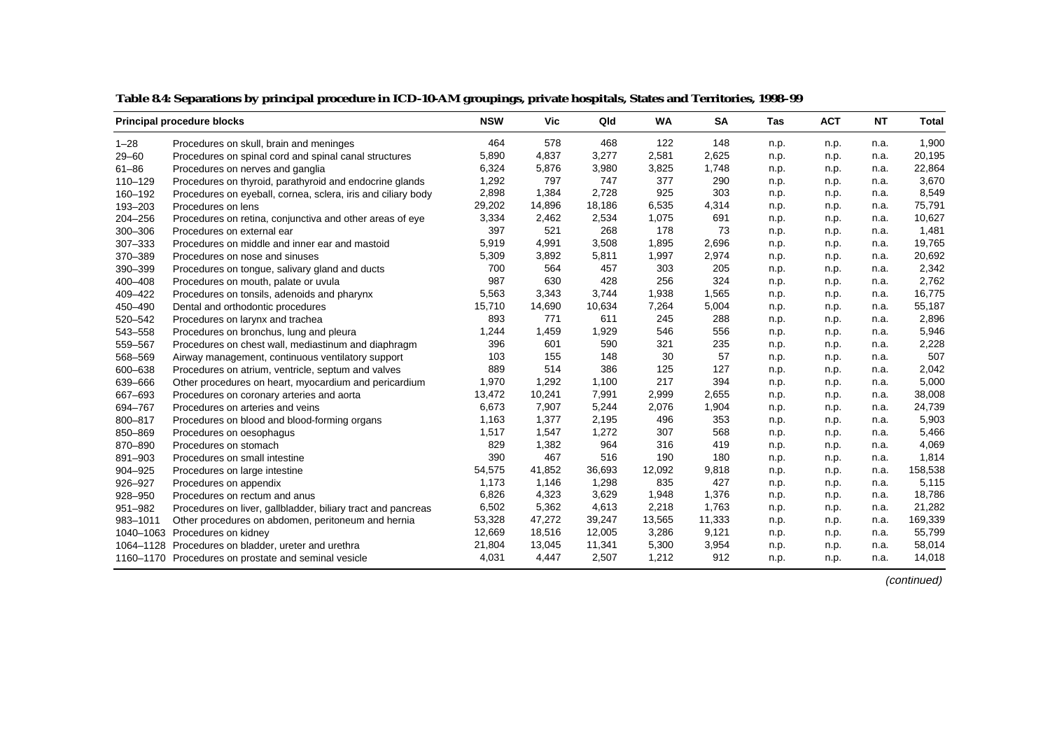**Table 8.4: Separations by principal procedure in ICD-10-AM groupings, private hospitals, States and Territories, 1998–99**

| Principal procedure blocks | | NSW | Vic | Qld | WA | SA | Tas | ACT | NT | Total |
|---|---|---|---|---|---|---|---|---|---|---|
| 1–28 | Procedures on skull, brain and meninges | 464 | 578 | 468 | 122 | 148 | n.p. | n.p. | n.a. | 1,900 |
| 29–60 | Procedures on spinal cord and spinal canal structures | 5,890 | 4,837 | 3,277 | 2,581 | 2,625 | n.p. | n.p. | n.a. | 20,195 |
| 61–86 | Procedures on nerves and ganglia | 6,324 | 5,876 | 3,980 | 3,825 | 1,748 | n.p. | n.p. | n.a. | 22,864 |
| 110–129 | Procedures on thyroid, parathyroid and endocrine glands | 1,292 | 797 | 747 | 377 | 290 | n.p. | n.p. | n.a. | 3,670 |
| 160–192 | Procedures on eyeball, cornea, sclera, iris and ciliary body | 2,898 | 1,384 | 2,728 | 925 | 303 | n.p. | n.p. | n.a. | 8,549 |
| 193–203 | Procedures on lens | 29,202 | 14,896 | 18,186 | 6,535 | 4,314 | n.p. | n.p. | n.a. | 75,791 |
| 204–256 | Procedures on retina, conjunctiva and other areas of eye | 3,334 | 2,462 | 2,534 | 1,075 | 691 | n.p. | n.p. | n.a. | 10,627 |
| 300–306 | Procedures on external ear | 397 | 521 | 268 | 178 | 73 | n.p. | n.p. | n.a. | 1,481 |
| 307–333 | Procedures on middle and inner ear and mastoid | 5,919 | 4,991 | 3,508 | 1,895 | 2,696 | n.p. | n.p. | n.a. | 19,765 |
| 370–389 | Procedures on nose and sinuses | 5,309 | 3,892 | 5,811 | 1,997 | 2,974 | n.p. | n.p. | n.a. | 20,692 |
| 390–399 | Procedures on tongue, salivary gland and ducts | 700 | 564 | 457 | 303 | 205 | n.p. | n.p. | n.a. | 2,342 |
| 400–408 | Procedures on mouth, palate or uvula | 987 | 630 | 428 | 256 | 324 | n.p. | n.p. | n.a. | 2,762 |
| 409–422 | Procedures on tonsils, adenoids and pharynx | 5,563 | 3,343 | 3,744 | 1,938 | 1,565 | n.p. | n.p. | n.a. | 16,775 |
| 450–490 | Dental and orthodontic procedures | 15,710 | 14,690 | 10,634 | 7,264 | 5,004 | n.p. | n.p. | n.a. | 55,187 |
| 520–542 | Procedures on larynx and trachea | 893 | 771 | 611 | 245 | 288 | n.p. | n.p. | n.a. | 2,896 |
| 543–558 | Procedures on bronchus, lung and pleura | 1,244 | 1,459 | 1,929 | 546 | 556 | n.p. | n.p. | n.a. | 5,946 |
| 559–567 | Procedures on chest wall, mediastinum and diaphragm | 396 | 601 | 590 | 321 | 235 | n.p. | n.p. | n.a. | 2,228 |
| 568–569 | Airway management, continuous ventilatory support | 103 | 155 | 148 | 30 | 57 | n.p. | n.p. | n.a. | 507 |
| 600–638 | Procedures on atrium, ventricle, septum and valves | 889 | 514 | 386 | 125 | 127 | n.p. | n.p. | n.a. | 2,042 |
| 639–666 | Other procedures on heart, myocardium and pericardium | 1,970 | 1,292 | 1,100 | 217 | 394 | n.p. | n.p. | n.a. | 5,000 |
| 667–693 | Procedures on coronary arteries and aorta | 13,472 | 10,241 | 7,991 | 2,999 | 2,655 | n.p. | n.p. | n.a. | 38,008 |
| 694–767 | Procedures on arteries and veins | 6,673 | 7,907 | 5,244 | 2,076 | 1,904 | n.p. | n.p. | n.a. | 24,739 |
| 800–817 | Procedures on blood and blood-forming organs | 1,163 | 1,377 | 2,195 | 496 | 353 | n.p. | n.p. | n.a. | 5,903 |
| 850–869 | Procedures on oesophagus | 1,517 | 1,547 | 1,272 | 307 | 568 | n.p. | n.p. | n.a. | 5,466 |
| 870–890 | Procedures on stomach | 829 | 1,382 | 964 | 316 | 419 | n.p. | n.p. | n.a. | 4,069 |
| 891–903 | Procedures on small intestine | 390 | 467 | 516 | 190 | 180 | n.p. | n.p. | n.a. | 1,814 |
| 904–925 | Procedures on large intestine | 54,575 | 41,852 | 36,693 | 12,092 | 9,818 | n.p. | n.p. | n.a. | 158,538 |
| 926–927 | Procedures on appendix | 1,173 | 1,146 | 1,298 | 835 | 427 | n.p. | n.p. | n.a. | 5,115 |
| 928–950 | Procedures on rectum and anus | 6,826 | 4,323 | 3,629 | 1,948 | 1,376 | n.p. | n.p. | n.a. | 18,786 |
| 951–982 | Procedures on liver, gallbladder, biliary tract and pancreas | 6,502 | 5,362 | 4,613 | 2,218 | 1,763 | n.p. | n.p. | n.a. | 21,282 |
| 983–1011 | Other procedures on abdomen, peritoneum and hernia | 53,328 | 47,272 | 39,247 | 13,565 | 11,333 | n.p. | n.p. | n.a. | 169,339 |
| 1040–1063 | Procedures on kidney | 12,669 | 18,516 | 12,005 | 3,286 | 9,121 | n.p. | n.p. | n.a. | 55,799 |
| 1064–1128 | Procedures on bladder, ureter and urethra | 21,804 | 13,045 | 11,341 | 5,300 | 3,954 | n.p. | n.p. | n.a. | 58,014 |
| 1160–1170 | Procedures on prostate and seminal vesicle | 4,031 | 4,447 | 2,507 | 1,212 | 912 | n.p. | n.p. | n.a. | 14,018 |

*(continued)*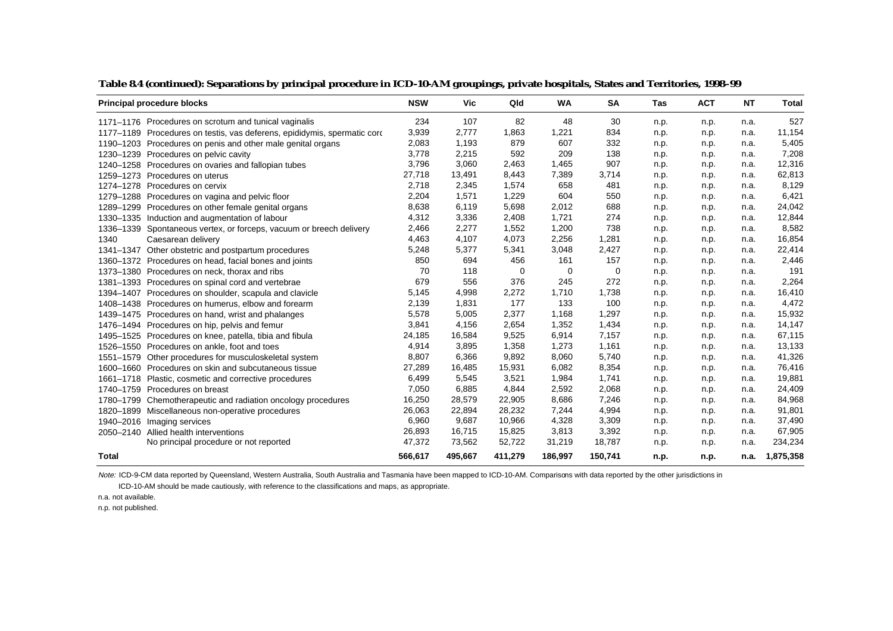**Table 8.4 (continued): Separations by principal procedure in ICD-10-AM groupings, private hospitals, States and Territories, 1998–99**

| Principal procedure blocks | | NSW | Vic | Qld | WA | SA | Tas | ACT | NT | Total |
|---|---|---|---|---|---|---|---|---|---|---|
| 1171–1176 | Procedures on scrotum and tunical vaginalis | 234 | 107 | 82 | 48 | 30 | n.p. | n.p. | n.a. | 527 |
| 1177–1189 | Procedures on testis, vas deferens, epididymis, spermatic cord | 3,939 | 2,777 | 1,863 | 1,221 | 834 | n.p. | n.p. | n.a. | 11,154 |
| 1190–1203 | Procedures on penis and other male genital organs | 2,083 | 1,193 | 879 | 607 | 332 | n.p. | n.p. | n.a. | 5,405 |
| 1230–1239 | Procedures on pelvic cavity | 3,778 | 2,215 | 592 | 209 | 138 | n.p. | n.p. | n.a. | 7,208 |
| 1240–1258 | Procedures on ovaries and fallopian tubes | 3,796 | 3,060 | 2,463 | 1,465 | 907 | n.p. | n.p. | n.a. | 12,316 |
| 1259–1273 | Procedures on uterus | 27,718 | 13,491 | 8,443 | 7,389 | 3,714 | n.p. | n.p. | n.a. | 62,813 |
| 1274–1278 | Procedures on cervix | 2,718 | 2,345 | 1,574 | 658 | 481 | n.p. | n.p. | n.a. | 8,129 |
| 1279–1288 | Procedures on vagina and pelvic floor | 2,204 | 1,571 | 1,229 | 604 | 550 | n.p. | n.p. | n.a. | 6,421 |
| 1289–1299 | Procedures on other female genital organs | 8,638 | 6,119 | 5,698 | 2,012 | 688 | n.p. | n.p. | n.a. | 24,042 |
| 1330–1335 | Induction and augmentation of labour | 4,312 | 3,336 | 2,408 | 1,721 | 274 | n.p. | n.p. | n.a. | 12,844 |
| 1336–1339 | Spontaneous vertex, or forceps, vacuum or breech delivery | 2,466 | 2,277 | 1,552 | 1,200 | 738 | n.p. | n.p. | n.a. | 8,582 |
| 1340 | Caesarean delivery | 4,463 | 4,107 | 4,073 | 2,256 | 1,281 | n.p. | n.p. | n.a. | 16,854 |
| 1341–1347 | Other obstetric and postpartum procedures | 5,248 | 5,377 | 5,341 | 3,048 | 2,427 | n.p. | n.p. | n.a. | 22,414 |
| 1360–1372 | Procedures on head, facial bones and joints | 850 | 694 | 456 | 161 | 157 | n.p. | n.p. | n.a. | 2,446 |
| 1373–1380 | Procedures on neck, thorax and ribs | 70 | 118 | 0 | 0 | 0 | n.p. | n.p. | n.a. | 191 |
| 1381–1393 | Procedures on spinal cord and vertebrae | 679 | 556 | 376 | 245 | 272 | n.p. | n.p. | n.a. | 2,264 |
| 1394–1407 | Procedures on shoulder, scapula and clavicle | 5,145 | 4,998 | 2,272 | 1,710 | 1,738 | n.p. | n.p. | n.a. | 16,410 |
| 1408–1438 | Procedures on humerus, elbow and forearm | 2,139 | 1,831 | 177 | 133 | 100 | n.p. | n.p. | n.a. | 4,472 |
| 1439–1475 | Procedures on hand, wrist and phalanges | 5,578 | 5,005 | 2,377 | 1,168 | 1,297 | n.p. | n.p. | n.a. | 15,932 |
| 1476–1494 | Procedures on hip, pelvis and femur | 3,841 | 4,156 | 2,654 | 1,352 | 1,434 | n.p. | n.p. | n.a. | 14,147 |
| 1495–1525 | Procedures on knee, patella, tibia and fibula | 24,185 | 16,584 | 9,525 | 6,914 | 7,157 | n.p. | n.p. | n.a. | 67,115 |
| 1526–1550 | Procedures on ankle, foot and toes | 4,914 | 3,895 | 1,358 | 1,273 | 1,161 | n.p. | n.p. | n.a. | 13,133 |
| 1551–1579 | Other procedures for musculoskeletal system | 8,807 | 6,366 | 9,892 | 8,060 | 5,740 | n.p. | n.p. | n.a. | 41,326 |
| 1600–1660 | Procedures on skin and subcutaneous tissue | 27,289 | 16,485 | 15,931 | 6,082 | 8,354 | n.p. | n.p. | n.a. | 76,416 |
| 1661–1718 | Plastic, cosmetic and corrective procedures | 6,499 | 5,545 | 3,521 | 1,984 | 1,741 | n.p. | n.p. | n.a. | 19,881 |
| 1740–1759 | Procedures on breast | 7,050 | 6,885 | 4,844 | 2,592 | 2,068 | n.p. | n.p. | n.a. | 24,409 |
| 1780–1799 | Chemotherapeutic and radiation oncology procedures | 16,250 | 28,579 | 22,905 | 8,686 | 7,246 | n.p. | n.p. | n.a. | 84,968 |
| 1820–1899 | Miscellaneous non-operative procedures | 26,063 | 22,894 | 28,232 | 7,244 | 4,994 | n.p. | n.p. | n.a. | 91,801 |
| 1940–2016 | Imaging services | 6,960 | 9,687 | 10,966 | 4,328 | 3,309 | n.p. | n.p. | n.a. | 37,490 |
| 2050–2140 | Allied health interventions | 26,893 | 16,715 | 15,825 | 3,813 | 3,392 | n.p. | n.p. | n.a. | 67,905 |
| | No principal procedure or not reported | 47,372 | 73,562 | 52,722 | 31,219 | 18,787 | n.p. | n.p. | n.a. | 234,234 |
| **Total** | | **566,617** | **495,667** | **411,279** | **186,997** | **150,741** | **n.p.** | **n.p.** | **n.a.** | **1,875,358** |

*Note:* ICD-9-CM data reported by Queensland, Western Australia, South Australia and Tasmania have been mapped to ICD-10-AM. Comparisons with data reported by the other jurisdictions in ICD-10-AM should be made cautiously, with reference to the classifications and maps, as appropriate.

n.a. not available.

n.p. not published.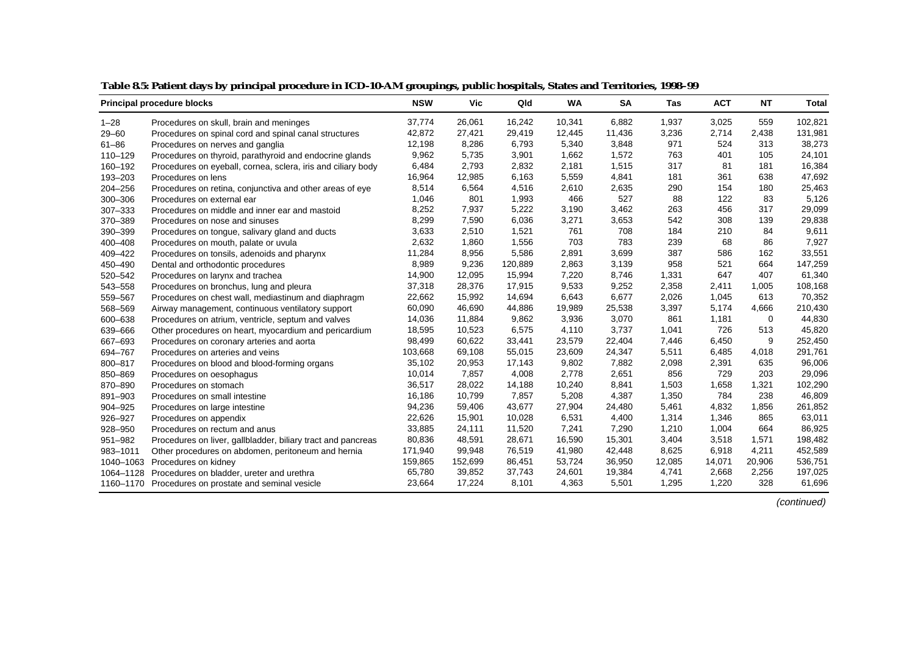**Table 8.5: Patient days by principal procedure in ICD-10-AM groupings, public hospitals, States and Territories, 1998–99**

| Principal procedure blocks | | NSW | Vic | Qld | WA | SA | Tas | ACT | NT | Total |
|---|---|---|---|---|---|---|---|---|---|---|
| 1–28 | Procedures on skull, brain and meninges | 37,774 | 26,061 | 16,242 | 10,341 | 6,882 | 1,937 | 3,025 | 559 | 102,821 |
| 29–60 | Procedures on spinal cord and spinal canal structures | 42,872 | 27,421 | 29,419 | 12,445 | 11,436 | 3,236 | 2,714 | 2,438 | 131,981 |
| 61–86 | Procedures on nerves and ganglia | 12,198 | 8,286 | 6,793 | 5,340 | 3,848 | 971 | 524 | 313 | 38,273 |
| 110–129 | Procedures on thyroid, parathyroid and endocrine glands | 9,962 | 5,735 | 3,901 | 1,662 | 1,572 | 763 | 401 | 105 | 24,101 |
| 160–192 | Procedures on eyeball, cornea, sclera, iris and ciliary body | 6,484 | 2,793 | 2,832 | 2,181 | 1,515 | 317 | 81 | 181 | 16,384 |
| 193–203 | Procedures on lens | 16,964 | 12,985 | 6,163 | 5,559 | 4,841 | 181 | 361 | 638 | 47,692 |
| 204–256 | Procedures on retina, conjunctiva and other areas of eye | 8,514 | 6,564 | 4,516 | 2,610 | 2,635 | 290 | 154 | 180 | 25,463 |
| 300–306 | Procedures on external ear | 1,046 | 801 | 1,993 | 466 | 527 | 88 | 122 | 83 | 5,126 |
| 307–333 | Procedures on middle and inner ear and mastoid | 8,252 | 7,937 | 5,222 | 3,190 | 3,462 | 263 | 456 | 317 | 29,099 |
| 370–389 | Procedures on nose and sinuses | 8,299 | 7,590 | 6,036 | 3,271 | 3,653 | 542 | 308 | 139 | 29,838 |
| 390–399 | Procedures on tongue, salivary gland and ducts | 3,633 | 2,510 | 1,521 | 761 | 708 | 184 | 210 | 84 | 9,611 |
| 400–408 | Procedures on mouth, palate or uvula | 2,632 | 1,860 | 1,556 | 703 | 783 | 239 | 68 | 86 | 7,927 |
| 409–422 | Procedures on tonsils, adenoids and pharynx | 11,284 | 8,956 | 5,586 | 2,891 | 3,699 | 387 | 586 | 162 | 33,551 |
| 450–490 | Dental and orthodontic procedures | 8,989 | 9,236 | 120,889 | 2,863 | 3,139 | 958 | 521 | 664 | 147,259 |
| 520–542 | Procedures on larynx and trachea | 14,900 | 12,095 | 15,994 | 7,220 | 8,746 | 1,331 | 647 | 407 | 61,340 |
| 543–558 | Procedures on bronchus, lung and pleura | 37,318 | 28,376 | 17,915 | 9,533 | 9,252 | 2,358 | 2,411 | 1,005 | 108,168 |
| 559–567 | Procedures on chest wall, mediastinum and diaphragm | 22,662 | 15,992 | 14,694 | 6,643 | 6,677 | 2,026 | 1,045 | 613 | 70,352 |
| 568–569 | Airway management, continuous ventilatory support | 60,090 | 46,690 | 44,886 | 19,989 | 25,538 | 3,397 | 5,174 | 4,666 | 210,430 |
| 600–638 | Procedures on atrium, ventricle, septum and valves | 14,036 | 11,884 | 9,862 | 3,936 | 3,070 | 861 | 1,181 | 0 | 44,830 |
| 639–666 | Other procedures on heart, myocardium and pericardium | 18,595 | 10,523 | 6,575 | 4,110 | 3,737 | 1,041 | 726 | 513 | 45,820 |
| 667–693 | Procedures on coronary arteries and aorta | 98,499 | 60,622 | 33,441 | 23,579 | 22,404 | 7,446 | 6,450 | 9 | 252,450 |
| 694–767 | Procedures on arteries and veins | 103,668 | 69,108 | 55,015 | 23,609 | 24,347 | 5,511 | 6,485 | 4,018 | 291,761 |
| 800–817 | Procedures on blood and blood-forming organs | 35,102 | 20,953 | 17,143 | 9,802 | 7,882 | 2,098 | 2,391 | 635 | 96,006 |
| 850–869 | Procedures on oesophagus | 10,014 | 7,857 | 4,008 | 2,778 | 2,651 | 856 | 729 | 203 | 29,096 |
| 870–890 | Procedures on stomach | 36,517 | 28,022 | 14,188 | 10,240 | 8,841 | 1,503 | 1,658 | 1,321 | 102,290 |
| 891–903 | Procedures on small intestine | 16,186 | 10,799 | 7,857 | 5,208 | 4,387 | 1,350 | 784 | 238 | 46,809 |
| 904–925 | Procedures on large intestine | 94,236 | 59,406 | 43,677 | 27,904 | 24,480 | 5,461 | 4,832 | 1,856 | 261,852 |
| 926–927 | Procedures on appendix | 22,626 | 15,901 | 10,028 | 6,531 | 4,400 | 1,314 | 1,346 | 865 | 63,011 |
| 928–950 | Procedures on rectum and anus | 33,885 | 24,111 | 11,520 | 7,241 | 7,290 | 1,210 | 1,004 | 664 | 86,925 |
| 951–982 | Procedures on liver, gallbladder, biliary tract and pancreas | 80,836 | 48,591 | 28,671 | 16,590 | 15,301 | 3,404 | 3,518 | 1,571 | 198,482 |
| 983–1011 | Other procedures on abdomen, peritoneum and hernia | 171,940 | 99,948 | 76,519 | 41,980 | 42,448 | 8,625 | 6,918 | 4,211 | 452,589 |
| 1040–1063 | Procedures on kidney | 159,865 | 152,699 | 86,451 | 53,724 | 36,950 | 12,085 | 14,071 | 20,906 | 536,751 |
| 1064–1128 | Procedures on bladder, ureter and urethra | 65,780 | 39,852 | 37,743 | 24,601 | 19,384 | 4,741 | 2,668 | 2,256 | 197,025 |
| 1160–1170 | Procedures on prostate and seminal vesicle | 23,664 | 17,224 | 8,101 | 4,363 | 5,501 | 1,295 | 1,220 | 328 | 61,696 |

*(continued)*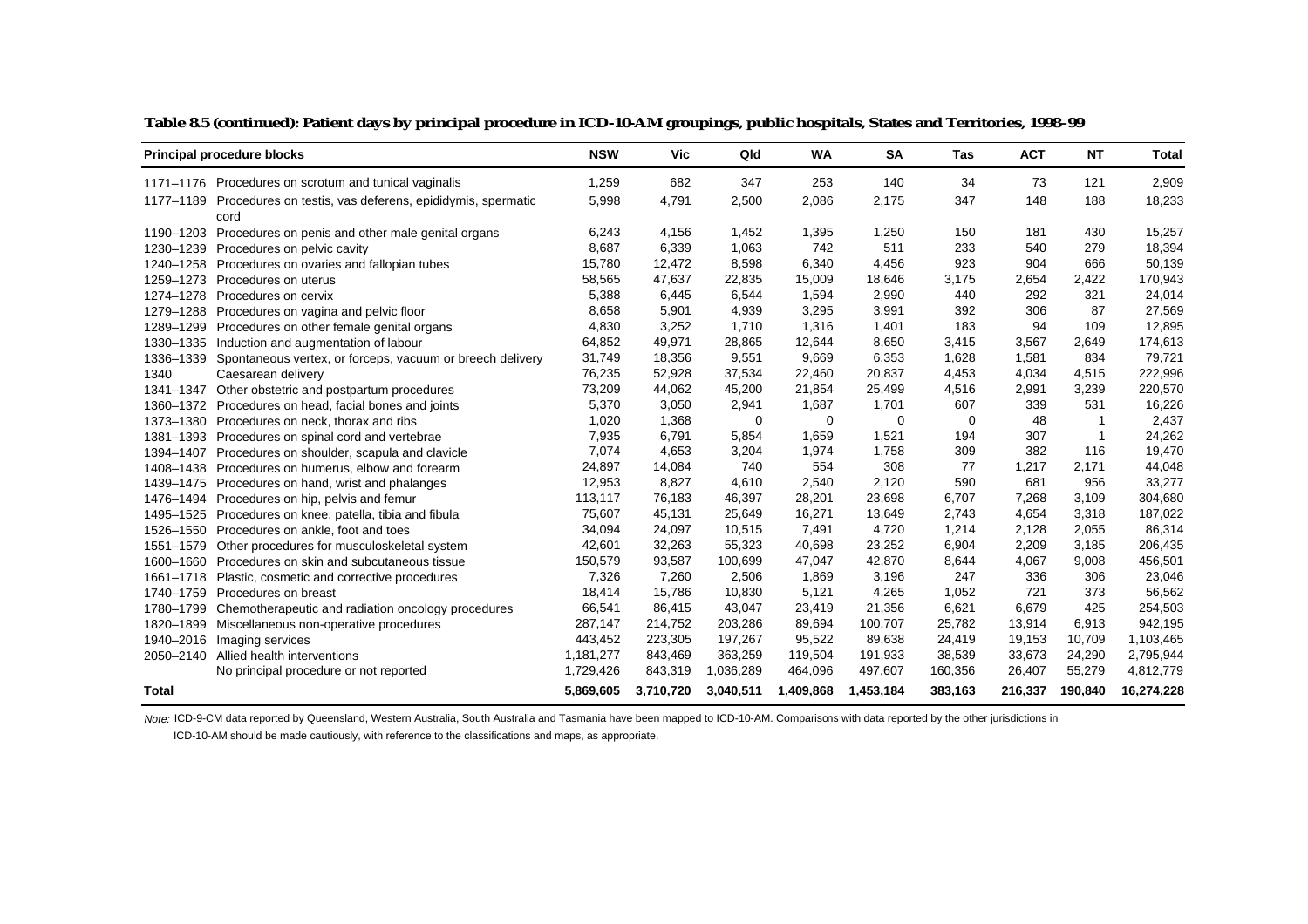**Table 8.5 (continued): Patient days by principal procedure in ICD-10-AM groupings, public hospitals, States and Territories, 1998–99**

| Principal procedure blocks | | NSW | Vic | Qld | WA | SA | Tas | ACT | NT | Total |
|---|---|---|---|---|---|---|---|---|---|---|
| 1171–1176 | Procedures on scrotum and tunical vaginalis | 1,259 | 682 | 347 | 253 | 140 | 34 | 73 | 121 | 2,909 |
| 1177–1189 | Procedures on testis, vas deferens, epididymis, spermatic cord | 5,998 | 4,791 | 2,500 | 2,086 | 2,175 | 347 | 148 | 188 | 18,233 |
| 1190–1203 | Procedures on penis and other male genital organs | 6,243 | 4,156 | 1,452 | 1,395 | 1,250 | 150 | 181 | 430 | 15,257 |
| 1230–1239 | Procedures on pelvic cavity | 8,687 | 6,339 | 1,063 | 742 | 511 | 233 | 540 | 279 | 18,394 |
| 1240–1258 | Procedures on ovaries and fallopian tubes | 15,780 | 12,472 | 8,598 | 6,340 | 4,456 | 923 | 904 | 666 | 50,139 |
| 1259–1273 | Procedures on uterus | 58,565 | 47,637 | 22,835 | 15,009 | 18,646 | 3,175 | 2,654 | 2,422 | 170,943 |
| 1274–1278 | Procedures on cervix | 5,388 | 6,445 | 6,544 | 1,594 | 2,990 | 440 | 292 | 321 | 24,014 |
| 1279–1288 | Procedures on vagina and pelvic floor | 8,658 | 5,901 | 4,939 | 3,295 | 3,991 | 392 | 306 | 87 | 27,569 |
| 1289–1299 | Procedures on other female genital organs | 4,830 | 3,252 | 1,710 | 1,316 | 1,401 | 183 | 94 | 109 | 12,895 |
| 1330–1335 | Induction and augmentation of labour | 64,852 | 49,971 | 28,865 | 12,644 | 8,650 | 3,415 | 3,567 | 2,649 | 174,613 |
| 1336–1339 | Spontaneous vertex, or forceps, vacuum or breech delivery | 31,749 | 18,356 | 9,551 | 9,669 | 6,353 | 1,628 | 1,581 | 834 | 79,721 |
| 1340 | Caesarean delivery | 76,235 | 52,928 | 37,534 | 22,460 | 20,837 | 4,453 | 4,034 | 4,515 | 222,996 |
| 1341–1347 | Other obstetric and postpartum procedures | 73,209 | 44,062 | 45,200 | 21,854 | 25,499 | 4,516 | 2,991 | 3,239 | 220,570 |
| 1360–1372 | Procedures on head, facial bones and joints | 5,370 | 3,050 | 2,941 | 1,687 | 1,701 | 607 | 339 | 531 | 16,226 |
| 1373–1380 | Procedures on neck, thorax and ribs | 1,020 | 1,368 | 0 | 0 | 0 | 0 | 48 | 1 | 2,437 |
| 1381–1393 | Procedures on spinal cord and vertebrae | 7,935 | 6,791 | 5,854 | 1,659 | 1,521 | 194 | 307 | 1 | 24,262 |
| 1394–1407 | Procedures on shoulder, scapula and clavicle | 7,074 | 4,653 | 3,204 | 1,974 | 1,758 | 309 | 382 | 116 | 19,470 |
| 1408–1438 | Procedures on humerus, elbow and forearm | 24,897 | 14,084 | 740 | 554 | 308 | 77 | 1,217 | 2,171 | 44,048 |
| 1439–1475 | Procedures on hand, wrist and phalanges | 12,953 | 8,827 | 4,610 | 2,540 | 2,120 | 590 | 681 | 956 | 33,277 |
| 1476–1494 | Procedures on hip, pelvis and femur | 113,117 | 76,183 | 46,397 | 28,201 | 23,698 | 6,707 | 7,268 | 3,109 | 304,680 |
| 1495–1525 | Procedures on knee, patella, tibia and fibula | 75,607 | 45,131 | 25,649 | 16,271 | 13,649 | 2,743 | 4,654 | 3,318 | 187,022 |
| 1526–1550 | Procedures on ankle, foot and toes | 34,094 | 24,097 | 10,515 | 7,491 | 4,720 | 1,214 | 2,128 | 2,055 | 86,314 |
| 1551–1579 | Other procedures for musculoskeletal system | 42,601 | 32,263 | 55,323 | 40,698 | 23,252 | 6,904 | 2,209 | 3,185 | 206,435 |
| 1600–1660 | Procedures on skin and subcutaneous tissue | 150,579 | 93,587 | 100,699 | 47,047 | 42,870 | 8,644 | 4,067 | 9,008 | 456,501 |
| 1661–1718 | Plastic, cosmetic and corrective procedures | 7,326 | 7,260 | 2,506 | 1,869 | 3,196 | 247 | 336 | 306 | 23,046 |
| 1740–1759 | Procedures on breast | 18,414 | 15,786 | 10,830 | 5,121 | 4,265 | 1,052 | 721 | 373 | 56,562 |
| 1780–1799 | Chemotherapeutic and radiation oncology procedures | 66,541 | 86,415 | 43,047 | 23,419 | 21,356 | 6,621 | 6,679 | 425 | 254,503 |
| 1820–1899 | Miscellaneous non-operative procedures | 287,147 | 214,752 | 203,286 | 89,694 | 100,707 | 25,782 | 13,914 | 6,913 | 942,195 |
| 1940–2016 | Imaging services | 443,452 | 223,305 | 197,267 | 95,522 | 89,638 | 24,419 | 19,153 | 10,709 | 1,103,465 |
| 2050–2140 | Allied health interventions | 1,181,277 | 843,469 | 363,259 | 119,504 | 191,933 | 38,539 | 33,673 | 24,290 | 2,795,944 |
| | No principal procedure or not reported | 1,729,426 | 843,319 | 1,036,289 | 464,096 | 497,607 | 160,356 | 26,407 | 55,279 | 4,812,779 |
| **Total** | | **5,869,605** | **3,710,720** | **3,040,511** | **1,409,868** | **1,453,184** | **383,163** | **216,337** | **190,840** | **16,274,228** |

*Note:* ICD-9-CM data reported by Queensland, Western Australia, South Australia and Tasmania have been mapped to ICD-10-AM. Comparisons with data reported by the other jurisdictions in ICD-10-AM should be made cautiously, with reference to the classifications and maps, as appropriate.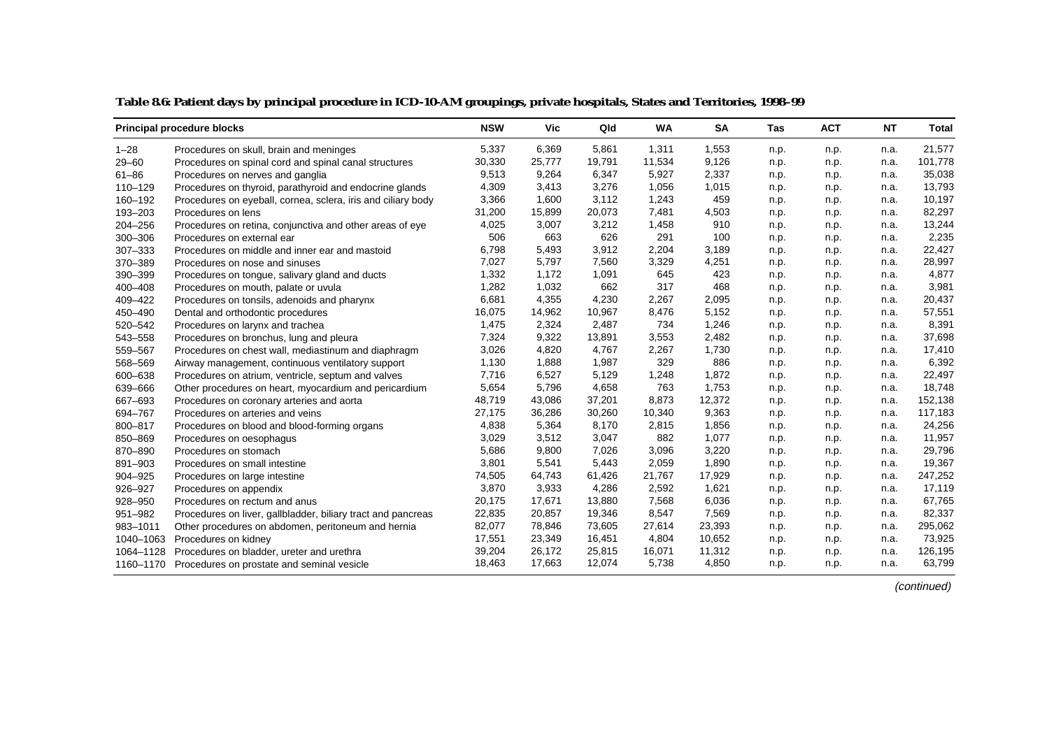**Table 8.6: Patient days by principal procedure in ICD-10-AM groupings, private hospitals, States and Territories, 1998–99**

| Principal procedure blocks | | NSW | Vic | Qld | WA | SA | Tas | ACT | NT | Total |
|---|---|---|---|---|---|---|---|---|---|---|
| 1–28 | Procedures on skull, brain and meninges | 5,337 | 6,369 | 5,861 | 1,311 | 1,553 | n.p. | n.p. | n.a. | 21,577 |
| 29–60 | Procedures on spinal cord and spinal canal structures | 30,330 | 25,777 | 19,791 | 11,534 | 9,126 | n.p. | n.p. | n.a. | 101,778 |
| 61–86 | Procedures on nerves and ganglia | 9,513 | 9,264 | 6,347 | 5,927 | 2,337 | n.p. | n.p. | n.a. | 35,038 |
| 110–129 | Procedures on thyroid, parathyroid and endocrine glands | 4,309 | 3,413 | 3,276 | 1,056 | 1,015 | n.p. | n.p. | n.a. | 13,793 |
| 160–192 | Procedures on eyeball, cornea, sclera, iris and ciliary body | 3,366 | 1,600 | 3,112 | 1,243 | 459 | n.p. | n.p. | n.a. | 10,197 |
| 193–203 | Procedures on lens | 31,200 | 15,899 | 20,073 | 7,481 | 4,503 | n.p. | n.p. | n.a. | 82,297 |
| 204–256 | Procedures on retina, conjunctiva and other areas of eye | 4,025 | 3,007 | 3,212 | 1,458 | 910 | n.p. | n.p. | n.a. | 13,244 |
| 300–306 | Procedures on external ear | 506 | 663 | 626 | 291 | 100 | n.p. | n.p. | n.a. | 2,235 |
| 307–333 | Procedures on middle and inner ear and mastoid | 6,798 | 5,493 | 3,912 | 2,204 | 3,189 | n.p. | n.p. | n.a. | 22,427 |
| 370–389 | Procedures on nose and sinuses | 7,027 | 5,797 | 7,560 | 3,329 | 4,251 | n.p. | n.p. | n.a. | 28,997 |
| 390–399 | Procedures on tongue, salivary gland and ducts | 1,332 | 1,172 | 1,091 | 645 | 423 | n.p. | n.p. | n.a. | 4,877 |
| 400–408 | Procedures on mouth, palate or uvula | 1,282 | 1,032 | 662 | 317 | 468 | n.p. | n.p. | n.a. | 3,981 |
| 409–422 | Procedures on tonsils, adenoids and pharynx | 6,681 | 4,355 | 4,230 | 2,267 | 2,095 | n.p. | n.p. | n.a. | 20,437 |
| 450–490 | Dental and orthodontic procedures | 16,075 | 14,962 | 10,967 | 8,476 | 5,152 | n.p. | n.p. | n.a. | 57,551 |
| 520–542 | Procedures on larynx and trachea | 1,475 | 2,324 | 2,487 | 734 | 1,246 | n.p. | n.p. | n.a. | 8,391 |
| 543–558 | Procedures on bronchus, lung and pleura | 7,324 | 9,322 | 13,891 | 3,553 | 2,482 | n.p. | n.p. | n.a. | 37,698 |
| 559–567 | Procedures on chest wall, mediastinum and diaphragm | 3,026 | 4,820 | 4,767 | 2,267 | 1,730 | n.p. | n.p. | n.a. | 17,410 |
| 568–569 | Airway management, continuous ventilatory support | 1,130 | 1,888 | 1,987 | 329 | 886 | n.p. | n.p. | n.a. | 6,392 |
| 600–638 | Procedures on atrium, ventricle, septum and valves | 7,716 | 6,527 | 5,129 | 1,248 | 1,872 | n.p. | n.p. | n.a. | 22,497 |
| 639–666 | Other procedures on heart, myocardium and pericardium | 5,654 | 5,796 | 4,658 | 763 | 1,753 | n.p. | n.p. | n.a. | 18,748 |
| 667–693 | Procedures on coronary arteries and aorta | 48,719 | 43,086 | 37,201 | 8,873 | 12,372 | n.p. | n.p. | n.a. | 152,138 |
| 694–767 | Procedures on arteries and veins | 27,175 | 36,286 | 30,260 | 10,340 | 9,363 | n.p. | n.p. | n.a. | 117,183 |
| 800–817 | Procedures on blood and blood-forming organs | 4,838 | 5,364 | 8,170 | 2,815 | 1,856 | n.p. | n.p. | n.a. | 24,256 |
| 850–869 | Procedures on oesophagus | 3,029 | 3,512 | 3,047 | 882 | 1,077 | n.p. | n.p. | n.a. | 11,957 |
| 870–890 | Procedures on stomach | 5,686 | 9,800 | 7,026 | 3,096 | 3,220 | n.p. | n.p. | n.a. | 29,796 |
| 891–903 | Procedures on small intestine | 3,801 | 5,541 | 5,443 | 2,059 | 1,890 | n.p. | n.p. | n.a. | 19,367 |
| 904–925 | Procedures on large intestine | 74,505 | 64,743 | 61,426 | 21,767 | 17,929 | n.p. | n.p. | n.a. | 247,252 |
| 926–927 | Procedures on appendix | 3,870 | 3,933 | 4,286 | 2,592 | 1,621 | n.p. | n.p. | n.a. | 17,119 |
| 928–950 | Procedures on rectum and anus | 20,175 | 17,671 | 13,880 | 7,568 | 6,036 | n.p. | n.p. | n.a. | 67,765 |
| 951–982 | Procedures on liver, gallbladder, biliary tract and pancreas | 22,835 | 20,857 | 19,346 | 8,547 | 7,569 | n.p. | n.p. | n.a. | 82,337 |
| 983–1011 | Other procedures on abdomen, peritoneum and hernia | 82,077 | 78,846 | 73,605 | 27,614 | 23,393 | n.p. | n.p. | n.a. | 295,062 |
| 1040–1063 | Procedures on kidney | 17,551 | 23,349 | 16,451 | 4,804 | 10,652 | n.p. | n.p. | n.a. | 73,925 |
| 1064–1128 | Procedures on bladder, ureter and urethra | 39,204 | 26,172 | 25,815 | 16,071 | 11,312 | n.p. | n.p. | n.a. | 126,195 |
| 1160–1170 | Procedures on prostate and seminal vesicle | 18,463 | 17,663 | 12,074 | 5,738 | 4,850 | n.p. | n.p. | n.a. | 63,799 |

*(continued)*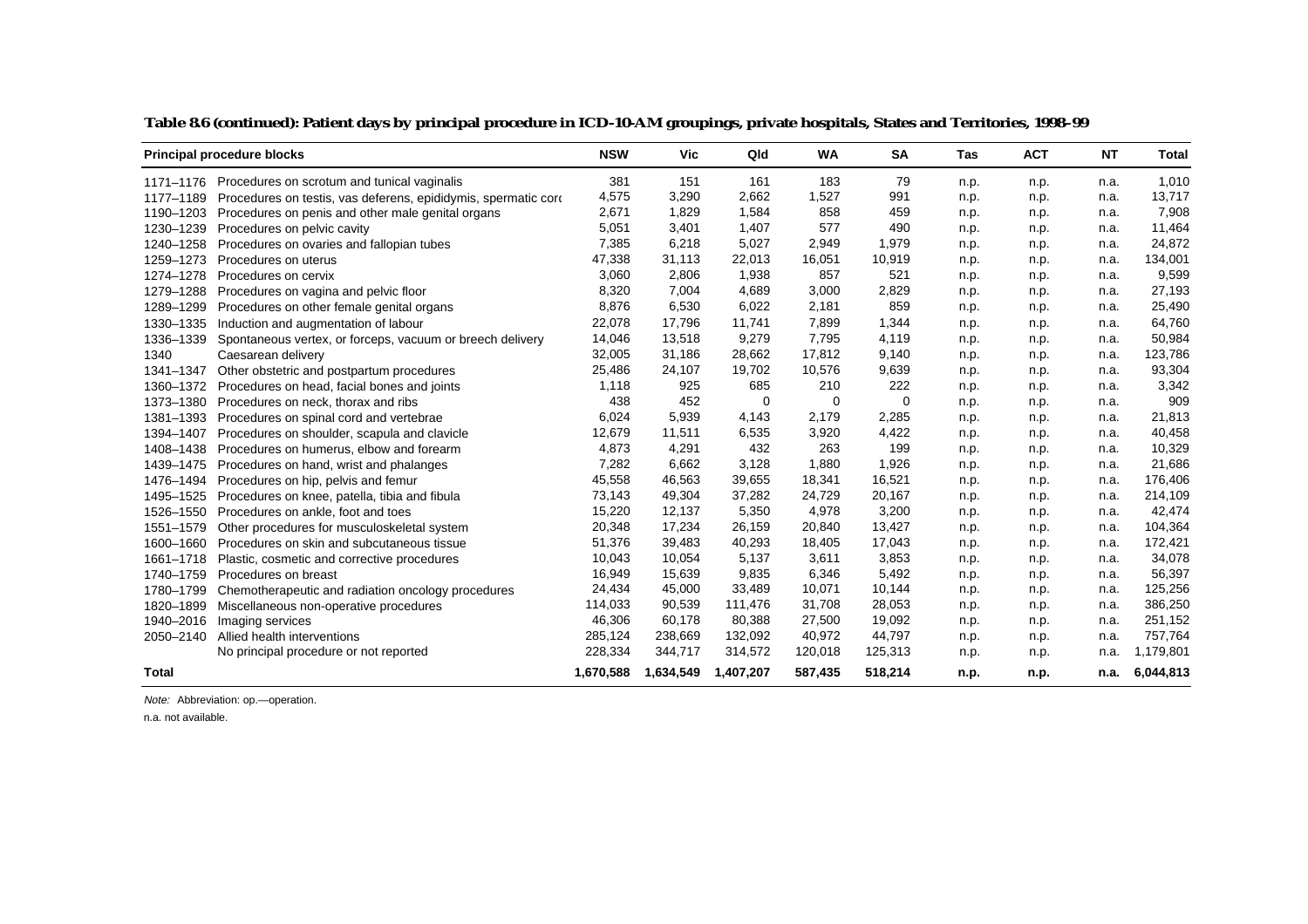**Table 8.6 (continued): Patient days by principal procedure in ICD-10-AM groupings, private hospitals, States and Territories, 1998–99**

| Principal procedure blocks | | NSW | Vic | Qld | WA | SA | Tas | ACT | NT | Total |
|---|---|---|---|---|---|---|---|---|---|---|
| 1171–1176 | Procedures on scrotum and tunical vaginalis | 381 | 151 | 161 | 183 | 79 | n.p. | n.p. | n.a. | 1,010 |
| 1177–1189 | Procedures on testis, vas deferens, epididymis, spermatic cord | 4,575 | 3,290 | 2,662 | 1,527 | 991 | n.p. | n.p. | n.a. | 13,717 |
| 1190–1203 | Procedures on penis and other male genital organs | 2,671 | 1,829 | 1,584 | 858 | 459 | n.p. | n.p. | n.a. | 7,908 |
| 1230–1239 | Procedures on pelvic cavity | 5,051 | 3,401 | 1,407 | 577 | 490 | n.p. | n.p. | n.a. | 11,464 |
| 1240–1258 | Procedures on ovaries and fallopian tubes | 7,385 | 6,218 | 5,027 | 2,949 | 1,979 | n.p. | n.p. | n.a. | 24,872 |
| 1259–1273 | Procedures on uterus | 47,338 | 31,113 | 22,013 | 16,051 | 10,919 | n.p. | n.p. | n.a. | 134,001 |
| 1274–1278 | Procedures on cervix | 3,060 | 2,806 | 1,938 | 857 | 521 | n.p. | n.p. | n.a. | 9,599 |
| 1279–1288 | Procedures on vagina and pelvic floor | 8,320 | 7,004 | 4,689 | 3,000 | 2,829 | n.p. | n.p. | n.a. | 27,193 |
| 1289–1299 | Procedures on other female genital organs | 8,876 | 6,530 | 6,022 | 2,181 | 859 | n.p. | n.p. | n.a. | 25,490 |
| 1330–1335 | Induction and augmentation of labour | 22,078 | 17,796 | 11,741 | 7,899 | 1,344 | n.p. | n.p. | n.a. | 64,760 |
| 1336–1339 | Spontaneous vertex, or forceps, vacuum or breech delivery | 14,046 | 13,518 | 9,279 | 7,795 | 4,119 | n.p. | n.p. | n.a. | 50,984 |
| 1340 | Caesarean delivery | 32,005 | 31,186 | 28,662 | 17,812 | 9,140 | n.p. | n.p. | n.a. | 123,786 |
| 1341–1347 | Other obstetric and postpartum procedures | 25,486 | 24,107 | 19,702 | 10,576 | 9,639 | n.p. | n.p. | n.a. | 93,304 |
| 1360–1372 | Procedures on head, facial bones and joints | 1,118 | 925 | 685 | 210 | 222 | n.p. | n.p. | n.a. | 3,342 |
| 1373–1380 | Procedures on neck, thorax and ribs | 438 | 452 | 0 | 0 | 0 | n.p. | n.p. | n.a. | 909 |
| 1381–1393 | Procedures on spinal cord and vertebrae | 6,024 | 5,939 | 4,143 | 2,179 | 2,285 | n.p. | n.p. | n.a. | 21,813 |
| 1394–1407 | Procedures on shoulder, scapula and clavicle | 12,679 | 11,511 | 6,535 | 3,920 | 4,422 | n.p. | n.p. | n.a. | 40,458 |
| 1408–1438 | Procedures on humerus, elbow and forearm | 4,873 | 4,291 | 432 | 263 | 199 | n.p. | n.p. | n.a. | 10,329 |
| 1439–1475 | Procedures on hand, wrist and phalanges | 7,282 | 6,662 | 3,128 | 1,880 | 1,926 | n.p. | n.p. | n.a. | 21,686 |
| 1476–1494 | Procedures on hip, pelvis and femur | 45,558 | 46,563 | 39,655 | 18,341 | 16,521 | n.p. | n.p. | n.a. | 176,406 |
| 1495–1525 | Procedures on knee, patella, tibia and fibula | 73,143 | 49,304 | 37,282 | 24,729 | 20,167 | n.p. | n.p. | n.a. | 214,109 |
| 1526–1550 | Procedures on ankle, foot and toes | 15,220 | 12,137 | 5,350 | 4,978 | 3,200 | n.p. | n.p. | n.a. | 42,474 |
| 1551–1579 | Other procedures for musculoskeletal system | 20,348 | 17,234 | 26,159 | 20,840 | 13,427 | n.p. | n.p. | n.a. | 104,364 |
| 1600–1660 | Procedures on skin and subcutaneous tissue | 51,376 | 39,483 | 40,293 | 18,405 | 17,043 | n.p. | n.p. | n.a. | 172,421 |
| 1661–1718 | Plastic, cosmetic and corrective procedures | 10,043 | 10,054 | 5,137 | 3,611 | 3,853 | n.p. | n.p. | n.a. | 34,078 |
| 1740–1759 | Procedures on breast | 16,949 | 15,639 | 9,835 | 6,346 | 5,492 | n.p. | n.p. | n.a. | 56,397 |
| 1780–1799 | Chemotherapeutic and radiation oncology procedures | 24,434 | 45,000 | 33,489 | 10,071 | 10,144 | n.p. | n.p. | n.a. | 125,256 |
| 1820–1899 | Miscellaneous non-operative procedures | 114,033 | 90,539 | 111,476 | 31,708 | 28,053 | n.p. | n.p. | n.a. | 386,250 |
| 1940–2016 | Imaging services | 46,306 | 60,178 | 80,388 | 27,500 | 19,092 | n.p. | n.p. | n.a. | 251,152 |
| 2050–2140 | Allied health interventions | 285,124 | 238,669 | 132,092 | 40,972 | 44,797 | n.p. | n.p. | n.a. | 757,764 |
| | No principal procedure or not reported | 228,334 | 344,717 | 314,572 | 120,018 | 125,313 | n.p. | n.p. | n.a. | 1,179,801 |
| **Total** | | **1,670,588** | **1,634,549** | **1,407,207** | **587,435** | **518,214** | **n.p.** | **n.p.** | **n.a.** | **6,044,813** |

*Note:* Abbreviation: op.—operation.

n.a. not available.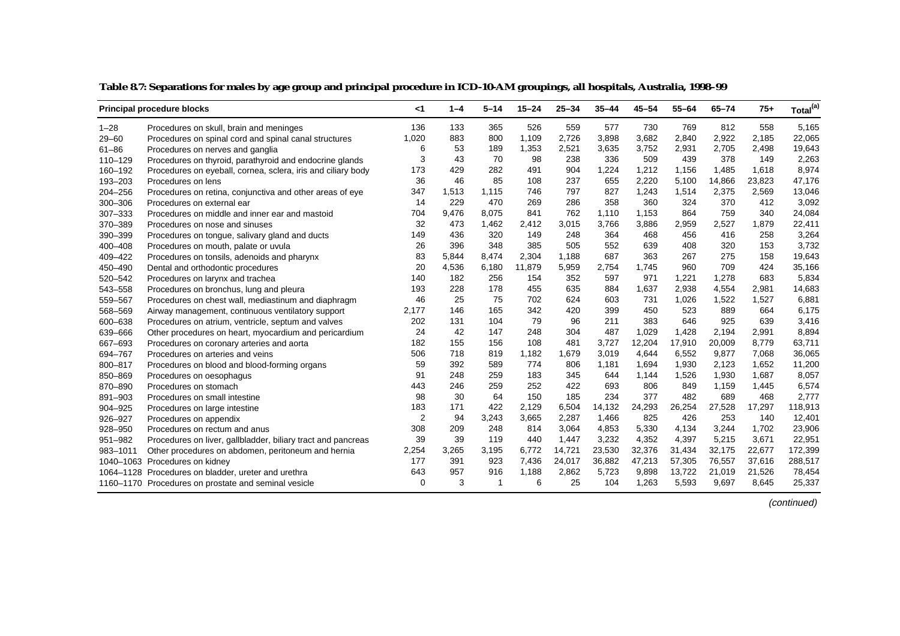**Table 8.7: Separations for males by age group and principal procedure in ICD-10-AM groupings, all hospitals, Australia, 1998–99**

| Principal procedure blocks | | <1 | 1–4 | 5–14 | 15–24 | 25–34 | 35–44 | 45–54 | 55–64 | 65–74 | 75+ | Total[(a)] |
|---|---|---|---|---|---|---|---|---|---|---|---|---|
| 1–28 | Procedures on skull, brain and meninges | 136 | 133 | 365 | 526 | 559 | 577 | 730 | 769 | 812 | 558 | 5,165 |
| 29–60 | Procedures on spinal cord and spinal canal structures | 1,020 | 883 | 800 | 1,109 | 2,726 | 3,898 | 3,682 | 2,840 | 2,922 | 2,185 | 22,065 |
| 61–86 | Procedures on nerves and ganglia | 6 | 53 | 189 | 1,353 | 2,521 | 3,635 | 3,752 | 2,931 | 2,705 | 2,498 | 19,643 |
| 110–129 | Procedures on thyroid, parathyroid and endocrine glands | 3 | 43 | 70 | 98 | 238 | 336 | 509 | 439 | 378 | 149 | 2,263 |
| 160–192 | Procedures on eyeball, cornea, sclera, iris and ciliary body | 173 | 429 | 282 | 491 | 904 | 1,224 | 1,212 | 1,156 | 1,485 | 1,618 | 8,974 |
| 193–203 | Procedures on lens | 36 | 46 | 85 | 108 | 237 | 655 | 2,220 | 5,100 | 14,866 | 23,823 | 47,176 |
| 204–256 | Procedures on retina, conjunctiva and other areas of eye | 347 | 1,513 | 1,115 | 746 | 797 | 827 | 1,243 | 1,514 | 2,375 | 2,569 | 13,046 |
| 300–306 | Procedures on external ear | 14 | 229 | 470 | 269 | 286 | 358 | 360 | 324 | 370 | 412 | 3,092 |
| 307–333 | Procedures on middle and inner ear and mastoid | 704 | 9,476 | 8,075 | 841 | 762 | 1,110 | 1,153 | 864 | 759 | 340 | 24,084 |
| 370–389 | Procedures on nose and sinuses | 32 | 473 | 1,462 | 2,412 | 3,015 | 3,766 | 3,886 | 2,959 | 2,527 | 1,879 | 22,411 |
| 390–399 | Procedures on tongue, salivary gland and ducts | 149 | 436 | 320 | 149 | 248 | 364 | 468 | 456 | 416 | 258 | 3,264 |
| 400–408 | Procedures on mouth, palate or uvula | 26 | 396 | 348 | 385 | 505 | 552 | 639 | 408 | 320 | 153 | 3,732 |
| 409–422 | Procedures on tonsils, adenoids and pharynx | 83 | 5,844 | 8,474 | 2,304 | 1,188 | 687 | 363 | 267 | 275 | 158 | 19,643 |
| 450–490 | Dental and orthodontic procedures | 20 | 4,536 | 6,180 | 11,879 | 5,959 | 2,754 | 1,745 | 960 | 709 | 424 | 35,166 |
| 520–542 | Procedures on larynx and trachea | 140 | 182 | 256 | 154 | 352 | 597 | 971 | 1,221 | 1,278 | 683 | 5,834 |
| 543–558 | Procedures on bronchus, lung and pleura | 193 | 228 | 178 | 455 | 635 | 884 | 1,637 | 2,938 | 4,554 | 2,981 | 14,683 |
| 559–567 | Procedures on chest wall, mediastinum and diaphragm | 46 | 25 | 75 | 702 | 624 | 603 | 731 | 1,026 | 1,522 | 1,527 | 6,881 |
| 568–569 | Airway management, continuous ventilatory support | 2,177 | 146 | 165 | 342 | 420 | 399 | 450 | 523 | 889 | 664 | 6,175 |
| 600–638 | Procedures on atrium, ventricle, septum and valves | 202 | 131 | 104 | 79 | 96 | 211 | 383 | 646 | 925 | 639 | 3,416 |
| 639–666 | Other procedures on heart, myocardium and pericardium | 24 | 42 | 147 | 248 | 304 | 487 | 1,029 | 1,428 | 2,194 | 2,991 | 8,894 |
| 667–693 | Procedures on coronary arteries and aorta | 182 | 155 | 156 | 108 | 481 | 3,727 | 12,204 | 17,910 | 20,009 | 8,779 | 63,711 |
| 694–767 | Procedures on arteries and veins | 506 | 718 | 819 | 1,182 | 1,679 | 3,019 | 4,644 | 6,552 | 9,877 | 7,068 | 36,065 |
| 800–817 | Procedures on blood and blood-forming organs | 59 | 392 | 589 | 774 | 806 | 1,181 | 1,694 | 1,930 | 2,123 | 1,652 | 11,200 |
| 850–869 | Procedures on oesophagus | 91 | 248 | 259 | 183 | 345 | 644 | 1,144 | 1,526 | 1,930 | 1,687 | 8,057 |
| 870–890 | Procedures on stomach | 443 | 246 | 259 | 252 | 422 | 693 | 806 | 849 | 1,159 | 1,445 | 6,574 |
| 891–903 | Procedures on small intestine | 98 | 30 | 64 | 150 | 185 | 234 | 377 | 482 | 689 | 468 | 2,777 |
| 904–925 | Procedures on large intestine | 183 | 171 | 422 | 2,129 | 6,504 | 14,132 | 24,293 | 26,254 | 27,528 | 17,297 | 118,913 |
| 926–927 | Procedures on appendix | 2 | 94 | 3,243 | 3,665 | 2,287 | 1,466 | 825 | 426 | 253 | 140 | 12,401 |
| 928–950 | Procedures on rectum and anus | 308 | 209 | 248 | 814 | 3,064 | 4,853 | 5,330 | 4,134 | 3,244 | 1,702 | 23,906 |
| 951–982 | Procedures on liver, gallbladder, biliary tract and pancreas | 39 | 39 | 119 | 440 | 1,447 | 3,232 | 4,352 | 4,397 | 5,215 | 3,671 | 22,951 |
| 983–1011 | Other procedures on abdomen, peritoneum and hernia | 2,254 | 3,265 | 3,195 | 6,772 | 14,721 | 23,530 | 32,376 | 31,434 | 32,175 | 22,677 | 172,399 |
| 1040–1063 | Procedures on kidney | 177 | 391 | 923 | 7,436 | 24,017 | 36,882 | 47,213 | 57,305 | 76,557 | 37,616 | 288,517 |
| 1064–1128 | Procedures on bladder, ureter and urethra | 643 | 957 | 916 | 1,188 | 2,862 | 5,723 | 9,898 | 13,722 | 21,019 | 21,526 | 78,454 |
| 1160–1170 | Procedures on prostate and seminal vesicle | 0 | 3 | 1 | 6 | 25 | 104 | 1,263 | 5,593 | 9,697 | 8,645 | 25,337 |

*(continued)*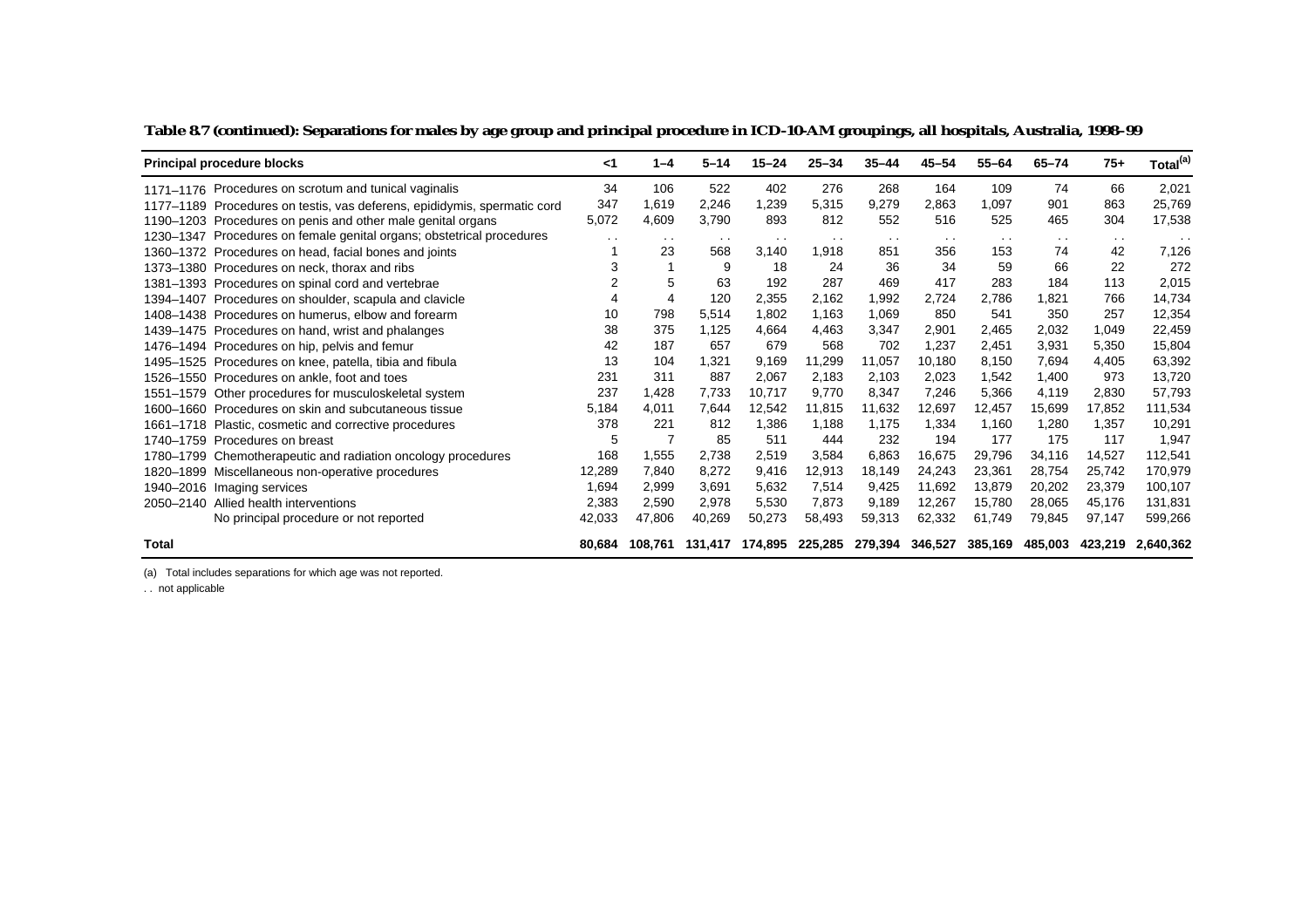**Table 8.7 (continued): Separations for males by age group and principal procedure in ICD-10-AM groupings, all hospitals, Australia, 1998–99**

| Principal procedure blocks | <1 | 1–4 | 5–14 | 15–24 | 25–34 | 35–44 | 45–54 | 55–64 | 65–74 | 75+ | Total[(a)] |
|---|---|---|---|---|---|---|---|---|---|---|---|
| 1171–1176 Procedures on scrotum and tunical vaginalis | 34 | 106 | 522 | 402 | 276 | 268 | 164 | 109 | 74 | 66 | 2,021 |
| 1177–1189 Procedures on testis, vas deferens, epididymis, spermatic cord | 347 | 1,619 | 2,246 | 1,239 | 5,315 | 9,279 | 2,863 | 1,097 | 901 | 863 | 25,769 |
| 1190–1203 Procedures on penis and other male genital organs | 5,072 | 4,609 | 3,790 | 893 | 812 | 552 | 516 | 525 | 465 | 304 | 17,538 |
| 1230–1347 Procedures on female genital organs; obstetrical procedures | . . | . . | . . | . . | . . | . . | . . | . . | . . | . . | . . |
| 1360–1372 Procedures on head, facial bones and joints | 1 | 23 | 568 | 3,140 | 1,918 | 851 | 356 | 153 | 74 | 42 | 7,126 |
| 1373–1380 Procedures on neck, thorax and ribs | 3 | 1 | 9 | 18 | 24 | 36 | 34 | 59 | 66 | 22 | 272 |
| 1381–1393 Procedures on spinal cord and vertebrae | 2 | 5 | 63 | 192 | 287 | 469 | 417 | 283 | 184 | 113 | 2,015 |
| 1394–1407 Procedures on shoulder, scapula and clavicle | 4 | 4 | 120 | 2,355 | 2,162 | 1,992 | 2,724 | 2,786 | 1,821 | 766 | 14,734 |
| 1408–1438 Procedures on humerus, elbow and forearm | 10 | 798 | 5,514 | 1,802 | 1,163 | 1,069 | 850 | 541 | 350 | 257 | 12,354 |
| 1439–1475 Procedures on hand, wrist and phalanges | 38 | 375 | 1,125 | 4,664 | 4,463 | 3,347 | 2,901 | 2,465 | 2,032 | 1,049 | 22,459 |
| 1476–1494 Procedures on hip, pelvis and femur | 42 | 187 | 657 | 679 | 568 | 702 | 1,237 | 2,451 | 3,931 | 5,350 | 15,804 |
| 1495–1525 Procedures on knee, patella, tibia and fibula | 13 | 104 | 1,321 | 9,169 | 11,299 | 11,057 | 10,180 | 8,150 | 7,694 | 4,405 | 63,392 |
| 1526–1550 Procedures on ankle, foot and toes | 231 | 311 | 887 | 2,067 | 2,183 | 2,103 | 2,023 | 1,542 | 1,400 | 973 | 13,720 |
| 1551–1579 Other procedures for musculoskeletal system | 237 | 1,428 | 7,733 | 10,717 | 9,770 | 8,347 | 7,246 | 5,366 | 4,119 | 2,830 | 57,793 |
| 1600–1660 Procedures on skin and subcutaneous tissue | 5,184 | 4,011 | 7,644 | 12,542 | 11,815 | 11,632 | 12,697 | 12,457 | 15,699 | 17,852 | 111,534 |
| 1661–1718 Plastic, cosmetic and corrective procedures | 378 | 221 | 812 | 1,386 | 1,188 | 1,175 | 1,334 | 1,160 | 1,280 | 1,357 | 10,291 |
| 1740–1759 Procedures on breast | 5 | 7 | 85 | 511 | 444 | 232 | 194 | 177 | 175 | 117 | 1,947 |
| 1780–1799 Chemotherapeutic and radiation oncology procedures | 168 | 1,555 | 2,738 | 2,519 | 3,584 | 6,863 | 16,675 | 29,796 | 34,116 | 14,527 | 112,541 |
| 1820–1899 Miscellaneous non-operative procedures | 12,289 | 7,840 | 8,272 | 9,416 | 12,913 | 18,149 | 24,243 | 23,361 | 28,754 | 25,742 | 170,979 |
| 1940–2016 Imaging services | 1,694 | 2,999 | 3,691 | 5,632 | 7,514 | 9,425 | 11,692 | 13,879 | 20,202 | 23,379 | 100,107 |
| 2050–2140 Allied health interventions | 2,383 | 2,590 | 2,978 | 5,530 | 7,873 | 9,189 | 12,267 | 15,780 | 28,065 | 45,176 | 131,831 |
| No principal procedure or not reported | 42,033 | 47,806 | 40,269 | 50,273 | 58,493 | 59,313 | 62,332 | 61,749 | 79,845 | 97,147 | 599,266 |
| **Total** | **80,684** | **108,761** | **131,417** | **174,895** | **225,285** | **279,394** | **346,527** | **385,169** | **485,003** | **423,219** | **2,640,362** |

(a) Total includes separations for which age was not reported.

. . not applicable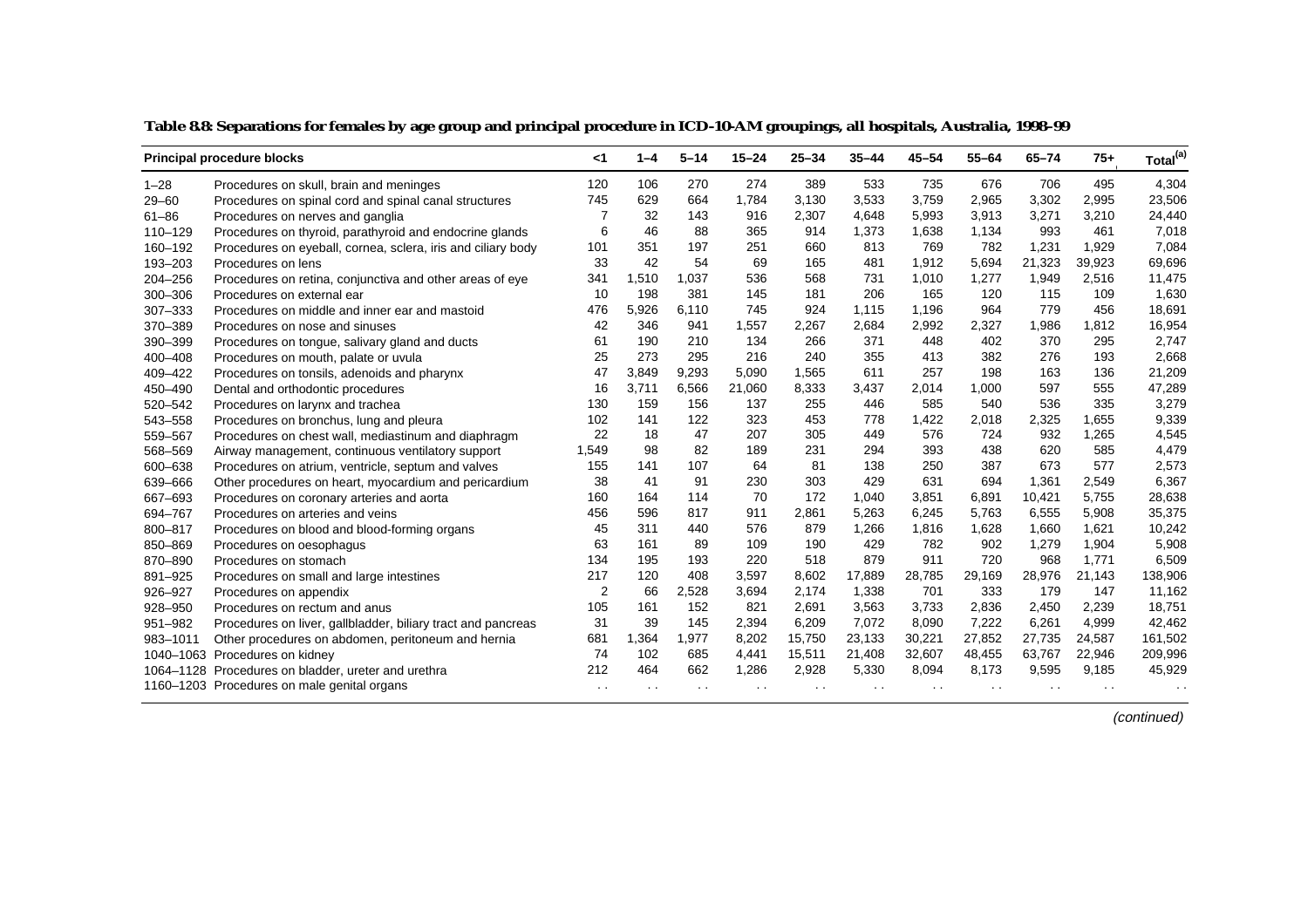**Table 8.8: Separations for females by age group and principal procedure in ICD-10-AM groupings, all hospitals, Australia, 1998-99**

| Principal procedure blocks | | <1 | 1–4 | 5–14 | 15–24 | 25–34 | 35–44 | 45–54 | 55–64 | 65–74 | 75+ | Total(a) |
|---|---|---|---|---|---|---|---|---|---|---|---|---|
| 1–28 | Procedures on skull, brain and meninges | 120 | 106 | 270 | 274 | 389 | 533 | 735 | 676 | 706 | 495 | 4,304 |
| 29–60 | Procedures on spinal cord and spinal canal structures | 745 | 629 | 664 | 1,784 | 3,130 | 3,533 | 3,759 | 2,965 | 3,302 | 2,995 | 23,506 |
| 61–86 | Procedures on nerves and ganglia | 7 | 32 | 143 | 916 | 2,307 | 4,648 | 5,993 | 3,913 | 3,271 | 3,210 | 24,440 |
| 110–129 | Procedures on thyroid, parathyroid and endocrine glands | 6 | 46 | 88 | 365 | 914 | 1,373 | 1,638 | 1,134 | 993 | 461 | 7,018 |
| 160–192 | Procedures on eyeball, cornea, sclera, iris and ciliary body | 101 | 351 | 197 | 251 | 660 | 813 | 769 | 782 | 1,231 | 1,929 | 7,084 |
| 193–203 | Procedures on lens | 33 | 42 | 54 | 69 | 165 | 481 | 1,912 | 5,694 | 21,323 | 39,923 | 69,696 |
| 204–256 | Procedures on retina, conjunctiva and other areas of eye | 341 | 1,510 | 1,037 | 536 | 568 | 731 | 1,010 | 1,277 | 1,949 | 2,516 | 11,475 |
| 300–306 | Procedures on external ear | 10 | 198 | 381 | 145 | 181 | 206 | 165 | 120 | 115 | 109 | 1,630 |
| 307–333 | Procedures on middle and inner ear and mastoid | 476 | 5,926 | 6,110 | 745 | 924 | 1,115 | 1,196 | 964 | 779 | 456 | 18,691 |
| 370–389 | Procedures on nose and sinuses | 42 | 346 | 941 | 1,557 | 2,267 | 2,684 | 2,992 | 2,327 | 1,986 | 1,812 | 16,954 |
| 390–399 | Procedures on tongue, salivary gland and ducts | 61 | 190 | 210 | 134 | 266 | 371 | 448 | 402 | 370 | 295 | 2,747 |
| 400–408 | Procedures on mouth, palate or uvula | 25 | 273 | 295 | 216 | 240 | 355 | 413 | 382 | 276 | 193 | 2,668 |
| 409–422 | Procedures on tonsils, adenoids and pharynx | 47 | 3,849 | 9,293 | 5,090 | 1,565 | 611 | 257 | 198 | 163 | 136 | 21,209 |
| 450–490 | Dental and orthodontic procedures | 16 | 3,711 | 6,566 | 21,060 | 8,333 | 3,437 | 2,014 | 1,000 | 597 | 555 | 47,289 |
| 520–542 | Procedures on larynx and trachea | 130 | 159 | 156 | 137 | 255 | 446 | 585 | 540 | 536 | 335 | 3,279 |
| 543–558 | Procedures on bronchus, lung and pleura | 102 | 141 | 122 | 323 | 453 | 778 | 1,422 | 2,018 | 2,325 | 1,655 | 9,339 |
| 559–567 | Procedures on chest wall, mediastinum and diaphragm | 22 | 18 | 47 | 207 | 305 | 449 | 576 | 724 | 932 | 1,265 | 4,545 |
| 568–569 | Airway management, continuous ventilatory support | 1,549 | 98 | 82 | 189 | 231 | 294 | 393 | 438 | 620 | 585 | 4,479 |
| 600–638 | Procedures on atrium, ventricle, septum and valves | 155 | 141 | 107 | 64 | 81 | 138 | 250 | 387 | 673 | 577 | 2,573 |
| 639–666 | Other procedures on heart, myocardium and pericardium | 38 | 41 | 91 | 230 | 303 | 429 | 631 | 694 | 1,361 | 2,549 | 6,367 |
| 667–693 | Procedures on coronary arteries and aorta | 160 | 164 | 114 | 70 | 172 | 1,040 | 3,851 | 6,891 | 10,421 | 5,755 | 28,638 |
| 694–767 | Procedures on arteries and veins | 456 | 596 | 817 | 911 | 2,861 | 5,263 | 6,245 | 5,763 | 6,555 | 5,908 | 35,375 |
| 800–817 | Procedures on blood and blood-forming organs | 45 | 311 | 440 | 576 | 879 | 1,266 | 1,816 | 1,628 | 1,660 | 1,621 | 10,242 |
| 850–869 | Procedures on oesophagus | 63 | 161 | 89 | 109 | 190 | 429 | 782 | 902 | 1,279 | 1,904 | 5,908 |
| 870–890 | Procedures on stomach | 134 | 195 | 193 | 220 | 518 | 879 | 911 | 720 | 968 | 1,771 | 6,509 |
| 891–925 | Procedures on small and large intestines | 217 | 120 | 408 | 3,597 | 8,602 | 17,889 | 28,785 | 29,169 | 28,976 | 21,143 | 138,906 |
| 926–927 | Procedures on appendix | 2 | 66 | 2,528 | 3,694 | 2,174 | 1,338 | 701 | 333 | 179 | 147 | 11,162 |
| 928–950 | Procedures on rectum and anus | 105 | 161 | 152 | 821 | 2,691 | 3,563 | 3,733 | 2,836 | 2,450 | 2,239 | 18,751 |
| 951–982 | Procedures on liver, gallbladder, biliary tract and pancreas | 31 | 39 | 145 | 2,394 | 6,209 | 7,072 | 8,090 | 7,222 | 6,261 | 4,999 | 42,462 |
| 983–1011 | Other procedures on abdomen, peritoneum and hernia | 681 | 1,364 | 1,977 | 8,202 | 15,750 | 23,133 | 30,221 | 27,852 | 27,735 | 24,587 | 161,502 |
| 1040–1063 | Procedures on kidney | 74 | 102 | 685 | 4,441 | 15,511 | 21,408 | 32,607 | 48,455 | 63,767 | 22,946 | 209,996 |
| 1064–1128 | Procedures on bladder, ureter and urethra | 212 | 464 | 662 | 1,286 | 2,928 | 5,330 | 8,094 | 8,173 | 9,595 | 9,185 | 45,929 |
| 1160–1203 | Procedures on male genital organs | . . | . . | . . | . . | . . | . . | . . | . . | . . | . . | . . |

*(continued)*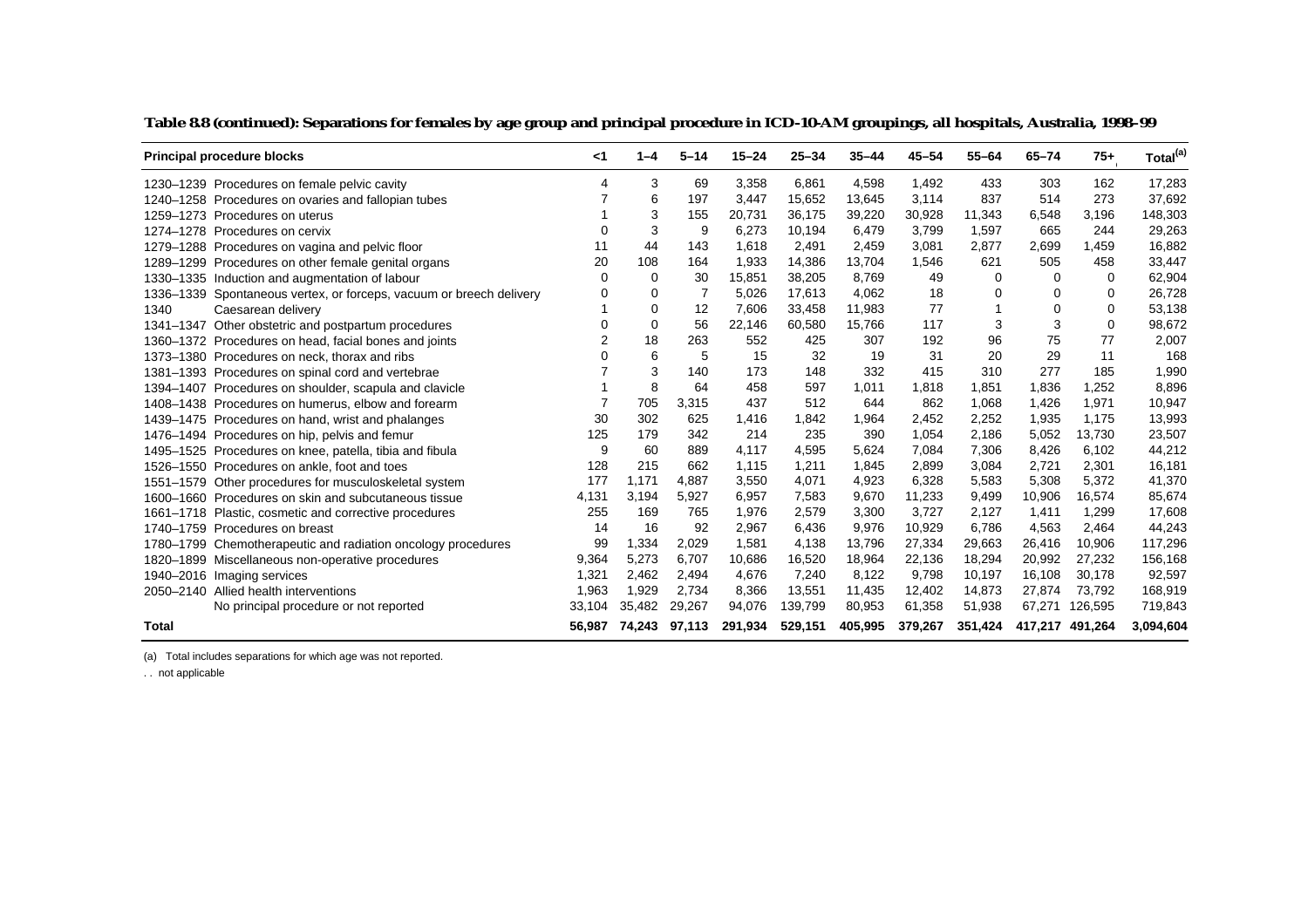**Table 8.8 (continued): Separations for females by age group and principal procedure in ICD-10-AM groupings, all hospitals, Australia, 1998–99**

| Principal procedure blocks | | <1 | 1–4 | 5–14 | 15–24 | 25–34 | 35–44 | 45–54 | 55–64 | 65–74 | 75+ | Total[(a)] |
|---|---|---|---|---|---|---|---|---|---|---|---|---|
| 1230–1239 | Procedures on female pelvic cavity | 4 | 3 | 69 | 3,358 | 6,861 | 4,598 | 1,492 | 433 | 303 | 162 | 17,283 |
| 1240–1258 | Procedures on ovaries and fallopian tubes | 7 | 6 | 197 | 3,447 | 15,652 | 13,645 | 3,114 | 837 | 514 | 273 | 37,692 |
| 1259–1273 | Procedures on uterus | 1 | 3 | 155 | 20,731 | 36,175 | 39,220 | 30,928 | 11,343 | 6,548 | 3,196 | 148,303 |
| 1274–1278 | Procedures on cervix | 0 | 3 | 9 | 6,273 | 10,194 | 6,479 | 3,799 | 1,597 | 665 | 244 | 29,263 |
| 1279–1288 | Procedures on vagina and pelvic floor | 11 | 44 | 143 | 1,618 | 2,491 | 2,459 | 3,081 | 2,877 | 2,699 | 1,459 | 16,882 |
| 1289–1299 | Procedures on other female genital organs | 20 | 108 | 164 | 1,933 | 14,386 | 13,704 | 1,546 | 621 | 505 | 458 | 33,447 |
| 1330–1335 | Induction and augmentation of labour | 0 | 0 | 30 | 15,851 | 38,205 | 8,769 | 49 | 0 | 0 | 0 | 62,904 |
| 1336–1339 | Spontaneous vertex, or forceps, vacuum or breech delivery | 0 | 0 | 7 | 5,026 | 17,613 | 4,062 | 18 | 0 | 0 | 0 | 26,728 |
| 1340 | Caesarean delivery | 1 | 0 | 12 | 7,606 | 33,458 | 11,983 | 77 | 1 | 0 | 0 | 53,138 |
| 1341–1347 | Other obstetric and postpartum procedures | 0 | 0 | 56 | 22,146 | 60,580 | 15,766 | 117 | 3 | 3 | 0 | 98,672 |
| 1360–1372 | Procedures on head, facial bones and joints | 2 | 18 | 263 | 552 | 425 | 307 | 192 | 96 | 75 | 77 | 2,007 |
| 1373–1380 | Procedures on neck, thorax and ribs | 0 | 6 | 5 | 15 | 32 | 19 | 31 | 20 | 29 | 11 | 168 |
| 1381–1393 | Procedures on spinal cord and vertebrae | 7 | 3 | 140 | 173 | 148 | 332 | 415 | 310 | 277 | 185 | 1,990 |
| 1394–1407 | Procedures on shoulder, scapula and clavicle | 1 | 8 | 64 | 458 | 597 | 1,011 | 1,818 | 1,851 | 1,836 | 1,252 | 8,896 |
| 1408–1438 | Procedures on humerus, elbow and forearm | 7 | 705 | 3,315 | 437 | 512 | 644 | 862 | 1,068 | 1,426 | 1,971 | 10,947 |
| 1439–1475 | Procedures on hand, wrist and phalanges | 30 | 302 | 625 | 1,416 | 1,842 | 1,964 | 2,452 | 2,252 | 1,935 | 1,175 | 13,993 |
| 1476–1494 | Procedures on hip, pelvis and femur | 125 | 179 | 342 | 214 | 235 | 390 | 1,054 | 2,186 | 5,052 | 13,730 | 23,507 |
| 1495–1525 | Procedures on knee, patella, tibia and fibula | 9 | 60 | 889 | 4,117 | 4,595 | 5,624 | 7,084 | 7,306 | 8,426 | 6,102 | 44,212 |
| 1526–1550 | Procedures on ankle, foot and toes | 128 | 215 | 662 | 1,115 | 1,211 | 1,845 | 2,899 | 3,084 | 2,721 | 2,301 | 16,181 |
| 1551–1579 | Other procedures for musculoskeletal system | 177 | 1,171 | 4,887 | 3,550 | 4,071 | 4,923 | 6,328 | 5,583 | 5,308 | 5,372 | 41,370 |
| 1600–1660 | Procedures on skin and subcutaneous tissue | 4,131 | 3,194 | 5,927 | 6,957 | 7,583 | 9,670 | 11,233 | 9,499 | 10,906 | 16,574 | 85,674 |
| 1661–1718 | Plastic, cosmetic and corrective procedures | 255 | 169 | 765 | 1,976 | 2,579 | 3,300 | 3,727 | 2,127 | 1,411 | 1,299 | 17,608 |
| 1740–1759 | Procedures on breast | 14 | 16 | 92 | 2,967 | 6,436 | 9,976 | 10,929 | 6,786 | 4,563 | 2,464 | 44,243 |
| 1780–1799 | Chemotherapeutic and radiation oncology procedures | 99 | 1,334 | 2,029 | 1,581 | 4,138 | 13,796 | 27,334 | 29,663 | 26,416 | 10,906 | 117,296 |
| 1820–1899 | Miscellaneous non-operative procedures | 9,364 | 5,273 | 6,707 | 10,686 | 16,520 | 18,964 | 22,136 | 18,294 | 20,992 | 27,232 | 156,168 |
| 1940–2016 | Imaging services | 1,321 | 2,462 | 2,494 | 4,676 | 7,240 | 8,122 | 9,798 | 10,197 | 16,108 | 30,178 | 92,597 |
| 2050–2140 | Allied health interventions | 1,963 | 1,929 | 2,734 | 8,366 | 13,551 | 11,435 | 12,402 | 14,873 | 27,874 | 73,792 | 168,919 |
| | No principal procedure or not reported | 33,104 | 35,482 | 29,267 | 94,076 | 139,799 | 80,953 | 61,358 | 51,938 | 67,271 | 126,595 | 719,843 |
| **Total** | | **56,987** | **74,243** | **97,113** | **291,934** | **529,151** | **405,995** | **379,267** | **351,424** | **417,217** | **491,264** | **3,094,604** |

(a) Total includes separations for which age was not reported.

. . not applicable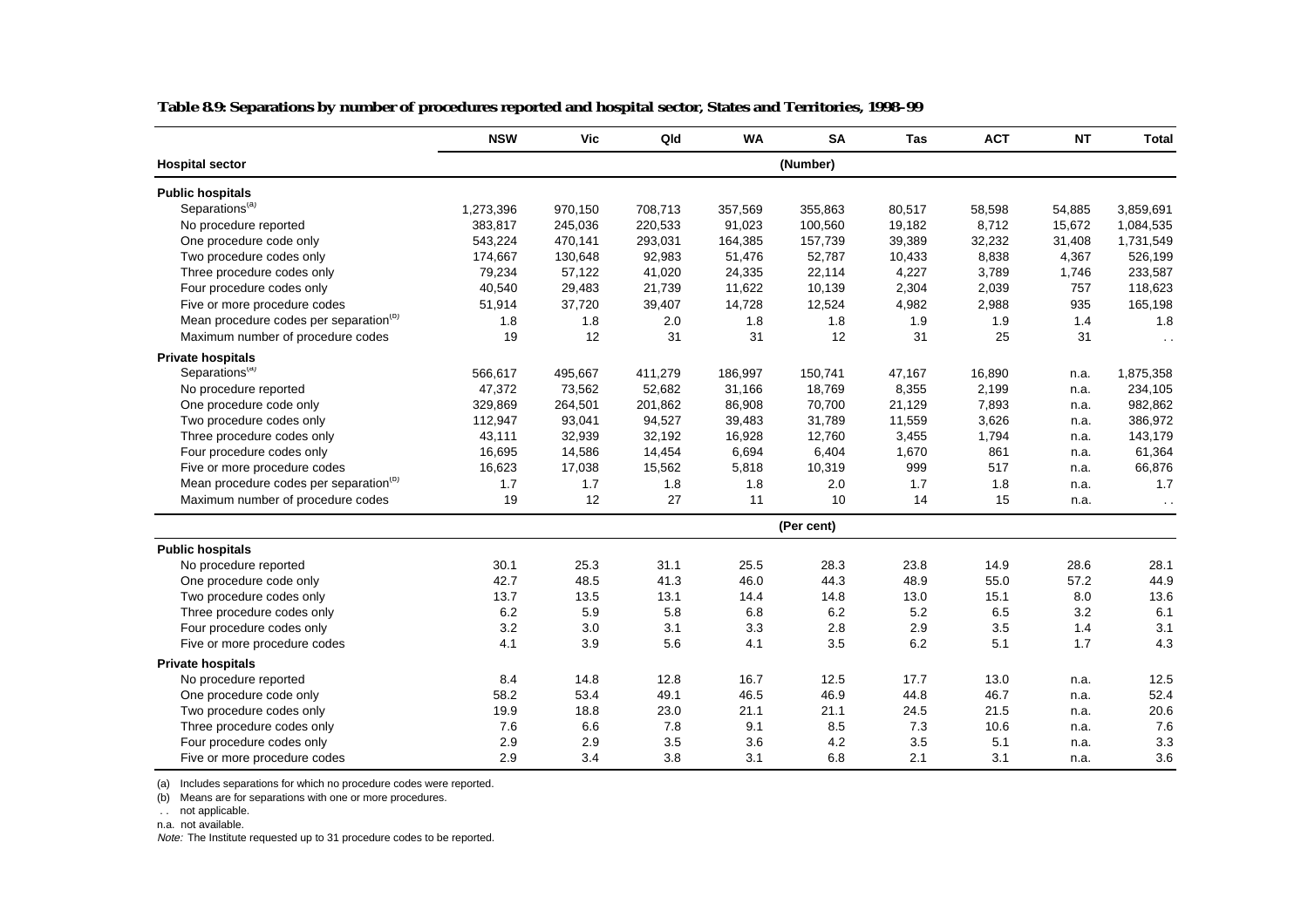**Table 8.9: Separations by number of procedures reported and hospital sector, States and Territories, 1998–99**

| Hospital sector | NSW | Vic | Qld | WA | SA | Tas | ACT | NT | Total |
|---|---|---|---|---|---|---|---|---|---|
| | | | | | (Number) | | | | |
| **Public hospitals** | | | | | | | | | |
| Separations[(a)] | 1,273,396 | 970,150 | 708,713 | 357,569 | 355,863 | 80,517 | 58,598 | 54,885 | 3,859,691 |
| No procedure reported | 383,817 | 245,036 | 220,533 | 91,023 | 100,560 | 19,182 | 8,712 | 15,672 | 1,084,535 |
| One procedure code only | 543,224 | 470,141 | 293,031 | 164,385 | 157,739 | 39,389 | 32,232 | 31,408 | 1,731,549 |
| Two procedure codes only | 174,667 | 130,648 | 92,983 | 51,476 | 52,787 | 10,433 | 8,838 | 4,367 | 526,199 |
| Three procedure codes only | 79,234 | 57,122 | 41,020 | 24,335 | 22,114 | 4,227 | 3,789 | 1,746 | 233,587 |
| Four procedure codes only | 40,540 | 29,483 | 21,739 | 11,622 | 10,139 | 2,304 | 2,039 | 757 | 118,623 |
| Five or more procedure codes | 51,914 | 37,720 | 39,407 | 14,728 | 12,524 | 4,982 | 2,988 | 935 | 165,198 |
| Mean procedure codes per separation[(b)] | 1.8 | 1.8 | 2.0 | 1.8 | 1.8 | 1.9 | 1.9 | 1.4 | 1.8 |
| Maximum number of procedure codes | 19 | 12 | 31 | 31 | 12 | 31 | 25 | 31 | . . |
| **Private hospitals** | | | | | | | | | |
| Separations[(a)] | 566,617 | 495,667 | 411,279 | 186,997 | 150,741 | 47,167 | 16,890 | n.a. | 1,875,358 |
| No procedure reported | 47,372 | 73,562 | 52,682 | 31,166 | 18,769 | 8,355 | 2,199 | n.a. | 234,105 |
| One procedure code only | 329,869 | 264,501 | 201,862 | 86,908 | 70,700 | 21,129 | 7,893 | n.a. | 982,862 |
| Two procedure codes only | 112,947 | 93,041 | 94,527 | 39,483 | 31,789 | 11,559 | 3,626 | n.a. | 386,972 |
| Three procedure codes only | 43,111 | 32,939 | 32,192 | 16,928 | 12,760 | 3,455 | 1,794 | n.a. | 143,179 |
| Four procedure codes only | 16,695 | 14,586 | 14,454 | 6,694 | 6,404 | 1,670 | 861 | n.a. | 61,364 |
| Five or more procedure codes | 16,623 | 17,038 | 15,562 | 5,818 | 10,319 | 999 | 517 | n.a. | 66,876 |
| Mean procedure codes per separation[(b)] | 1.7 | 1.7 | 1.8 | 1.8 | 2.0 | 1.7 | 1.8 | n.a. | 1.7 |
| Maximum number of procedure codes | 19 | 12 | 27 | 11 | 10 | 14 | 15 | n.a. | . . |
| | | | | | (Per cent) | | | | |
| **Public hospitals** | | | | | | | | | |
| No procedure reported | 30.1 | 25.3 | 31.1 | 25.5 | 28.3 | 23.8 | 14.9 | 28.6 | 28.1 |
| One procedure code only | 42.7 | 48.5 | 41.3 | 46.0 | 44.3 | 48.9 | 55.0 | 57.2 | 44.9 |
| Two procedure codes only | 13.7 | 13.5 | 13.1 | 14.4 | 14.8 | 13.0 | 15.1 | 8.0 | 13.6 |
| Three procedure codes only | 6.2 | 5.9 | 5.8 | 6.8 | 6.2 | 5.2 | 6.5 | 3.2 | 6.1 |
| Four procedure codes only | 3.2 | 3.0 | 3.1 | 3.3 | 2.8 | 2.9 | 3.5 | 1.4 | 3.1 |
| Five or more procedure codes | 4.1 | 3.9 | 5.6 | 4.1 | 3.5 | 6.2 | 5.1 | 1.7 | 4.3 |
| **Private hospitals** | | | | | | | | | |
| No procedure reported | 8.4 | 14.8 | 12.8 | 16.7 | 12.5 | 17.7 | 13.0 | n.a. | 12.5 |
| One procedure code only | 58.2 | 53.4 | 49.1 | 46.5 | 46.9 | 44.8 | 46.7 | n.a. | 52.4 |
| Two procedure codes only | 19.9 | 18.8 | 23.0 | 21.1 | 21.1 | 24.5 | 21.5 | n.a. | 20.6 |
| Three procedure codes only | 7.6 | 6.6 | 7.8 | 9.1 | 8.5 | 7.3 | 10.6 | n.a. | 7.6 |
| Four procedure codes only | 2.9 | 2.9 | 3.5 | 3.6 | 4.2 | 3.5 | 5.1 | n.a. | 3.3 |
| Five or more procedure codes | 2.9 | 3.4 | 3.8 | 3.1 | 6.8 | 2.1 | 3.1 | n.a. | 3.6 |

(a) Includes separations for which no procedure codes were reported.

(b) Means are for separations with one or more procedures.

. . not applicable.

n.a. not available.

*Note:* The Institute requested up to 31 procedure codes to be reported.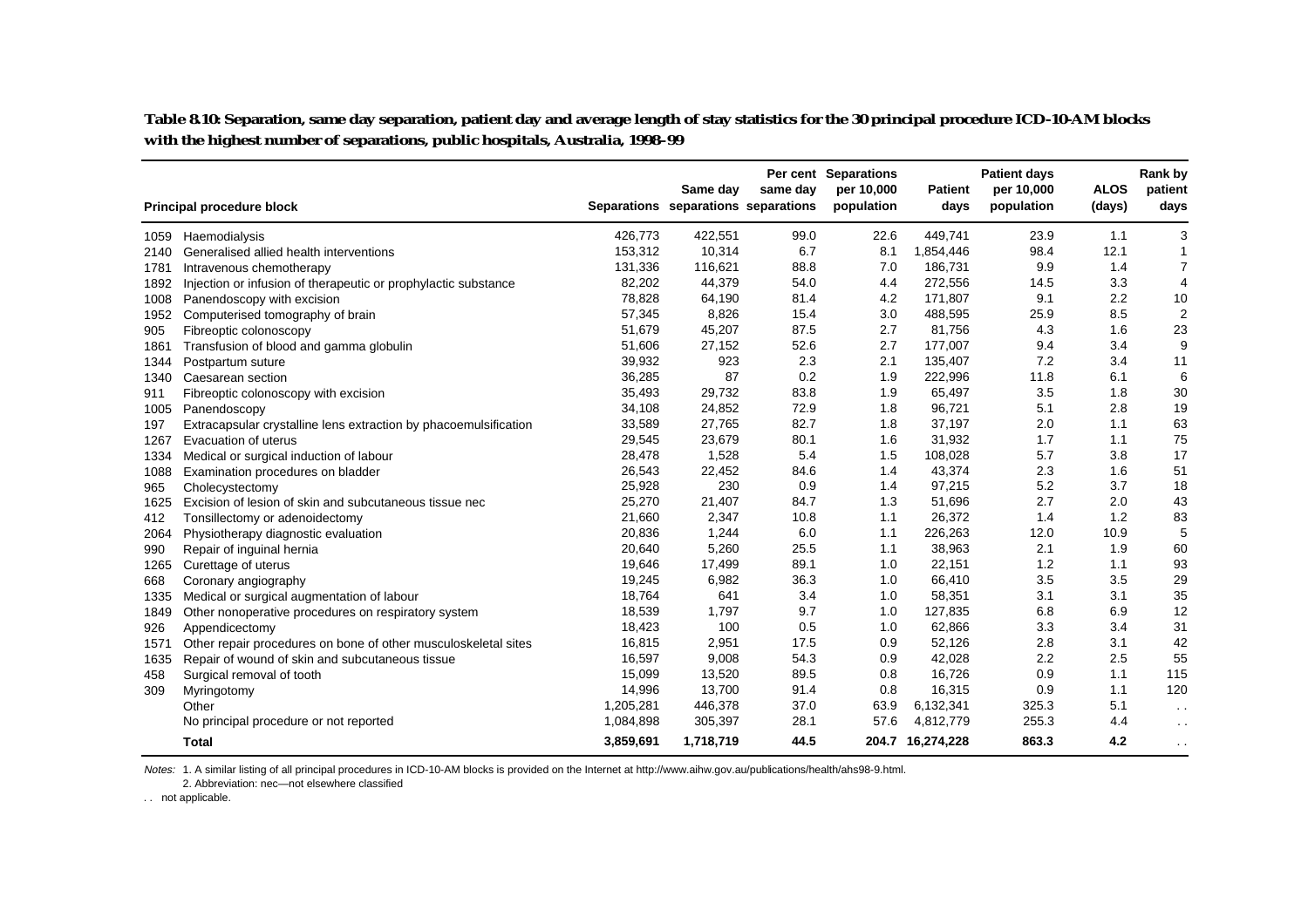**Table 8.10: Separation, same day separation, patient day and average length of stay statistics for the 30 principal procedure ICD-10-AM blocks with the highest number of separations, public hospitals, Australia, 1998–99**

| | Principal procedure block | Separations | Same day separations | Per cent same day separations | Separations per 10,000 population | Patient days | Patient days per 10,000 population | ALOS (days) | Rank by patient days |
|---|---|---|---|---|---|---|---|---|---|
| 1059 | Haemodialysis | 426,773 | 422,551 | 99.0 | 22.6 | 449,741 | 23.9 | 1.1 | 3 |
| 2140 | Generalised allied health interventions | 153,312 | 10,314 | 6.7 | 8.1 | 1,854,446 | 98.4 | 12.1 | 1 |
| 1781 | Intravenous chemotherapy | 131,336 | 116,621 | 88.8 | 7.0 | 186,731 | 9.9 | 1.4 | 7 |
| 1892 | Injection or infusion of therapeutic or prophylactic substance | 82,202 | 44,379 | 54.0 | 4.4 | 272,556 | 14.5 | 3.3 | 4 |
| 1008 | Panendoscopy with excision | 78,828 | 64,190 | 81.4 | 4.2 | 171,807 | 9.1 | 2.2 | 10 |
| 1952 | Computerised tomography of brain | 57,345 | 8,826 | 15.4 | 3.0 | 488,595 | 25.9 | 8.5 | 2 |
| 905 | Fibreoptic colonoscopy | 51,679 | 45,207 | 87.5 | 2.7 | 81,756 | 4.3 | 1.6 | 23 |
| 1861 | Transfusion of blood and gamma globulin | 51,606 | 27,152 | 52.6 | 2.7 | 177,007 | 9.4 | 3.4 | 9 |
| 1344 | Postpartum suture | 39,932 | 923 | 2.3 | 2.1 | 135,407 | 7.2 | 3.4 | 11 |
| 1340 | Caesarean section | 36,285 | 87 | 0.2 | 1.9 | 222,996 | 11.8 | 6.1 | 6 |
| 911 | Fibreoptic colonoscopy with excision | 35,493 | 29,732 | 83.8 | 1.9 | 65,497 | 3.5 | 1.8 | 30 |
| 1005 | Panendoscopy | 34,108 | 24,852 | 72.9 | 1.8 | 96,721 | 5.1 | 2.8 | 19 |
| 197 | Extracapsular crystalline lens extraction by phacoemulsification | 33,589 | 27,765 | 82.7 | 1.8 | 37,197 | 2.0 | 1.1 | 63 |
| 1267 | Evacuation of uterus | 29,545 | 23,679 | 80.1 | 1.6 | 31,932 | 1.7 | 1.1 | 75 |
| 1334 | Medical or surgical induction of labour | 28,478 | 1,528 | 5.4 | 1.5 | 108,028 | 5.7 | 3.8 | 17 |
| 1088 | Examination procedures on bladder | 26,543 | 22,452 | 84.6 | 1.4 | 43,374 | 2.3 | 1.6 | 51 |
| 965 | Cholecystectomy | 25,928 | 230 | 0.9 | 1.4 | 97,215 | 5.2 | 3.7 | 18 |
| 1625 | Excision of lesion of skin and subcutaneous tissue nec | 25,270 | 21,407 | 84.7 | 1.3 | 51,696 | 2.7 | 2.0 | 43 |
| 412 | Tonsillectomy or adenoidectomy | 21,660 | 2,347 | 10.8 | 1.1 | 26,372 | 1.4 | 1.2 | 83 |
| 2064 | Physiotherapy diagnostic evaluation | 20,836 | 1,244 | 6.0 | 1.1 | 226,263 | 12.0 | 10.9 | 5 |
| 990 | Repair of inguinal hernia | 20,640 | 5,260 | 25.5 | 1.1 | 38,963 | 2.1 | 1.9 | 60 |
| 1265 | Curettage of uterus | 19,646 | 17,499 | 89.1 | 1.0 | 22,151 | 1.2 | 1.1 | 93 |
| 668 | Coronary angiography | 19,245 | 6,982 | 36.3 | 1.0 | 66,410 | 3.5 | 3.5 | 29 |
| 1335 | Medical or surgical augmentation of labour | 18,764 | 641 | 3.4 | 1.0 | 58,351 | 3.1 | 3.1 | 35 |
| 1849 | Other nonoperative procedures on respiratory system | 18,539 | 1,797 | 9.7 | 1.0 | 127,835 | 6.8 | 6.9 | 12 |
| 926 | Appendicectomy | 18,423 | 100 | 0.5 | 1.0 | 62,866 | 3.3 | 3.4 | 31 |
| 1571 | Other repair procedures on bone of other musculoskeletal sites | 16,815 | 2,951 | 17.5 | 0.9 | 52,126 | 2.8 | 3.1 | 42 |
| 1635 | Repair of wound of skin and subcutaneous tissue | 16,597 | 9,008 | 54.3 | 0.9 | 42,028 | 2.2 | 2.5 | 55 |
| 458 | Surgical removal of tooth | 15,099 | 13,520 | 89.5 | 0.8 | 16,726 | 0.9 | 1.1 | 115 |
| 309 | Myringotomy | 14,996 | 13,700 | 91.4 | 0.8 | 16,315 | 0.9 | 1.1 | 120 |
| | Other | 1,205,281 | 446,378 | 37.0 | 63.9 | 6,132,341 | 325.3 | 5.1 | . . |
| | No principal procedure or not reported | 1,084,898 | 305,397 | 28.1 | 57.6 | 4,812,779 | 255.3 | 4.4 | . . |
| | **Total** | **3,859,691** | **1,718,719** | **44.5** | **204.7** | **16,274,228** | **863.3** | **4.2** | . . |

*Notes:* 1. A similar listing of all principal procedures in ICD-10-AM blocks is provided on the Internet at http://www.aihw.gov.au/publications/health/ahs98-9.html.

2. Abbreviation: nec—not elsewhere classified

. . not applicable.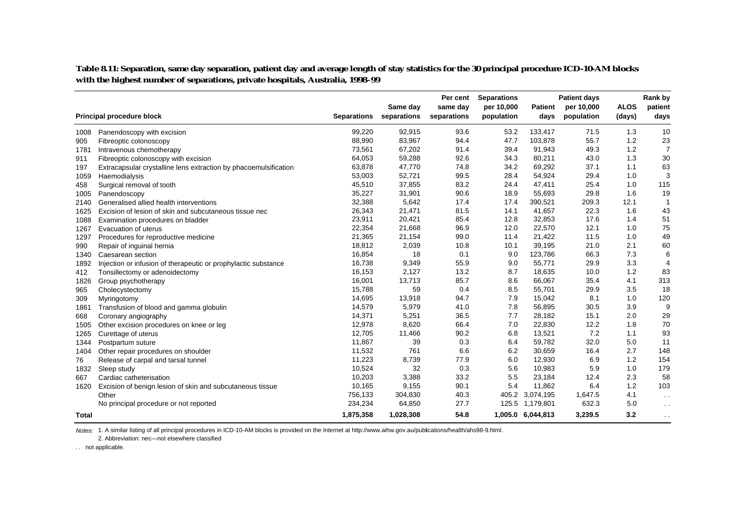**Table 8.11: Separation, same day separation, patient day and average length of stay statistics for the 30 principal procedure ICD-10-AM blocks with the highest number of separations, private hospitals, Australia, 1998–99**

| | Principal procedure block | Separations | Same day separations | Per cent same day separations | Separations per 10,000 population | Patient days | Patient days per 10,000 population | ALOS (days) | Rank by patient days |
|---|---|---|---|---|---|---|---|---|---|
| 1008 | Panendoscopy with excision | 99,220 | 92,915 | 93.6 | 53.2 | 133,417 | 71.5 | 1.3 | 10 |
| 905 | Fibreoptic colonoscopy | 88,990 | 83,967 | 94.4 | 47.7 | 103,878 | 55.7 | 1.2 | 23 |
| 1781 | Intravenous chemotherapy | 73,561 | 67,202 | 91.4 | 39.4 | 91,943 | 49.3 | 1.2 | 7 |
| 911 | Fibreoptic colonoscopy with excision | 64,053 | 59,288 | 92.6 | 34.3 | 80,211 | 43.0 | 1.3 | 30 |
| 197 | Extracapsular crystalline lens extraction by phacoemulsification | 63,878 | 47,770 | 74.8 | 34.2 | 69,292 | 37.1 | 1.1 | 63 |
| 1059 | Haemodialysis | 53,003 | 52,721 | 99.5 | 28.4 | 54,924 | 29.4 | 1.0 | 3 |
| 458 | Surgical removal of tooth | 45,510 | 37,855 | 83.2 | 24.4 | 47,411 | 25.4 | 1.0 | 115 |
| 1005 | Panendoscopy | 35,227 | 31,901 | 90.6 | 18.9 | 55,693 | 29.8 | 1.6 | 19 |
| 2140 | Generalised allied health interventions | 32,388 | 5,642 | 17.4 | 17.4 | 390,521 | 209.3 | 12.1 | 1 |
| 1625 | Excision of lesion of skin and subcutaneous tissue nec | 26,343 | 21,471 | 81.5 | 14.1 | 41,657 | 22.3 | 1.6 | 43 |
| 1088 | Examination procedures on bladder | 23,911 | 20,421 | 85.4 | 12.8 | 32,853 | 17.6 | 1.4 | 51 |
| 1267 | Evacuation of uterus | 22,354 | 21,668 | 96.9 | 12.0 | 22,570 | 12.1 | 1.0 | 75 |
| 1297 | Procedures for reproductive medicine | 21,365 | 21,154 | 99.0 | 11.4 | 21,422 | 11.5 | 1.0 | 49 |
| 990 | Repair of inguinal hernia | 18,812 | 2,039 | 10.8 | 10.1 | 39,195 | 21.0 | 2.1 | 60 |
| 1340 | Caesarean section | 16,854 | 18 | 0.1 | 9.0 | 123,786 | 66.3 | 7.3 | 6 |
| 1892 | Injection or infusion of therapeutic or prophylactic substance | 16,738 | 9,349 | 55.9 | 9.0 | 55,771 | 29.9 | 3.3 | 4 |
| 412 | Tonsillectomy or adenoidectomy | 16,153 | 2,127 | 13.2 | 8.7 | 18,635 | 10.0 | 1.2 | 83 |
| 1826 | Group psychotherapy | 16,001 | 13,713 | 85.7 | 8.6 | 66,067 | 35.4 | 4.1 | 313 |
| 965 | Cholecystectomy | 15,788 | 59 | 0.4 | 8.5 | 55,701 | 29.9 | 3.5 | 18 |
| 309 | Myringotomy | 14,695 | 13,918 | 94.7 | 7.9 | 15,042 | 8.1 | 1.0 | 120 |
| 1861 | Transfusion of blood and gamma globulin | 14,579 | 5,979 | 41.0 | 7.8 | 56,895 | 30.5 | 3.9 | 9 |
| 668 | Coronary angiography | 14,371 | 5,251 | 36.5 | 7.7 | 28,182 | 15.1 | 2.0 | 29 |
| 1505 | Other excision procedures on knee or leg | 12,978 | 8,620 | 66.4 | 7.0 | 22,830 | 12.2 | 1.8 | 70 |
| 1265 | Curettage of uterus | 12,705 | 11,466 | 90.2 | 6.8 | 13,521 | 7.2 | 1.1 | 93 |
| 1344 | Postpartum suture | 11,867 | 39 | 0.3 | 6.4 | 59,782 | 32.0 | 5.0 | 11 |
| 1404 | Other repair procedures on shoulder | 11,532 | 761 | 6.6 | 6.2 | 30,659 | 16.4 | 2.7 | 148 |
| 76 | Release of carpal and tarsal tunnel | 11,223 | 8,739 | 77.9 | 6.0 | 12,930 | 6.9 | 1.2 | 154 |
| 1832 | Sleep study | 10,524 | 32 | 0.3 | 5.6 | 10,983 | 5.9 | 1.0 | 179 |
| 667 | Cardiac catheterisation | 10,203 | 3,388 | 33.2 | 5.5 | 23,184 | 12.4 | 2.3 | 58 |
| 1620 | Excision of benign lesion of skin and subcutaneous tissue | 10,165 | 9,155 | 90.1 | 5.4 | 11,862 | 6.4 | 1.2 | 103 |
| | Other | 756,133 | 304,830 | 40.3 | 405.2 | 3,074,195 | 1,647.5 | 4.1 | . . |
| | No principal procedure or not reported | 234,234 | 64,850 | 27.7 | 125.5 | 1,179,801 | 632.3 | 5.0 | . . |
| **Total** | | **1,875,358** | **1,028,308** | **54.8** | **1,005.0** | **6,044,813** | **3,239.5** | **3.2** | . . |

*Notes:* 1. A similar listing of all principal procedures in ICD-10-AM blocks is provided on the Internet at http://www.aihw.gov.au/publications/health/ahs98-9.html.

2. Abbreviation: nec—not elsewhere classified

. . not applicable.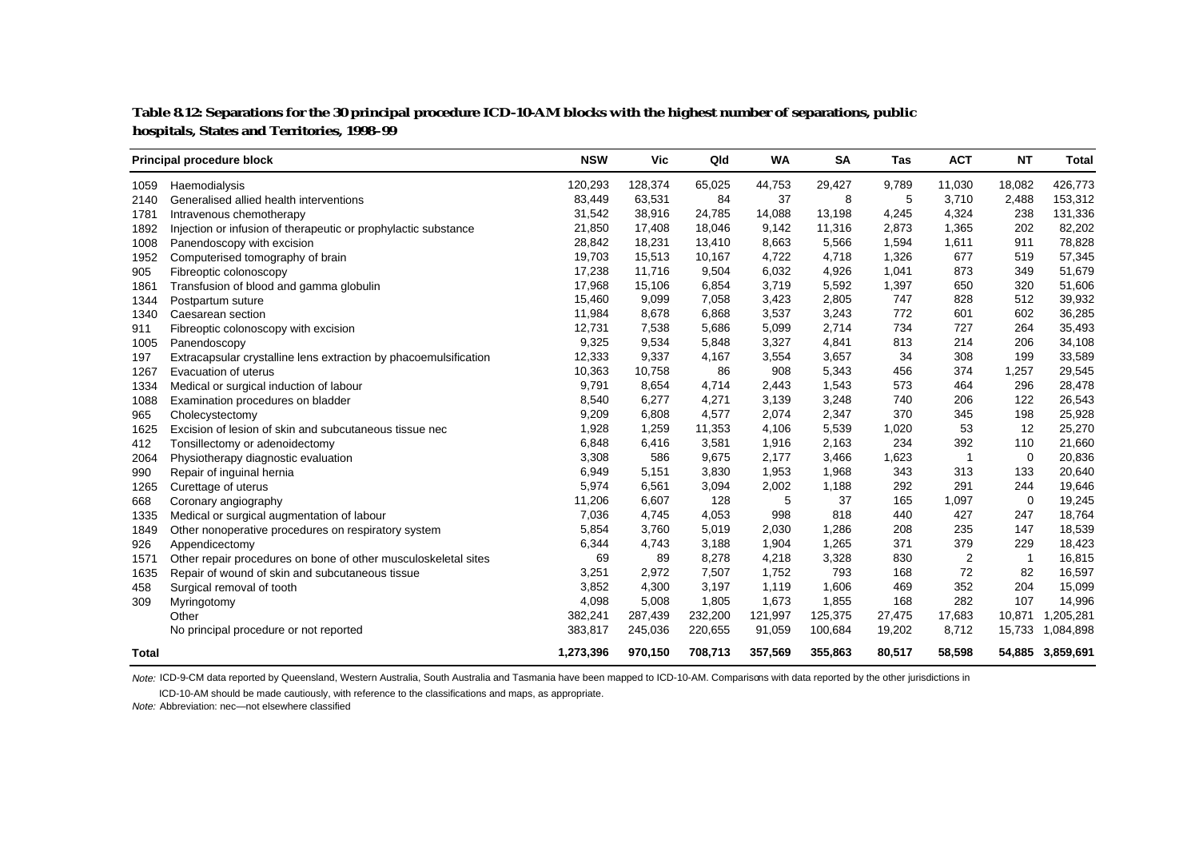**Table 8.12: Separations for the 30 principal procedure ICD-10-AM blocks with the highest number of separations, public hospitals, States and Territories, 1998–99**

| Principal procedure block | | NSW | Vic | Qld | WA | SA | Tas | ACT | NT | Total |
|---|---|---|---|---|---|---|---|---|---|---|
| 1059 | Haemodialysis | 120,293 | 128,374 | 65,025 | 44,753 | 29,427 | 9,789 | 11,030 | 18,082 | 426,773 |
| 2140 | Generalised allied health interventions | 83,449 | 63,531 | 84 | 37 | 8 | 5 | 3,710 | 2,488 | 153,312 |
| 1781 | Intravenous chemotherapy | 31,542 | 38,916 | 24,785 | 14,088 | 13,198 | 4,245 | 4,324 | 238 | 131,336 |
| 1892 | Injection or infusion of therapeutic or prophylactic substance | 21,850 | 17,408 | 18,046 | 9,142 | 11,316 | 2,873 | 1,365 | 202 | 82,202 |
| 1008 | Panendoscopy with excision | 28,842 | 18,231 | 13,410 | 8,663 | 5,566 | 1,594 | 1,611 | 911 | 78,828 |
| 1952 | Computerised tomography of brain | 19,703 | 15,513 | 10,167 | 4,722 | 4,718 | 1,326 | 677 | 519 | 57,345 |
| 905 | Fibreoptic colonoscopy | 17,238 | 11,716 | 9,504 | 6,032 | 4,926 | 1,041 | 873 | 349 | 51,679 |
| 1861 | Transfusion of blood and gamma globulin | 17,968 | 15,106 | 6,854 | 3,719 | 5,592 | 1,397 | 650 | 320 | 51,606 |
| 1344 | Postpartum suture | 15,460 | 9,099 | 7,058 | 3,423 | 2,805 | 747 | 828 | 512 | 39,932 |
| 1340 | Caesarean section | 11,984 | 8,678 | 6,868 | 3,537 | 3,243 | 772 | 601 | 602 | 36,285 |
| 911 | Fibreoptic colonoscopy with excision | 12,731 | 7,538 | 5,686 | 5,099 | 2,714 | 734 | 727 | 264 | 35,493 |
| 1005 | Panendoscopy | 9,325 | 9,534 | 5,848 | 3,327 | 4,841 | 813 | 214 | 206 | 34,108 |
| 197 | Extracapsular crystalline lens extraction by phacoemulsification | 12,333 | 9,337 | 4,167 | 3,554 | 3,657 | 34 | 308 | 199 | 33,589 |
| 1267 | Evacuation of uterus | 10,363 | 10,758 | 86 | 908 | 5,343 | 456 | 374 | 1,257 | 29,545 |
| 1334 | Medical or surgical induction of labour | 9,791 | 8,654 | 4,714 | 2,443 | 1,543 | 573 | 464 | 296 | 28,478 |
| 1088 | Examination procedures on bladder | 8,540 | 6,277 | 4,271 | 3,139 | 3,248 | 740 | 206 | 122 | 26,543 |
| 965 | Cholecystectomy | 9,209 | 6,808 | 4,577 | 2,074 | 2,347 | 370 | 345 | 198 | 25,928 |
| 1625 | Excision of lesion of skin and subcutaneous tissue nec | 1,928 | 1,259 | 11,353 | 4,106 | 5,539 | 1,020 | 53 | 12 | 25,270 |
| 412 | Tonsillectomy or adenoidectomy | 6,848 | 6,416 | 3,581 | 1,916 | 2,163 | 234 | 392 | 110 | 21,660 |
| 2064 | Physiotherapy diagnostic evaluation | 3,308 | 586 | 9,675 | 2,177 | 3,466 | 1,623 | 1 | 0 | 20,836 |
| 990 | Repair of inguinal hernia | 6,949 | 5,151 | 3,830 | 1,953 | 1,968 | 343 | 313 | 133 | 20,640 |
| 1265 | Curettage of uterus | 5,974 | 6,561 | 3,094 | 2,002 | 1,188 | 292 | 291 | 244 | 19,646 |
| 668 | Coronary angiography | 11,206 | 6,607 | 128 | 5 | 37 | 165 | 1,097 | 0 | 19,245 |
| 1335 | Medical or surgical augmentation of labour | 7,036 | 4,745 | 4,053 | 998 | 818 | 440 | 427 | 247 | 18,764 |
| 1849 | Other nonoperative procedures on respiratory system | 5,854 | 3,760 | 5,019 | 2,030 | 1,286 | 208 | 235 | 147 | 18,539 |
| 926 | Appendicectomy | 6,344 | 4,743 | 3,188 | 1,904 | 1,265 | 371 | 379 | 229 | 18,423 |
| 1571 | Other repair procedures on bone of other musculoskeletal sites | 69 | 89 | 8,278 | 4,218 | 3,328 | 830 | 2 | 1 | 16,815 |
| 1635 | Repair of wound of skin and subcutaneous tissue | 3,251 | 2,972 | 7,507 | 1,752 | 793 | 168 | 72 | 82 | 16,597 |
| 458 | Surgical removal of tooth | 3,852 | 4,300 | 3,197 | 1,119 | 1,606 | 469 | 352 | 204 | 15,099 |
| 309 | Myringotomy | 4,098 | 5,008 | 1,805 | 1,673 | 1,855 | 168 | 282 | 107 | 14,996 |
| | Other | 382,241 | 287,439 | 232,200 | 121,997 | 125,375 | 27,475 | 17,683 | 10,871 | 1,205,281 |
| | No principal procedure or not reported | 383,817 | 245,036 | 220,655 | 91,059 | 100,684 | 19,202 | 8,712 | 15,733 | 1,084,898 |
| **Total** | | **1,273,396** | **970,150** | **708,713** | **357,569** | **355,863** | **80,517** | **58,598** | **54,885** | **3,859,691** |

*Note:* ICD-9-CM data reported by Queensland, Western Australia, South Australia and Tasmania have been mapped to ICD-10-AM. Comparisons with data reported by the other jurisdictions in ICD-10-AM should be made cautiously, with reference to the classifications and maps, as appropriate.

*Note:* Abbreviation: nec—not elsewhere classified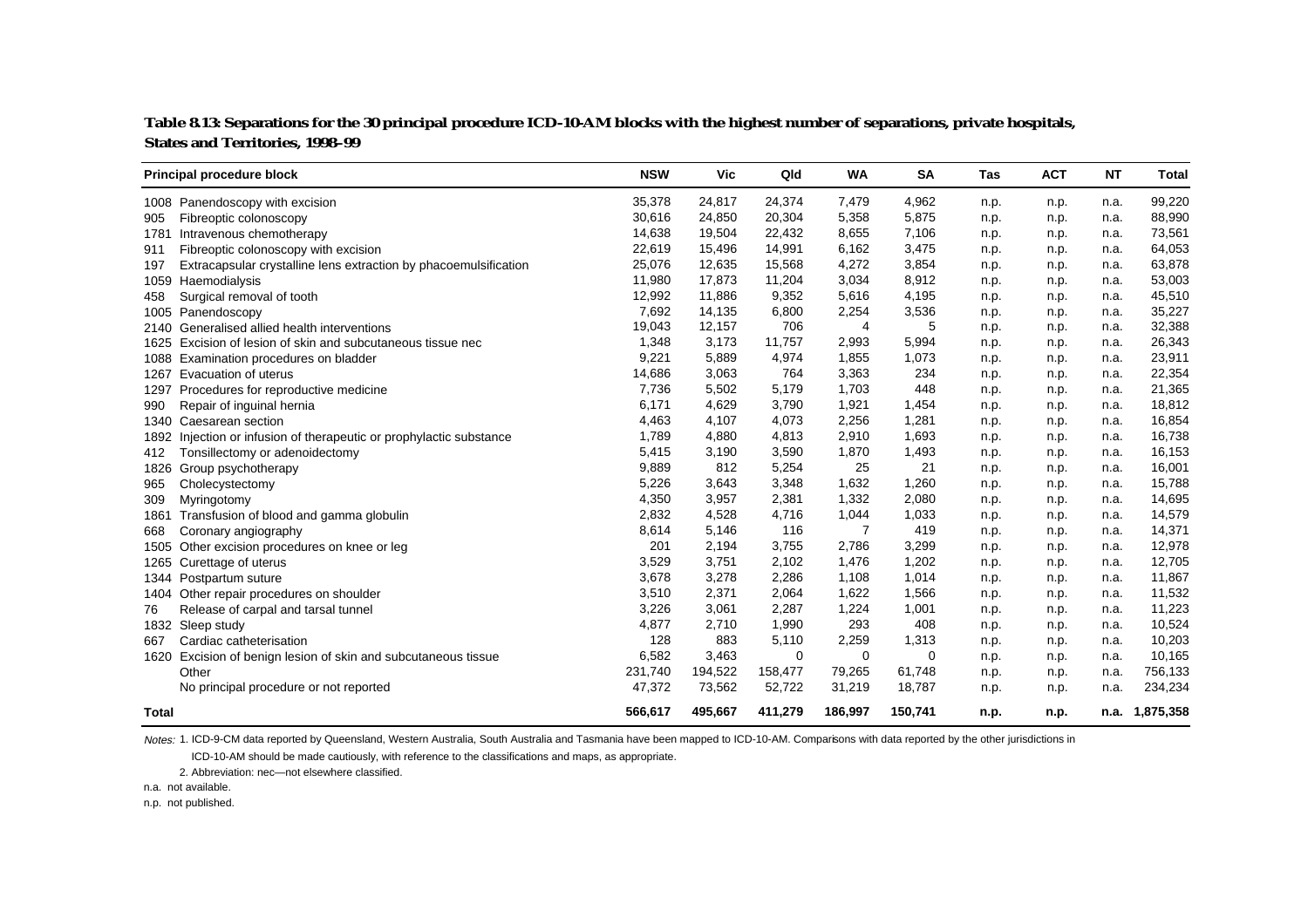**Table 8.13: Separations for the 30 principal procedure ICD-10-AM blocks with the highest number of separations, private hospitals, States and Territories, 1998–99**

| Principal procedure block | | NSW | Vic | Qld | WA | SA | Tas | ACT | NT | Total |
|---|---|---|---|---|---|---|---|---|---|---|
| 1008 | Panendoscopy with excision | 35,378 | 24,817 | 24,374 | 7,479 | 4,962 | n.p. | n.p. | n.a. | 99,220 |
| 905 | Fibreoptic colonoscopy | 30,616 | 24,850 | 20,304 | 5,358 | 5,875 | n.p. | n.p. | n.a. | 88,990 |
| 1781 | Intravenous chemotherapy | 14,638 | 19,504 | 22,432 | 8,655 | 7,106 | n.p. | n.p. | n.a. | 73,561 |
| 911 | Fibreoptic colonoscopy with excision | 22,619 | 15,496 | 14,991 | 6,162 | 3,475 | n.p. | n.p. | n.a. | 64,053 |
| 197 | Extracapsular crystalline lens extraction by phacoemulsification | 25,076 | 12,635 | 15,568 | 4,272 | 3,854 | n.p. | n.p. | n.a. | 63,878 |
| 1059 | Haemodialysis | 11,980 | 17,873 | 11,204 | 3,034 | 8,912 | n.p. | n.p. | n.a. | 53,003 |
| 458 | Surgical removal of tooth | 12,992 | 11,886 | 9,352 | 5,616 | 4,195 | n.p. | n.p. | n.a. | 45,510 |
| 1005 | Panendoscopy | 7,692 | 14,135 | 6,800 | 2,254 | 3,536 | n.p. | n.p. | n.a. | 35,227 |
| 2140 | Generalised allied health interventions | 19,043 | 12,157 | 706 | 4 | 5 | n.p. | n.p. | n.a. | 32,388 |
| 1625 | Excision of lesion of skin and subcutaneous tissue nec | 1,348 | 3,173 | 11,757 | 2,993 | 5,994 | n.p. | n.p. | n.a. | 26,343 |
| 1088 | Examination procedures on bladder | 9,221 | 5,889 | 4,974 | 1,855 | 1,073 | n.p. | n.p. | n.a. | 23,911 |
| 1267 | Evacuation of uterus | 14,686 | 3,063 | 764 | 3,363 | 234 | n.p. | n.p. | n.a. | 22,354 |
| 1297 | Procedures for reproductive medicine | 7,736 | 5,502 | 5,179 | 1,703 | 448 | n.p. | n.p. | n.a. | 21,365 |
| 990 | Repair of inguinal hernia | 6,171 | 4,629 | 3,790 | 1,921 | 1,454 | n.p. | n.p. | n.a. | 18,812 |
| 1340 | Caesarean section | 4,463 | 4,107 | 4,073 | 2,256 | 1,281 | n.p. | n.p. | n.a. | 16,854 |
| 1892 | Injection or infusion of therapeutic or prophylactic substance | 1,789 | 4,880 | 4,813 | 2,910 | 1,693 | n.p. | n.p. | n.a. | 16,738 |
| 412 | Tonsillectomy or adenoidectomy | 5,415 | 3,190 | 3,590 | 1,870 | 1,493 | n.p. | n.p. | n.a. | 16,153 |
| 1826 | Group psychotherapy | 9,889 | 812 | 5,254 | 25 | 21 | n.p. | n.p. | n.a. | 16,001 |
| 965 | Cholecystectomy | 5,226 | 3,643 | 3,348 | 1,632 | 1,260 | n.p. | n.p. | n.a. | 15,788 |
| 309 | Myringotomy | 4,350 | 3,957 | 2,381 | 1,332 | 2,080 | n.p. | n.p. | n.a. | 14,695 |
| 1861 | Transfusion of blood and gamma globulin | 2,832 | 4,528 | 4,716 | 1,044 | 1,033 | n.p. | n.p. | n.a. | 14,579 |
| 668 | Coronary angiography | 8,614 | 5,146 | 116 | 7 | 419 | n.p. | n.p. | n.a. | 14,371 |
| 1505 | Other excision procedures on knee or leg | 201 | 2,194 | 3,755 | 2,786 | 3,299 | n.p. | n.p. | n.a. | 12,978 |
| 1265 | Curettage of uterus | 3,529 | 3,751 | 2,102 | 1,476 | 1,202 | n.p. | n.p. | n.a. | 12,705 |
| 1344 | Postpartum suture | 3,678 | 3,278 | 2,286 | 1,108 | 1,014 | n.p. | n.p. | n.a. | 11,867 |
| 1404 | Other repair procedures on shoulder | 3,510 | 2,371 | 2,064 | 1,622 | 1,566 | n.p. | n.p. | n.a. | 11,532 |
| 76 | Release of carpal and tarsal tunnel | 3,226 | 3,061 | 2,287 | 1,224 | 1,001 | n.p. | n.p. | n.a. | 11,223 |
| 1832 | Sleep study | 4,877 | 2,710 | 1,990 | 293 | 408 | n.p. | n.p. | n.a. | 10,524 |
| 667 | Cardiac catheterisation | 128 | 883 | 5,110 | 2,259 | 1,313 | n.p. | n.p. | n.a. | 10,203 |
| 1620 | Excision of benign lesion of skin and subcutaneous tissue | 6,582 | 3,463 | 0 | 0 | 0 | n.p. | n.p. | n.a. | 10,165 |
| | Other | 231,740 | 194,522 | 158,477 | 79,265 | 61,748 | n.p. | n.p. | n.a. | 756,133 |
| | No principal procedure or not reported | 47,372 | 73,562 | 52,722 | 31,219 | 18,787 | n.p. | n.p. | n.a. | 234,234 |
| **Total** | | **566,617** | **495,667** | **411,279** | **186,997** | **150,741** | **n.p.** | **n.p.** | **n.a.** | **1,875,358** |

*Notes:* 1. ICD-9-CM data reported by Queensland, Western Australia, South Australia and Tasmania have been mapped to ICD-10-AM. Comparisons with data reported by the other jurisdictions in ICD-10-AM should be made cautiously, with reference to the classifications and maps, as appropriate.

2. Abbreviation: nec—not elsewhere classified.

n.a. not available.

n.p. not published.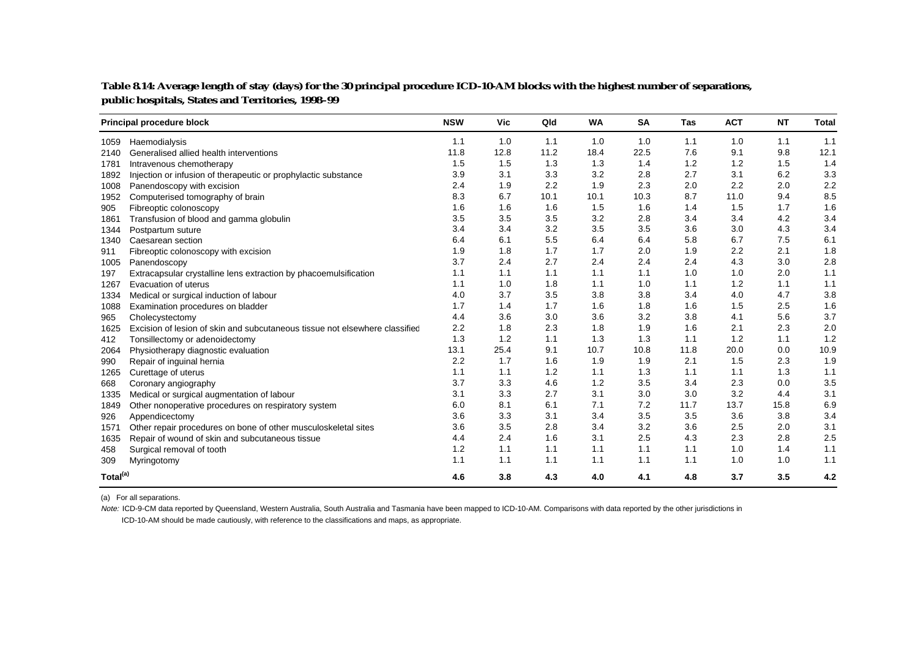**Table 8.14: Average length of stay (days) for the 30 principal procedure ICD-10-AM blocks with the highest number of separations, public hospitals, States and Territories, 1998–99**

| Principal procedure block | | NSW | Vic | Qld | WA | SA | Tas | ACT | NT | Total |
|---|---|---|---|---|---|---|---|---|---|---|
| 1059 | Haemodialysis | 1.1 | 1.0 | 1.1 | 1.0 | 1.0 | 1.1 | 1.0 | 1.1 | 1.1 |
| 2140 | Generalised allied health interventions | 11.8 | 12.8 | 11.2 | 18.4 | 22.5 | 7.6 | 9.1 | 9.8 | 12.1 |
| 1781 | Intravenous chemotherapy | 1.5 | 1.5 | 1.3 | 1.3 | 1.4 | 1.2 | 1.2 | 1.5 | 1.4 |
| 1892 | Injection or infusion of therapeutic or prophylactic substance | 3.9 | 3.1 | 3.3 | 3.2 | 2.8 | 2.7 | 3.1 | 6.2 | 3.3 |
| 1008 | Panendoscopy with excision | 2.4 | 1.9 | 2.2 | 1.9 | 2.3 | 2.0 | 2.2 | 2.0 | 2.2 |
| 1952 | Computerised tomography of brain | 8.3 | 6.7 | 10.1 | 10.1 | 10.3 | 8.7 | 11.0 | 9.4 | 8.5 |
| 905 | Fibreoptic colonoscopy | 1.6 | 1.6 | 1.6 | 1.5 | 1.6 | 1.4 | 1.5 | 1.7 | 1.6 |
| 1861 | Transfusion of blood and gamma globulin | 3.5 | 3.5 | 3.5 | 3.2 | 2.8 | 3.4 | 3.4 | 4.2 | 3.4 |
| 1344 | Postpartum suture | 3.4 | 3.4 | 3.2 | 3.5 | 3.5 | 3.6 | 3.0 | 4.3 | 3.4 |
| 1340 | Caesarean section | 6.4 | 6.1 | 5.5 | 6.4 | 6.4 | 5.8 | 6.7 | 7.5 | 6.1 |
| 911 | Fibreoptic colonoscopy with excision | 1.9 | 1.8 | 1.7 | 1.7 | 2.0 | 1.9 | 2.2 | 2.1 | 1.8 |
| 1005 | Panendoscopy | 3.7 | 2.4 | 2.7 | 2.4 | 2.4 | 2.4 | 4.3 | 3.0 | 2.8 |
| 197 | Extracapsular crystalline lens extraction by phacoemulsification | 1.1 | 1.1 | 1.1 | 1.1 | 1.1 | 1.0 | 1.0 | 2.0 | 1.1 |
| 1267 | Evacuation of uterus | 1.1 | 1.0 | 1.8 | 1.1 | 1.0 | 1.1 | 1.2 | 1.1 | 1.1 |
| 1334 | Medical or surgical induction of labour | 4.0 | 3.7 | 3.5 | 3.8 | 3.8 | 3.4 | 4.0 | 4.7 | 3.8 |
| 1088 | Examination procedures on bladder | 1.7 | 1.4 | 1.7 | 1.6 | 1.8 | 1.6 | 1.5 | 2.5 | 1.6 |
| 965 | Cholecystectomy | 4.4 | 3.6 | 3.0 | 3.6 | 3.2 | 3.8 | 4.1 | 5.6 | 3.7 |
| 1625 | Excision of lesion of skin and subcutaneous tissue not elsewhere classified | 2.2 | 1.8 | 2.3 | 1.8 | 1.9 | 1.6 | 2.1 | 2.3 | 2.0 |
| 412 | Tonsillectomy or adenoidectomy | 1.3 | 1.2 | 1.1 | 1.3 | 1.3 | 1.1 | 1.2 | 1.1 | 1.2 |
| 2064 | Physiotherapy diagnostic evaluation | 13.1 | 25.4 | 9.1 | 10.7 | 10.8 | 11.8 | 20.0 | 0.0 | 10.9 |
| 990 | Repair of inguinal hernia | 2.2 | 1.7 | 1.6 | 1.9 | 1.9 | 2.1 | 1.5 | 2.3 | 1.9 |
| 1265 | Curettage of uterus | 1.1 | 1.1 | 1.2 | 1.1 | 1.3 | 1.1 | 1.1 | 1.3 | 1.1 |
| 668 | Coronary angiography | 3.7 | 3.3 | 4.6 | 1.2 | 3.5 | 3.4 | 2.3 | 0.0 | 3.5 |
| 1335 | Medical or surgical augmentation of labour | 3.1 | 3.3 | 2.7 | 3.1 | 3.0 | 3.0 | 3.2 | 4.4 | 3.1 |
| 1849 | Other nonoperative procedures on respiratory system | 6.0 | 8.1 | 6.1 | 7.1 | 7.2 | 11.7 | 13.7 | 15.8 | 6.9 |
| 926 | Appendicectomy | 3.6 | 3.3 | 3.1 | 3.4 | 3.5 | 3.5 | 3.6 | 3.8 | 3.4 |
| 1571 | Other repair procedures on bone of other musculoskeletal sites | 3.6 | 3.5 | 2.8 | 3.4 | 3.2 | 3.6 | 2.5 | 2.0 | 3.1 |
| 1635 | Repair of wound of skin and subcutaneous tissue | 4.4 | 2.4 | 1.6 | 3.1 | 2.5 | 4.3 | 2.3 | 2.8 | 2.5 |
| 458 | Surgical removal of tooth | 1.2 | 1.1 | 1.1 | 1.1 | 1.1 | 1.1 | 1.0 | 1.4 | 1.1 |
| 309 | Myringotomy | 1.1 | 1.1 | 1.1 | 1.1 | 1.1 | 1.1 | 1.0 | 1.0 | 1.1 |
| **Total[(a)]** | | **4.6** | **3.8** | **4.3** | **4.0** | **4.1** | **4.8** | **3.7** | **3.5** | **4.2** |

(a) For all separations.

*Note:* ICD-9-CM data reported by Queensland, Western Australia, South Australia and Tasmania have been mapped to ICD-10-AM. Comparisons with data reported by the other jurisdictions in ICD-10-AM should be made cautiously, with reference to the classifications and maps, as appropriate.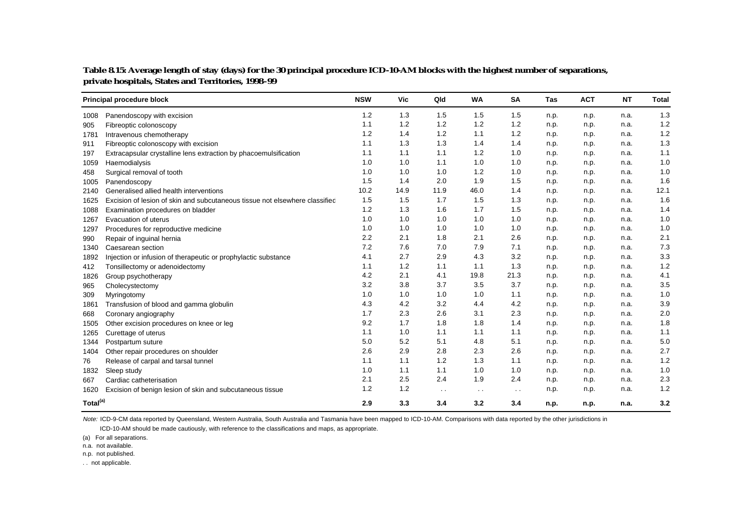**Table 8.15: Average length of stay (days) for the 30 principal procedure ICD-10-AM blocks with the highest number of separations, private hospitals, States and Territories, 1998–99**

| Principal procedure block | | NSW | Vic | Qld | WA | SA | Tas | ACT | NT | Total |
|---|---|---|---|---|---|---|---|---|---|---|
| 1008 | Panendoscopy with excision | 1.2 | 1.3 | 1.5 | 1.5 | 1.5 | n.p. | n.p. | n.a. | 1.3 |
| 905 | Fibreoptic colonoscopy | 1.1 | 1.2 | 1.2 | 1.2 | 1.2 | n.p. | n.p. | n.a. | 1.2 |
| 1781 | Intravenous chemotherapy | 1.2 | 1.4 | 1.2 | 1.1 | 1.2 | n.p. | n.p. | n.a. | 1.2 |
| 911 | Fibreoptic colonoscopy with excision | 1.1 | 1.3 | 1.3 | 1.4 | 1.4 | n.p. | n.p. | n.a. | 1.3 |
| 197 | Extracapsular crystalline lens extraction by phacoemulsification | 1.1 | 1.1 | 1.1 | 1.2 | 1.0 | n.p. | n.p. | n.a. | 1.1 |
| 1059 | Haemodialysis | 1.0 | 1.0 | 1.1 | 1.0 | 1.0 | n.p. | n.p. | n.a. | 1.0 |
| 458 | Surgical removal of tooth | 1.0 | 1.0 | 1.0 | 1.2 | 1.0 | n.p. | n.p. | n.a. | 1.0 |
| 1005 | Panendoscopy | 1.5 | 1.4 | 2.0 | 1.9 | 1.5 | n.p. | n.p. | n.a. | 1.6 |
| 2140 | Generalised allied health interventions | 10.2 | 14.9 | 11.9 | 46.0 | 1.4 | n.p. | n.p. | n.a. | 12.1 |
| 1625 | Excision of lesion of skin and subcutaneous tissue not elsewhere classified | 1.5 | 1.5 | 1.7 | 1.5 | 1.3 | n.p. | n.p. | n.a. | 1.6 |
| 1088 | Examination procedures on bladder | 1.2 | 1.3 | 1.6 | 1.7 | 1.5 | n.p. | n.p. | n.a. | 1.4 |
| 1267 | Evacuation of uterus | 1.0 | 1.0 | 1.0 | 1.0 | 1.0 | n.p. | n.p. | n.a. | 1.0 |
| 1297 | Procedures for reproductive medicine | 1.0 | 1.0 | 1.0 | 1.0 | 1.0 | n.p. | n.p. | n.a. | 1.0 |
| 990 | Repair of inguinal hernia | 2.2 | 2.1 | 1.8 | 2.1 | 2.6 | n.p. | n.p. | n.a. | 2.1 |
| 1340 | Caesarean section | 7.2 | 7.6 | 7.0 | 7.9 | 7.1 | n.p. | n.p. | n.a. | 7.3 |
| 1892 | Injection or infusion of therapeutic or prophylactic substance | 4.1 | 2.7 | 2.9 | 4.3 | 3.2 | n.p. | n.p. | n.a. | 3.3 |
| 412 | Tonsillectomy or adenoidectomy | 1.1 | 1.2 | 1.1 | 1.1 | 1.3 | n.p. | n.p. | n.a. | 1.2 |
| 1826 | Group psychotherapy | 4.2 | 2.1 | 4.1 | 19.8 | 21.3 | n.p. | n.p. | n.a. | 4.1 |
| 965 | Cholecystectomy | 3.2 | 3.8 | 3.7 | 3.5 | 3.7 | n.p. | n.p. | n.a. | 3.5 |
| 309 | Myringotomy | 1.0 | 1.0 | 1.0 | 1.0 | 1.1 | n.p. | n.p. | n.a. | 1.0 |
| 1861 | Transfusion of blood and gamma globulin | 4.3 | 4.2 | 3.2 | 4.4 | 4.2 | n.p. | n.p. | n.a. | 3.9 |
| 668 | Coronary angiography | 1.7 | 2.3 | 2.6 | 3.1 | 2.3 | n.p. | n.p. | n.a. | 2.0 |
| 1505 | Other excision procedures on knee or leg | 9.2 | 1.7 | 1.8 | 1.8 | 1.4 | n.p. | n.p. | n.a. | 1.8 |
| 1265 | Curettage of uterus | 1.1 | 1.0 | 1.1 | 1.1 | 1.1 | n.p. | n.p. | n.a. | 1.1 |
| 1344 | Postpartum suture | 5.0 | 5.2 | 5.1 | 4.8 | 5.1 | n.p. | n.p. | n.a. | 5.0 |
| 1404 | Other repair procedures on shoulder | 2.6 | 2.9 | 2.8 | 2.3 | 2.6 | n.p. | n.p. | n.a. | 2.7 |
| 76 | Release of carpal and tarsal tunnel | 1.1 | 1.1 | 1.2 | 1.3 | 1.1 | n.p. | n.p. | n.a. | 1.2 |
| 1832 | Sleep study | 1.0 | 1.1 | 1.1 | 1.0 | 1.0 | n.p. | n.p. | n.a. | 1.0 |
| 667 | Cardiac catheterisation | 2.1 | 2.5 | 2.4 | 1.9 | 2.4 | n.p. | n.p. | n.a. | 2.3 |
| 1620 | Excision of benign lesion of skin and subcutaneous tissue | 1.2 | 1.2 | . . | . . | . . | n.p. | n.p. | n.a. | 1.2 |
| **Total[(a)]** | | **2.9** | **3.3** | **3.4** | **3.2** | **3.4** | **n.p.** | **n.p.** | **n.a.** | **3.2** |

*Note:* ICD-9-CM data reported by Queensland, Western Australia, South Australia and Tasmania have been mapped to ICD-10-AM. Comparisons with data reported by the other jurisdictions in ICD-10-AM should be made cautiously, with reference to the classifications and maps, as appropriate.

(a) For all separations.

n.a. not available.

n.p. not published.

. . not applicable.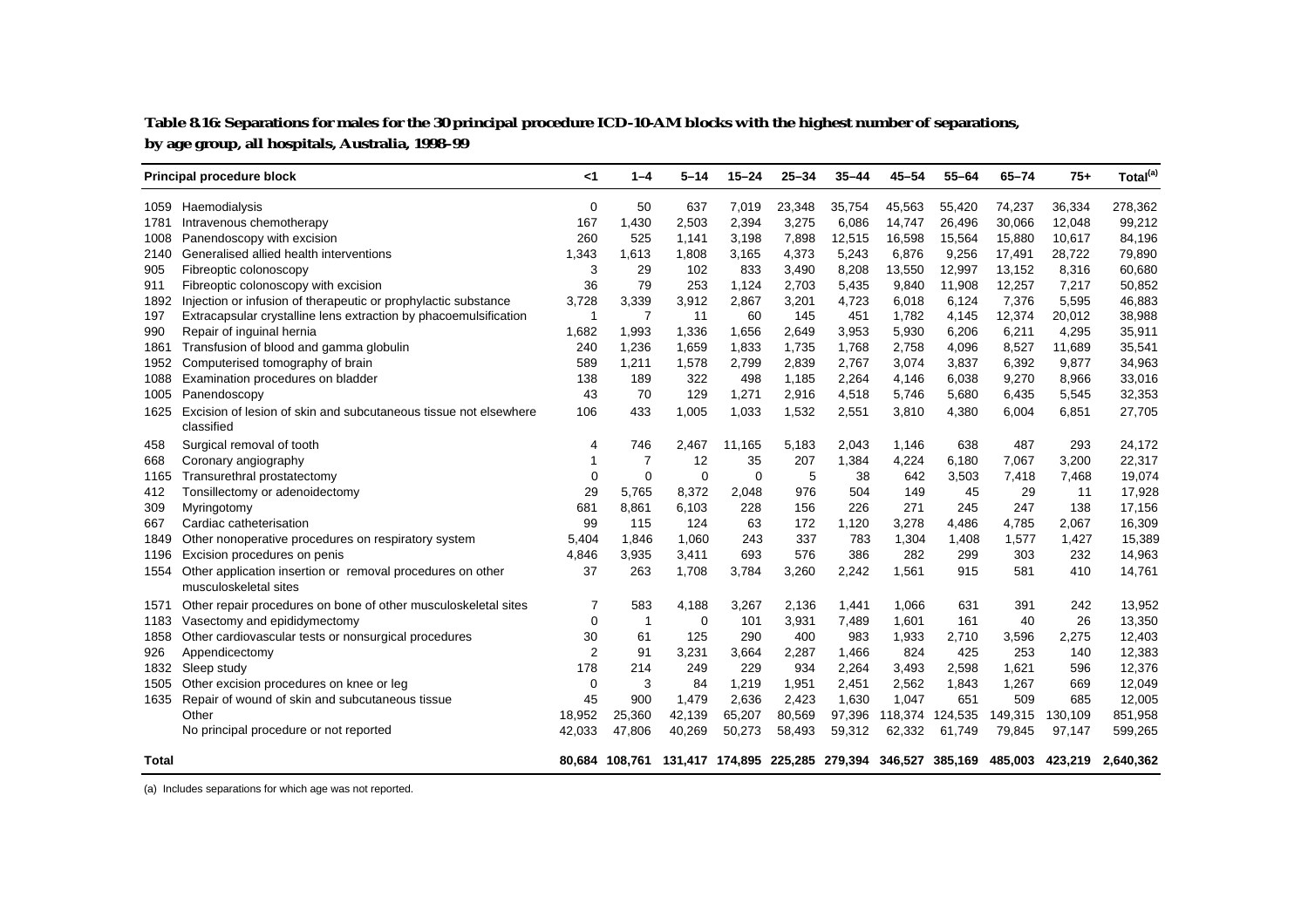**Table 8.16: Separations for males for the 30 principal procedure ICD-10-AM blocks with the highest number of separations, by age group, all hospitals, Australia, 1998–99**

| Principal procedure block | | <1 | 1–4 | 5–14 | 15–24 | 25–34 | 35–44 | 45–54 | 55–64 | 65–74 | 75+ | Total[(a)] |
|---|---|---|---|---|---|---|---|---|---|---|---|---|
| 1059 | Haemodialysis | 0 | 50 | 637 | 7,019 | 23,348 | 35,754 | 45,563 | 55,420 | 74,237 | 36,334 | 278,362 |
| 1781 | Intravenous chemotherapy | 167 | 1,430 | 2,503 | 2,394 | 3,275 | 6,086 | 14,747 | 26,496 | 30,066 | 12,048 | 99,212 |
| 1008 | Panendoscopy with excision | 260 | 525 | 1,141 | 3,198 | 7,898 | 12,515 | 16,598 | 15,564 | 15,880 | 10,617 | 84,196 |
| 2140 | Generalised allied health interventions | 1,343 | 1,613 | 1,808 | 3,165 | 4,373 | 5,243 | 6,876 | 9,256 | 17,491 | 28,722 | 79,890 |
| 905 | Fibreoptic colonoscopy | 3 | 29 | 102 | 833 | 3,490 | 8,208 | 13,550 | 12,997 | 13,152 | 8,316 | 60,680 |
| 911 | Fibreoptic colonoscopy with excision | 36 | 79 | 253 | 1,124 | 2,703 | 5,435 | 9,840 | 11,908 | 12,257 | 7,217 | 50,852 |
| 1892 | Injection or infusion of therapeutic or prophylactic substance | 3,728 | 3,339 | 3,912 | 2,867 | 3,201 | 4,723 | 6,018 | 6,124 | 7,376 | 5,595 | 46,883 |
| 197 | Extracapsular crystalline lens extraction by phacoemulsification | 1 | 7 | 11 | 60 | 145 | 451 | 1,782 | 4,145 | 12,374 | 20,012 | 38,988 |
| 990 | Repair of inguinal hernia | 1,682 | 1,993 | 1,336 | 1,656 | 2,649 | 3,953 | 5,930 | 6,206 | 6,211 | 4,295 | 35,911 |
| 1861 | Transfusion of blood and gamma globulin | 240 | 1,236 | 1,659 | 1,833 | 1,735 | 1,768 | 2,758 | 4,096 | 8,527 | 11,689 | 35,541 |
| 1952 | Computerised tomography of brain | 589 | 1,211 | 1,578 | 2,799 | 2,839 | 2,767 | 3,074 | 3,837 | 6,392 | 9,877 | 34,963 |
| 1088 | Examination procedures on bladder | 138 | 189 | 322 | 498 | 1,185 | 2,264 | 4,146 | 6,038 | 9,270 | 8,966 | 33,016 |
| 1005 | Panendoscopy | 43 | 70 | 129 | 1,271 | 2,916 | 4,518 | 5,746 | 5,680 | 6,435 | 5,545 | 32,353 |
| 1625 | Excision of lesion of skin and subcutaneous tissue not elsewhere classified | 106 | 433 | 1,005 | 1,033 | 1,532 | 2,551 | 3,810 | 4,380 | 6,004 | 6,851 | 27,705 |
| 458 | Surgical removal of tooth | 4 | 746 | 2,467 | 11,165 | 5,183 | 2,043 | 1,146 | 638 | 487 | 293 | 24,172 |
| 668 | Coronary angiography | 1 | 7 | 12 | 35 | 207 | 1,384 | 4,224 | 6,180 | 7,067 | 3,200 | 22,317 |
| 1165 | Transurethral prostatectomy | 0 | 0 | 0 | 0 | 5 | 38 | 642 | 3,503 | 7,418 | 7,468 | 19,074 |
| 412 | Tonsillectomy or adenoidectomy | 29 | 5,765 | 8,372 | 2,048 | 976 | 504 | 149 | 45 | 29 | 11 | 17,928 |
| 309 | Myringotomy | 681 | 8,861 | 6,103 | 228 | 156 | 226 | 271 | 245 | 247 | 138 | 17,156 |
| 667 | Cardiac catheterisation | 99 | 115 | 124 | 63 | 172 | 1,120 | 3,278 | 4,486 | 4,785 | 2,067 | 16,309 |
| 1849 | Other nonoperative procedures on respiratory system | 5,404 | 1,846 | 1,060 | 243 | 337 | 783 | 1,304 | 1,408 | 1,577 | 1,427 | 15,389 |
| 1196 | Excision procedures on penis | 4,846 | 3,935 | 3,411 | 693 | 576 | 386 | 282 | 299 | 303 | 232 | 14,963 |
| 1554 | Other application insertion or removal procedures on other musculoskeletal sites | 37 | 263 | 1,708 | 3,784 | 3,260 | 2,242 | 1,561 | 915 | 581 | 410 | 14,761 |
| 1571 | Other repair procedures on bone of other musculoskeletal sites | 7 | 583 | 4,188 | 3,267 | 2,136 | 1,441 | 1,066 | 631 | 391 | 242 | 13,952 |
| 1183 | Vasectomy and epididymectomy | 0 | 1 | 0 | 101 | 3,931 | 7,489 | 1,601 | 161 | 40 | 26 | 13,350 |
| 1858 | Other cardiovascular tests or nonsurgical procedures | 30 | 61 | 125 | 290 | 400 | 983 | 1,933 | 2,710 | 3,596 | 2,275 | 12,403 |
| 926 | Appendicectomy | 2 | 91 | 3,231 | 3,664 | 2,287 | 1,466 | 824 | 425 | 253 | 140 | 12,383 |
| 1832 | Sleep study | 178 | 214 | 249 | 229 | 934 | 2,264 | 3,493 | 2,598 | 1,621 | 596 | 12,376 |
| 1505 | Other excision procedures on knee or leg | 0 | 3 | 84 | 1,219 | 1,951 | 2,451 | 2,562 | 1,843 | 1,267 | 669 | 12,049 |
| 1635 | Repair of wound of skin and subcutaneous tissue | 45 | 900 | 1,479 | 2,636 | 2,423 | 1,630 | 1,047 | 651 | 509 | 685 | 12,005 |
| | Other | 18,952 | 25,360 | 42,139 | 65,207 | 80,569 | 97,396 | 118,374 | 124,535 | 149,315 | 130,109 | 851,958 |
| | No principal procedure or not reported | 42,033 | 47,806 | 40,269 | 50,273 | 58,493 | 59,312 | 62,332 | 61,749 | 79,845 | 97,147 | 599,265 |
| **Total** | | **80,684** | **108,761** | **131,417** | **174,895** | **225,285** | **279,394** | **346,527** | **385,169** | **485,003** | **423,219** | **2,640,362** |

(a) Includes separations for which age was not reported.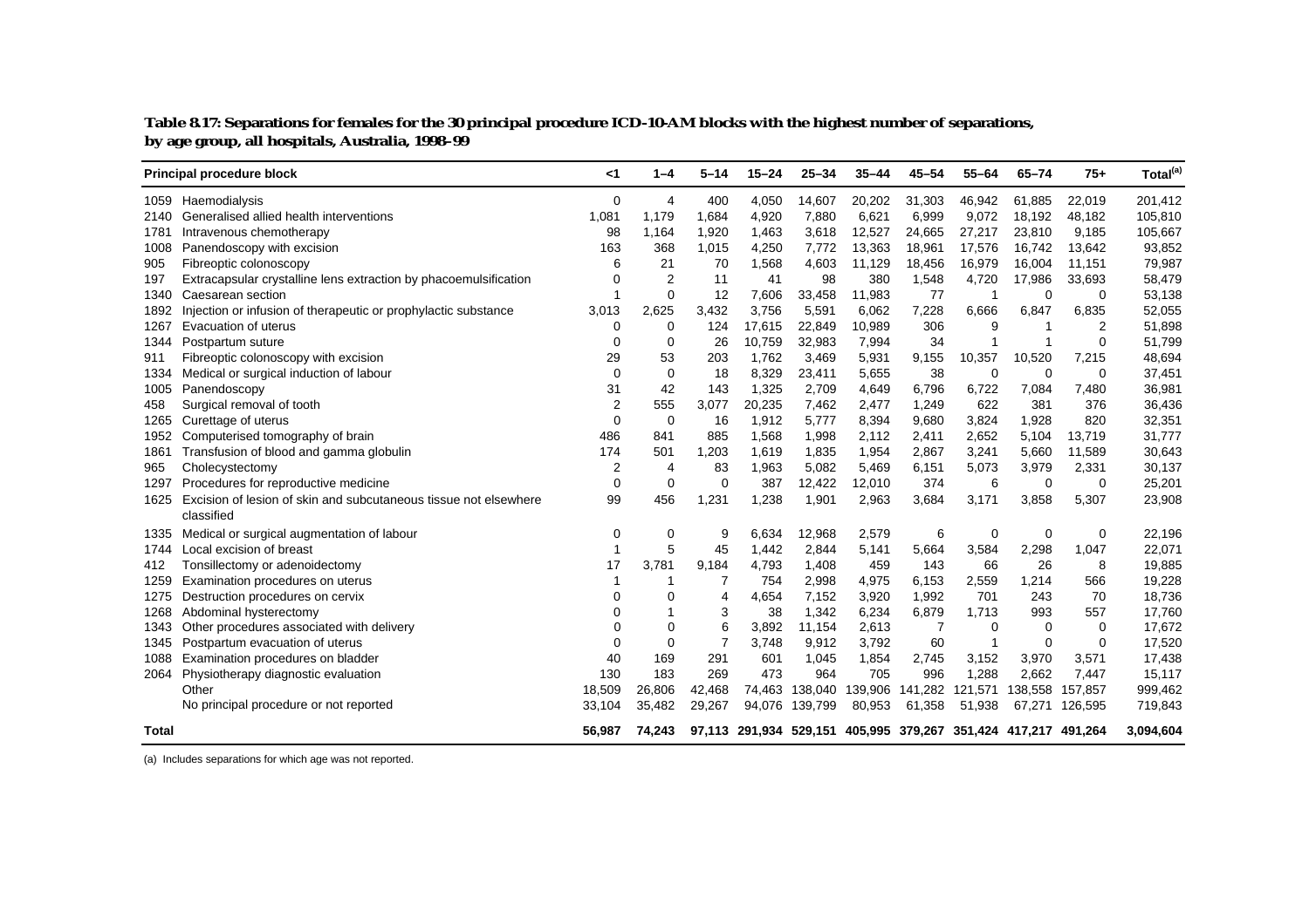**Table 8.17: Separations for females for the 30 principal procedure ICD-10-AM blocks with the highest number of separations, by age group, all hospitals, Australia, 1998–99**

| | Principal procedure block | <1 | 1–4 | 5–14 | 15–24 | 25–34 | 35–44 | 45–54 | 55–64 | 65–74 | 75+ | Total[(a)] |
|---|---|---|---|---|---|---|---|---|---|---|---|---|
| 1059 | Haemodialysis | 0 | 4 | 400 | 4,050 | 14,607 | 20,202 | 31,303 | 46,942 | 61,885 | 22,019 | 201,412 |
| 2140 | Generalised allied health interventions | 1,081 | 1,179 | 1,684 | 4,920 | 7,880 | 6,621 | 6,999 | 9,072 | 18,192 | 48,182 | 105,810 |
| 1781 | Intravenous chemotherapy | 98 | 1,164 | 1,920 | 1,463 | 3,618 | 12,527 | 24,665 | 27,217 | 23,810 | 9,185 | 105,667 |
| 1008 | Panendoscopy with excision | 163 | 368 | 1,015 | 4,250 | 7,772 | 13,363 | 18,961 | 17,576 | 16,742 | 13,642 | 93,852 |
| 905 | Fibreoptic colonoscopy | 6 | 21 | 70 | 1,568 | 4,603 | 11,129 | 18,456 | 16,979 | 16,004 | 11,151 | 79,987 |
| 197 | Extracapsular crystalline lens extraction by phacoemulsification | 0 | 2 | 11 | 41 | 98 | 380 | 1,548 | 4,720 | 17,986 | 33,693 | 58,479 |
| 1340 | Caesarean section | 1 | 0 | 12 | 7,606 | 33,458 | 11,983 | 77 | 1 | 0 | 0 | 53,138 |
| 1892 | Injection or infusion of therapeutic or prophylactic substance | 3,013 | 2,625 | 3,432 | 3,756 | 5,591 | 6,062 | 7,228 | 6,666 | 6,847 | 6,835 | 52,055 |
| 1267 | Evacuation of uterus | 0 | 0 | 124 | 17,615 | 22,849 | 10,989 | 306 | 9 | 1 | 2 | 51,898 |
| 1344 | Postpartum suture | 0 | 0 | 26 | 10,759 | 32,983 | 7,994 | 34 | 1 | 1 | 0 | 51,799 |
| 911 | Fibreoptic colonoscopy with excision | 29 | 53 | 203 | 1,762 | 3,469 | 5,931 | 9,155 | 10,357 | 10,520 | 7,215 | 48,694 |
| 1334 | Medical or surgical induction of labour | 0 | 0 | 18 | 8,329 | 23,411 | 5,655 | 38 | 0 | 0 | 0 | 37,451 |
| 1005 | Panendoscopy | 31 | 42 | 143 | 1,325 | 2,709 | 4,649 | 6,796 | 6,722 | 7,084 | 7,480 | 36,981 |
| 458 | Surgical removal of tooth | 2 | 555 | 3,077 | 20,235 | 7,462 | 2,477 | 1,249 | 622 | 381 | 376 | 36,436 |
| 1265 | Curettage of uterus | 0 | 0 | 16 | 1,912 | 5,777 | 8,394 | 9,680 | 3,824 | 1,928 | 820 | 32,351 |
| 1952 | Computerised tomography of brain | 486 | 841 | 885 | 1,568 | 1,998 | 2,112 | 2,411 | 2,652 | 5,104 | 13,719 | 31,777 |
| 1861 | Transfusion of blood and gamma globulin | 174 | 501 | 1,203 | 1,619 | 1,835 | 1,954 | 2,867 | 3,241 | 5,660 | 11,589 | 30,643 |
| 965 | Cholecystectomy | 2 | 4 | 83 | 1,963 | 5,082 | 5,469 | 6,151 | 5,073 | 3,979 | 2,331 | 30,137 |
| 1297 | Procedures for reproductive medicine | 0 | 0 | 0 | 387 | 12,422 | 12,010 | 374 | 6 | 0 | 0 | 25,201 |
| 1625 | Excision of lesion of skin and subcutaneous tissue not elsewhere classified | 99 | 456 | 1,231 | 1,238 | 1,901 | 2,963 | 3,684 | 3,171 | 3,858 | 5,307 | 23,908 |
| 1335 | Medical or surgical augmentation of labour | 0 | 0 | 9 | 6,634 | 12,968 | 2,579 | 6 | 0 | 0 | 0 | 22,196 |
| 1744 | Local excision of breast | 1 | 5 | 45 | 1,442 | 2,844 | 5,141 | 5,664 | 3,584 | 2,298 | 1,047 | 22,071 |
| 412 | Tonsillectomy or adenoidectomy | 17 | 3,781 | 9,184 | 4,793 | 1,408 | 459 | 143 | 66 | 26 | 8 | 19,885 |
| 1259 | Examination procedures on uterus | 1 | 1 | 7 | 754 | 2,998 | 4,975 | 6,153 | 2,559 | 1,214 | 566 | 19,228 |
| 1275 | Destruction procedures on cervix | 0 | 0 | 4 | 4,654 | 7,152 | 3,920 | 1,992 | 701 | 243 | 70 | 18,736 |
| 1268 | Abdominal hysterectomy | 0 | 1 | 3 | 38 | 1,342 | 6,234 | 6,879 | 1,713 | 993 | 557 | 17,760 |
| 1343 | Other procedures associated with delivery | 0 | 0 | 6 | 3,892 | 11,154 | 2,613 | 7 | 0 | 0 | 0 | 17,672 |
| 1345 | Postpartum evacuation of uterus | 0 | 0 | 7 | 3,748 | 9,912 | 3,792 | 60 | 1 | 0 | 0 | 17,520 |
| 1088 | Examination procedures on bladder | 40 | 169 | 291 | 601 | 1,045 | 1,854 | 2,745 | 3,152 | 3,970 | 3,571 | 17,438 |
| 2064 | Physiotherapy diagnostic evaluation | 130 | 183 | 269 | 473 | 964 | 705 | 996 | 1,288 | 2,662 | 7,447 | 15,117 |
| | Other | 18,509 | 26,806 | 42,468 | 74,463 | 138,040 | 139,906 | 141,282 | 121,571 | 138,558 | 157,857 | 999,462 |
| | No principal procedure or not reported | 33,104 | 35,482 | 29,267 | 94,076 | 139,799 | 80,953 | 61,358 | 51,938 | 67,271 | 126,595 | 719,843 |
| **Total** | | **56,987** | **74,243** | **97,113** | **291,934** | **529,151** | **405,995** | **379,267** | **351,424** | **417,217** | **491,264** | **3,094,604** |

(a) Includes separations for which age was not reported.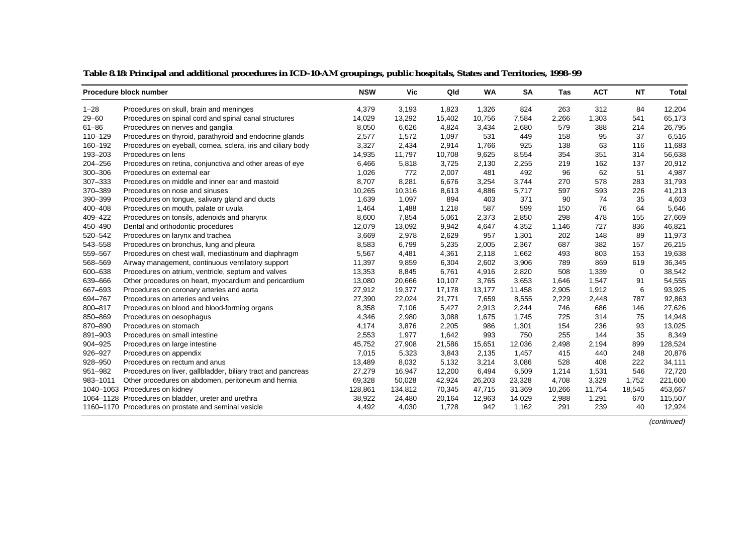**Table 8.18: Principal and additional procedures in ICD-10-AM groupings, public hospitals, States and Territories, 1998–99**

| Procedure block number | | NSW | Vic | Qld | WA | SA | Tas | ACT | NT | Total |
|---|---|---|---|---|---|---|---|---|---|---|
| 1–28 | Procedures on skull, brain and meninges | 4,379 | 3,193 | 1,823 | 1,326 | 824 | 263 | 312 | 84 | 12,204 |
| 29–60 | Procedures on spinal cord and spinal canal structures | 14,029 | 13,292 | 15,402 | 10,756 | 7,584 | 2,266 | 1,303 | 541 | 65,173 |
| 61–86 | Procedures on nerves and ganglia | 8,050 | 6,626 | 4,824 | 3,434 | 2,680 | 579 | 388 | 214 | 26,795 |
| 110–129 | Procedures on thyroid, parathyroid and endocrine glands | 2,577 | 1,572 | 1,097 | 531 | 449 | 158 | 95 | 37 | 6,516 |
| 160–192 | Procedures on eyeball, cornea, sclera, iris and ciliary body | 3,327 | 2,434 | 2,914 | 1,766 | 925 | 138 | 63 | 116 | 11,683 |
| 193–203 | Procedures on lens | 14,935 | 11,797 | 10,708 | 9,625 | 8,554 | 354 | 351 | 314 | 56,638 |
| 204–256 | Procedures on retina, conjunctiva and other areas of eye | 6,466 | 5,818 | 3,725 | 2,130 | 2,255 | 219 | 162 | 137 | 20,912 |
| 300–306 | Procedures on external ear | 1,026 | 772 | 2,007 | 481 | 492 | 96 | 62 | 51 | 4,987 |
| 307–333 | Procedures on middle and inner ear and mastoid | 8,707 | 8,281 | 6,676 | 3,254 | 3,744 | 270 | 578 | 283 | 31,793 |
| 370–389 | Procedures on nose and sinuses | 10,265 | 10,316 | 8,613 | 4,886 | 5,717 | 597 | 593 | 226 | 41,213 |
| 390–399 | Procedures on tongue, salivary gland and ducts | 1,639 | 1,097 | 894 | 403 | 371 | 90 | 74 | 35 | 4,603 |
| 400–408 | Procedures on mouth, palate or uvula | 1,464 | 1,488 | 1,218 | 587 | 599 | 150 | 76 | 64 | 5,646 |
| 409–422 | Procedures on tonsils, adenoids and pharynx | 8,600 | 7,854 | 5,061 | 2,373 | 2,850 | 298 | 478 | 155 | 27,669 |
| 450–490 | Dental and orthodontic procedures | 12,079 | 13,092 | 9,942 | 4,647 | 4,352 | 1,146 | 727 | 836 | 46,821 |
| 520–542 | Procedures on larynx and trachea | 3,669 | 2,978 | 2,629 | 957 | 1,301 | 202 | 148 | 89 | 11,973 |
| 543–558 | Procedures on bronchus, lung and pleura | 8,583 | 6,799 | 5,235 | 2,005 | 2,367 | 687 | 382 | 157 | 26,215 |
| 559–567 | Procedures on chest wall, mediastinum and diaphragm | 5,567 | 4,481 | 4,361 | 2,118 | 1,662 | 493 | 803 | 153 | 19,638 |
| 568–569 | Airway management, continuous ventilatory support | 11,397 | 9,859 | 6,304 | 2,602 | 3,906 | 789 | 869 | 619 | 36,345 |
| 600–638 | Procedures on atrium, ventricle, septum and valves | 13,353 | 8,845 | 6,761 | 4,916 | 2,820 | 508 | 1,339 | 0 | 38,542 |
| 639–666 | Other procedures on heart, myocardium and pericardium | 13,080 | 20,666 | 10,107 | 3,765 | 3,653 | 1,646 | 1,547 | 91 | 54,555 |
| 667–693 | Procedures on coronary arteries and aorta | 27,912 | 19,377 | 17,178 | 13,177 | 11,458 | 2,905 | 1,912 | 6 | 93,925 |
| 694–767 | Procedures on arteries and veins | 27,390 | 22,024 | 21,771 | 7,659 | 8,555 | 2,229 | 2,448 | 787 | 92,863 |
| 800–817 | Procedures on blood and blood-forming organs | 8,358 | 7,106 | 5,427 | 2,913 | 2,244 | 746 | 686 | 146 | 27,626 |
| 850–869 | Procedures on oesophagus | 4,346 | 2,980 | 3,088 | 1,675 | 1,745 | 725 | 314 | 75 | 14,948 |
| 870–890 | Procedures on stomach | 4,174 | 3,876 | 2,205 | 986 | 1,301 | 154 | 236 | 93 | 13,025 |
| 891–903 | Procedures on small intestine | 2,553 | 1,977 | 1,642 | 993 | 750 | 255 | 144 | 35 | 8,349 |
| 904–925 | Procedures on large intestine | 45,752 | 27,908 | 21,586 | 15,651 | 12,036 | 2,498 | 2,194 | 899 | 128,524 |
| 926–927 | Procedures on appendix | 7,015 | 5,323 | 3,843 | 2,135 | 1,457 | 415 | 440 | 248 | 20,876 |
| 928–950 | Procedures on rectum and anus | 13,489 | 8,032 | 5,132 | 3,214 | 3,086 | 528 | 408 | 222 | 34,111 |
| 951–982 | Procedures on liver, gallbladder, biliary tract and pancreas | 27,279 | 16,947 | 12,200 | 6,494 | 6,509 | 1,214 | 1,531 | 546 | 72,720 |
| 983–1011 | Other procedures on abdomen, peritoneum and hernia | 69,328 | 50,028 | 42,924 | 26,203 | 23,328 | 4,708 | 3,329 | 1,752 | 221,600 |
| 1040–1063 | Procedures on kidney | 128,861 | 134,812 | 70,345 | 47,715 | 31,369 | 10,266 | 11,754 | 18,545 | 453,667 |
| 1064–1128 | Procedures on bladder, ureter and urethra | 38,922 | 24,480 | 20,164 | 12,963 | 14,029 | 2,988 | 1,291 | 670 | 115,507 |
| 1160–1170 | Procedures on prostate and seminal vesicle | 4,492 | 4,030 | 1,728 | 942 | 1,162 | 291 | 239 | 40 | 12,924 |

*(continued)*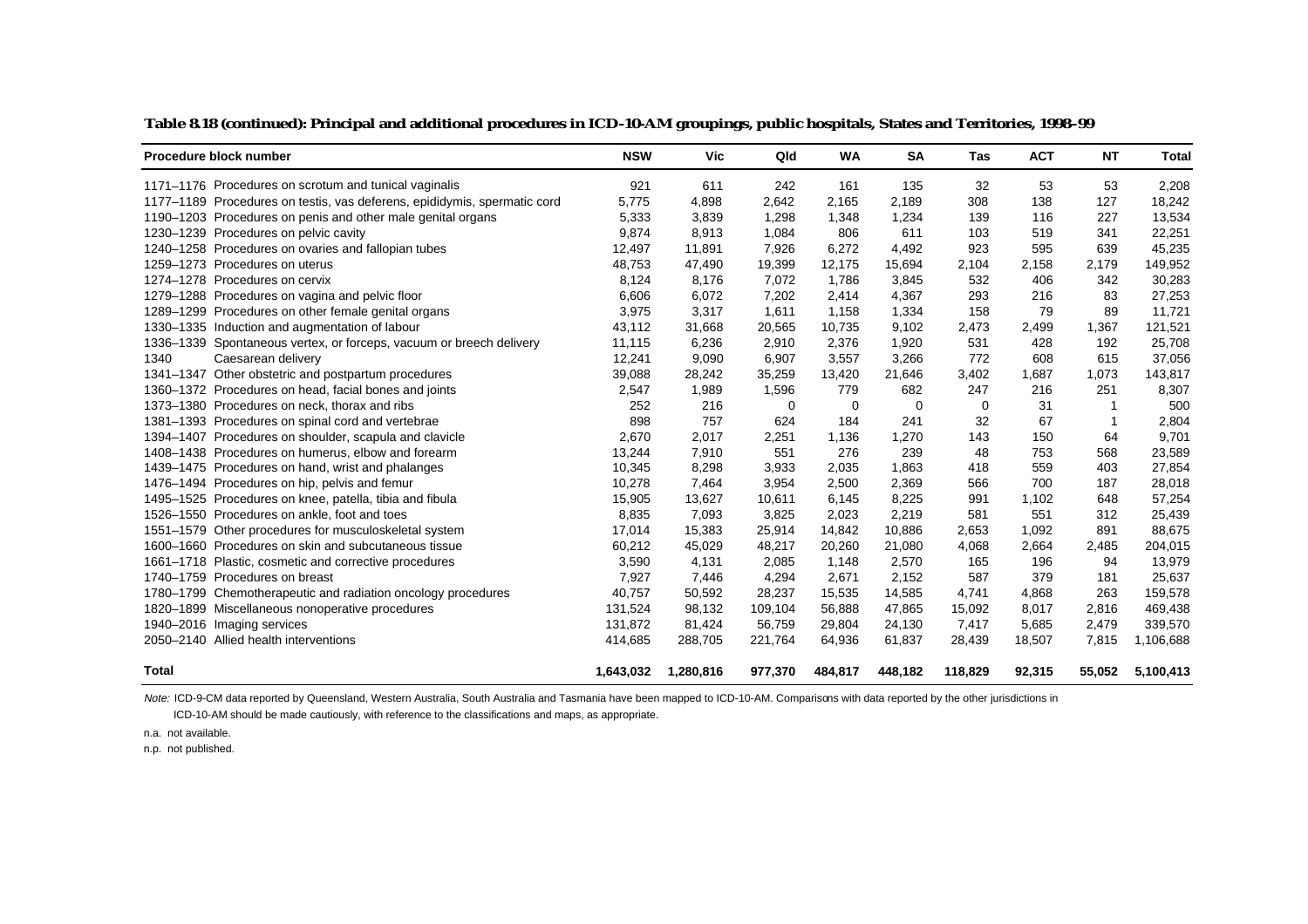**Table 8.18 (continued): Principal and additional procedures in ICD-10-AM groupings, public hospitals, States and Territories, 1998–99**

| Procedure block number | | NSW | Vic | Qld | WA | SA | Tas | ACT | NT | Total |
|---|---|---|---|---|---|---|---|---|---|---|
| 1171–1176 | Procedures on scrotum and tunical vaginalis | 921 | 611 | 242 | 161 | 135 | 32 | 53 | 53 | 2,208 |
| 1177–1189 | Procedures on testis, vas deferens, epididymis, spermatic cord | 5,775 | 4,898 | 2,642 | 2,165 | 2,189 | 308 | 138 | 127 | 18,242 |
| 1190–1203 | Procedures on penis and other male genital organs | 5,333 | 3,839 | 1,298 | 1,348 | 1,234 | 139 | 116 | 227 | 13,534 |
| 1230–1239 | Procedures on pelvic cavity | 9,874 | 8,913 | 1,084 | 806 | 611 | 103 | 519 | 341 | 22,251 |
| 1240–1258 | Procedures on ovaries and fallopian tubes | 12,497 | 11,891 | 7,926 | 6,272 | 4,492 | 923 | 595 | 639 | 45,235 |
| 1259–1273 | Procedures on uterus | 48,753 | 47,490 | 19,399 | 12,175 | 15,694 | 2,104 | 2,158 | 2,179 | 149,952 |
| 1274–1278 | Procedures on cervix | 8,124 | 8,176 | 7,072 | 1,786 | 3,845 | 532 | 406 | 342 | 30,283 |
| 1279–1288 | Procedures on vagina and pelvic floor | 6,606 | 6,072 | 7,202 | 2,414 | 4,367 | 293 | 216 | 83 | 27,253 |
| 1289–1299 | Procedures on other female genital organs | 3,975 | 3,317 | 1,611 | 1,158 | 1,334 | 158 | 79 | 89 | 11,721 |
| 1330–1335 | Induction and augmentation of labour | 43,112 | 31,668 | 20,565 | 10,735 | 9,102 | 2,473 | 2,499 | 1,367 | 121,521 |
| 1336–1339 | Spontaneous vertex, or forceps, vacuum or breech delivery | 11,115 | 6,236 | 2,910 | 2,376 | 1,920 | 531 | 428 | 192 | 25,708 |
| 1340 | Caesarean delivery | 12,241 | 9,090 | 6,907 | 3,557 | 3,266 | 772 | 608 | 615 | 37,056 |
| 1341–1347 | Other obstetric and postpartum procedures | 39,088 | 28,242 | 35,259 | 13,420 | 21,646 | 3,402 | 1,687 | 1,073 | 143,817 |
| 1360–1372 | Procedures on head, facial bones and joints | 2,547 | 1,989 | 1,596 | 779 | 682 | 247 | 216 | 251 | 8,307 |
| 1373–1380 | Procedures on neck, thorax and ribs | 252 | 216 | 0 | 0 | 0 | 0 | 31 | 1 | 500 |
| 1381–1393 | Procedures on spinal cord and vertebrae | 898 | 757 | 624 | 184 | 241 | 32 | 67 | 1 | 2,804 |
| 1394–1407 | Procedures on shoulder, scapula and clavicle | 2,670 | 2,017 | 2,251 | 1,136 | 1,270 | 143 | 150 | 64 | 9,701 |
| 1408–1438 | Procedures on humerus, elbow and forearm | 13,244 | 7,910 | 551 | 276 | 239 | 48 | 753 | 568 | 23,589 |
| 1439–1475 | Procedures on hand, wrist and phalanges | 10,345 | 8,298 | 3,933 | 2,035 | 1,863 | 418 | 559 | 403 | 27,854 |
| 1476–1494 | Procedures on hip, pelvis and femur | 10,278 | 7,464 | 3,954 | 2,500 | 2,369 | 566 | 700 | 187 | 28,018 |
| 1495–1525 | Procedures on knee, patella, tibia and fibula | 15,905 | 13,627 | 10,611 | 6,145 | 8,225 | 991 | 1,102 | 648 | 57,254 |
| 1526–1550 | Procedures on ankle, foot and toes | 8,835 | 7,093 | 3,825 | 2,023 | 2,219 | 581 | 551 | 312 | 25,439 |
| 1551–1579 | Other procedures for musculoskeletal system | 17,014 | 15,383 | 25,914 | 14,842 | 10,886 | 2,653 | 1,092 | 891 | 88,675 |
| 1600–1660 | Procedures on skin and subcutaneous tissue | 60,212 | 45,029 | 48,217 | 20,260 | 21,080 | 4,068 | 2,664 | 2,485 | 204,015 |
| 1661–1718 | Plastic, cosmetic and corrective procedures | 3,590 | 4,131 | 2,085 | 1,148 | 2,570 | 165 | 196 | 94 | 13,979 |
| 1740–1759 | Procedures on breast | 7,927 | 7,446 | 4,294 | 2,671 | 2,152 | 587 | 379 | 181 | 25,637 |
| 1780–1799 | Chemotherapeutic and radiation oncology procedures | 40,757 | 50,592 | 28,237 | 15,535 | 14,585 | 4,741 | 4,868 | 263 | 159,578 |
| 1820–1899 | Miscellaneous nonoperative procedures | 131,524 | 98,132 | 109,104 | 56,888 | 47,865 | 15,092 | 8,017 | 2,816 | 469,438 |
| 1940–2016 | Imaging services | 131,872 | 81,424 | 56,759 | 29,804 | 24,130 | 7,417 | 5,685 | 2,479 | 339,570 |
| 2050–2140 | Allied health interventions | 414,685 | 288,705 | 221,764 | 64,936 | 61,837 | 28,439 | 18,507 | 7,815 | 1,106,688 |
| **Total** | | **1,643,032** | **1,280,816** | **977,370** | **484,817** | **448,182** | **118,829** | **92,315** | **55,052** | **5,100,413** |

*Note:* ICD-9-CM data reported by Queensland, Western Australia, South Australia and Tasmania have been mapped to ICD-10-AM. Comparisons with data reported by the other jurisdictions in ICD-10-AM should be made cautiously, with reference to the classifications and maps, as appropriate.

n.a. not available.

n.p. not published.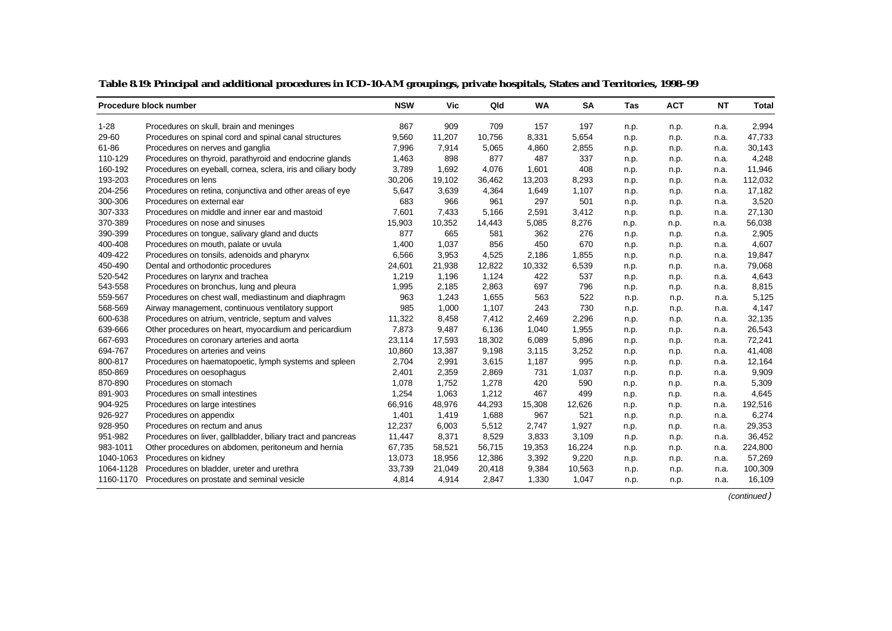**Table 8.19: Principal and additional procedures in ICD-10-AM groupings, private hospitals, States and Territories, 1998–99**

| Procedure block number | | NSW | Vic | Qld | WA | SA | Tas | ACT | NT | Total |
|---|---|---|---|---|---|---|---|---|---|---|
| 1-28 | Procedures on skull, brain and meninges | 867 | 909 | 709 | 157 | 197 | n.p. | n.p. | n.a. | 2,994 |
| 29-60 | Procedures on spinal cord and spinal canal structures | 9,560 | 11,207 | 10,756 | 8,331 | 5,654 | n.p. | n.p. | n.a. | 47,733 |
| 61-86 | Procedures on nerves and ganglia | 7,996 | 7,914 | 5,065 | 4,860 | 2,855 | n.p. | n.p. | n.a. | 30,143 |
| 110-129 | Procedures on thyroid, parathyroid and endocrine glands | 1,463 | 898 | 877 | 487 | 337 | n.p. | n.p. | n.a. | 4,248 |
| 160-192 | Procedures on eyeball, cornea, sclera, iris and ciliary body | 3,789 | 1,692 | 4,076 | 1,601 | 408 | n.p. | n.p. | n.a. | 11,946 |
| 193-203 | Procedures on lens | 30,206 | 19,102 | 36,462 | 13,203 | 8,293 | n.p. | n.p. | n.a. | 112,032 |
| 204-256 | Procedures on retina, conjunctiva and other areas of eye | 5,647 | 3,639 | 4,364 | 1,649 | 1,107 | n.p. | n.p. | n.a. | 17,182 |
| 300-306 | Procedures on external ear | 683 | 966 | 961 | 297 | 501 | n.p. | n.p. | n.a. | 3,520 |
| 307-333 | Procedures on middle and inner ear and mastoid | 7,601 | 7,433 | 5,166 | 2,591 | 3,412 | n.p. | n.p. | n.a. | 27,130 |
| 370-389 | Procedures on nose and sinuses | 15,903 | 10,352 | 14,443 | 5,085 | 8,276 | n.p. | n.p. | n.a. | 56,038 |
| 390-399 | Procedures on tongue, salivary gland and ducts | 877 | 665 | 581 | 362 | 276 | n.p. | n.p. | n.a. | 2,905 |
| 400-408 | Procedures on mouth, palate or uvula | 1,400 | 1,037 | 856 | 450 | 670 | n.p. | n.p. | n.a. | 4,607 |
| 409-422 | Procedures on tonsils, adenoids and pharynx | 6,566 | 3,953 | 4,525 | 2,186 | 1,855 | n.p. | n.p. | n.a. | 19,847 |
| 450-490 | Dental and orthodontic procedures | 24,601 | 21,938 | 12,822 | 10,332 | 6,539 | n.p. | n.p. | n.a. | 79,068 |
| 520-542 | Procedures on larynx and trachea | 1,219 | 1,196 | 1,124 | 422 | 537 | n.p. | n.p. | n.a. | 4,643 |
| 543-558 | Procedures on bronchus, lung and pleura | 1,995 | 2,185 | 2,863 | 697 | 796 | n.p. | n.p. | n.a. | 8,815 |
| 559-567 | Procedures on chest wall, mediastinum and diaphragm | 963 | 1,243 | 1,655 | 563 | 522 | n.p. | n.p. | n.a. | 5,125 |
| 568-569 | Airway management, continuous ventilatory support | 985 | 1,000 | 1,107 | 243 | 730 | n.p. | n.p. | n.a. | 4,147 |
| 600-638 | Procedures on atrium, ventricle, septum and valves | 11,322 | 8,458 | 7,412 | 2,469 | 2,296 | n.p. | n.p. | n.a. | 32,135 |
| 639-666 | Other procedures on heart, myocardium and pericardium | 7,873 | 9,487 | 6,136 | 1,040 | 1,955 | n.p. | n.p. | n.a. | 26,543 |
| 667-693 | Procedures on coronary arteries and aorta | 23,114 | 17,593 | 18,302 | 6,089 | 5,896 | n.p. | n.p. | n.a. | 72,241 |
| 694-767 | Procedures on arteries and veins | 10,860 | 13,387 | 9,198 | 3,115 | 3,252 | n.p. | n.p. | n.a. | 41,408 |
| 800-817 | Procedures on haematopoetic, lymph systems and spleen | 2,704 | 2,991 | 3,615 | 1,187 | 995 | n.p. | n.p. | n.a. | 12,164 |
| 850-869 | Procedures on oesophagus | 2,401 | 2,359 | 2,869 | 731 | 1,037 | n.p. | n.p. | n.a. | 9,909 |
| 870-890 | Procedures on stomach | 1,078 | 1,752 | 1,278 | 420 | 590 | n.p. | n.p. | n.a. | 5,309 |
| 891-903 | Procedures on small intestines | 1,254 | 1,063 | 1,212 | 467 | 499 | n.p. | n.p. | n.a. | 4,645 |
| 904-925 | Procedures on large intestines | 66,916 | 48,976 | 44,293 | 15,308 | 12,626 | n.p. | n.p. | n.a. | 192,516 |
| 926-927 | Procedures on appendix | 1,401 | 1,419 | 1,688 | 967 | 521 | n.p. | n.p. | n.a. | 6,274 |
| 928-950 | Procedures on rectum and anus | 12,237 | 6,003 | 5,512 | 2,747 | 1,927 | n.p. | n.p. | n.a. | 29,353 |
| 951-982 | Procedures on liver, gallbladder, biliary tract and pancreas | 11,447 | 8,371 | 8,529 | 3,833 | 3,109 | n.p. | n.p. | n.a. | 36,452 |
| 983-1011 | Other procedures on abdomen, peritoneum and hernia | 67,735 | 58,521 | 56,715 | 19,353 | 16,224 | n.p. | n.p. | n.a. | 224,800 |
| 1040-1063 | Procedures on kidney | 13,073 | 18,956 | 12,386 | 3,392 | 9,220 | n.p. | n.p. | n.a. | 57,269 |
| 1064-1128 | Procedures on bladder, ureter and urethra | 33,739 | 21,049 | 20,418 | 9,384 | 10,563 | n.p. | n.p. | n.a. | 100,309 |
| 1160-1170 | Procedures on prostate and seminal vesicle | 4,814 | 4,914 | 2,847 | 1,330 | 1,047 | n.p. | n.p. | n.a. | 16,109 |

*(continued)*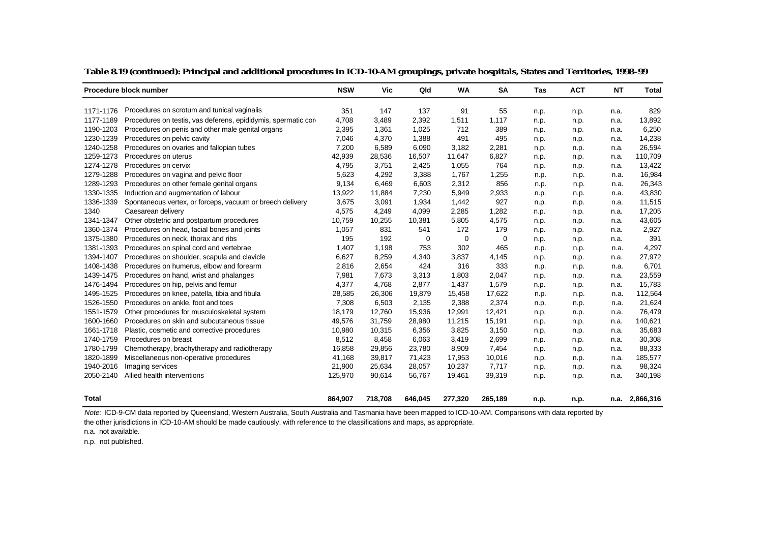**Table 8.19 (continued): Principal and additional procedures in ICD-10-AM groupings, private hospitals, States and Territories, 1998–99**

| Procedure block number | | NSW | Vic | Qld | WA | SA | Tas | ACT | NT | Total |
|---|---|---|---|---|---|---|---|---|---|---|
| 1171-1176 | Procedures on scrotum and tunical vaginalis | 351 | 147 | 137 | 91 | 55 | n.p. | n.p. | n.a. | 829 |
| 1177-1189 | Procedures on testis, vas deferens, epididymis, spermatic cor | 4,708 | 3,489 | 2,392 | 1,511 | 1,117 | n.p. | n.p. | n.a. | 13,892 |
| 1190-1203 | Procedures on penis and other male genital organs | 2,395 | 1,361 | 1,025 | 712 | 389 | n.p. | n.p. | n.a. | 6,250 |
| 1230-1239 | Procedures on pelvic cavity | 7,046 | 4,370 | 1,388 | 491 | 495 | n.p. | n.p. | n.a. | 14,238 |
| 1240-1258 | Procedures on ovaries and fallopian tubes | 7,200 | 6,589 | 6,090 | 3,182 | 2,281 | n.p. | n.p. | n.a. | 26,594 |
| 1259-1273 | Procedures on uterus | 42,939 | 28,536 | 16,507 | 11,647 | 6,827 | n.p. | n.p. | n.a. | 110,709 |
| 1274-1278 | Procedures on cervix | 4,795 | 3,751 | 2,425 | 1,055 | 764 | n.p. | n.p. | n.a. | 13,422 |
| 1279-1288 | Procedures on vagina and pelvic floor | 5,623 | 4,292 | 3,388 | 1,767 | 1,255 | n.p. | n.p. | n.a. | 16,984 |
| 1289-1293 | Procedures on other female genital organs | 9,134 | 6,469 | 6,603 | 2,312 | 856 | n.p. | n.p. | n.a. | 26,343 |
| 1330-1335 | Induction and augmentation of labour | 13,922 | 11,884 | 7,230 | 5,949 | 2,933 | n.p. | n.p. | n.a. | 43,830 |
| 1336-1339 | Spontaneous vertex, or forceps, vacuum or breech delivery | 3,675 | 3,091 | 1,934 | 1,442 | 927 | n.p. | n.p. | n.a. | 11,515 |
| 1340 | Caesarean delivery | 4,575 | 4,249 | 4,099 | 2,285 | 1,282 | n.p. | n.p. | n.a. | 17,205 |
| 1341-1347 | Other obstetric and postpartum procedures | 10,759 | 10,255 | 10,381 | 5,805 | 4,575 | n.p. | n.p. | n.a. | 43,605 |
| 1360-1374 | Procedures on head, facial bones and joints | 1,057 | 831 | 541 | 172 | 179 | n.p. | n.p. | n.a. | 2,927 |
| 1375-1380 | Procedures on neck, thorax and ribs | 195 | 192 | 0 | 0 | 0 | n.p. | n.p. | n.a. | 391 |
| 1381-1393 | Procedures on spinal cord and vertebrae | 1,407 | 1,198 | 753 | 302 | 465 | n.p. | n.p. | n.a. | 4,297 |
| 1394-1407 | Procedures on shoulder, scapula and clavicle | 6,627 | 8,259 | 4,340 | 3,837 | 4,145 | n.p. | n.p. | n.a. | 27,972 |
| 1408-1438 | Procedures on humerus, elbow and forearm | 2,816 | 2,654 | 424 | 316 | 333 | n.p. | n.p. | n.a. | 6,701 |
| 1439-1475 | Procedures on hand, wrist and phalanges | 7,981 | 7,673 | 3,313 | 1,803 | 2,047 | n.p. | n.p. | n.a. | 23,559 |
| 1476-1494 | Procedures on hip, pelvis and femur | 4,377 | 4,768 | 2,877 | 1,437 | 1,579 | n.p. | n.p. | n.a. | 15,783 |
| 1495-1525 | Procedures on knee, patella, tibia and fibula | 28,585 | 26,306 | 19,879 | 15,458 | 17,622 | n.p. | n.p. | n.a. | 112,564 |
| 1526-1550 | Procedures on ankle, foot and toes | 7,308 | 6,503 | 2,135 | 2,388 | 2,374 | n.p. | n.p. | n.a. | 21,624 |
| 1551-1579 | Other procedures for musculoskeletal system | 18,179 | 12,760 | 15,936 | 12,991 | 12,421 | n.p. | n.p. | n.a. | 76,479 |
| 1600-1660 | Procedures on skin and subcutaneous tissue | 49,576 | 31,759 | 28,980 | 11,215 | 15,191 | n.p. | n.p. | n.a. | 140,621 |
| 1661-1718 | Plastic, cosmetic and corrective procedures | 10,980 | 10,315 | 6,356 | 3,825 | 3,150 | n.p. | n.p. | n.a. | 35,683 |
| 1740-1759 | Procedures on breast | 8,512 | 8,458 | 6,063 | 3,419 | 2,699 | n.p. | n.p. | n.a. | 30,308 |
| 1780-1799 | Chemotherapy, brachytherapy and radiotherapy | 16,858 | 29,856 | 23,780 | 8,909 | 7,454 | n.p. | n.p. | n.a. | 88,333 |
| 1820-1899 | Miscellaneous non-operative procedures | 41,168 | 39,817 | 71,423 | 17,953 | 10,016 | n.p. | n.p. | n.a. | 185,577 |
| 1940-2016 | Imaging services | 21,900 | 25,634 | 28,057 | 10,237 | 7,717 | n.p. | n.p. | n.a. | 98,324 |
| 2050-2140 | Allied health interventions | 125,970 | 90,614 | 56,767 | 19,461 | 39,319 | n.p. | n.p. | n.a. | 340,198 |
| **Total** | | **864,907** | **718,708** | **646,045** | **277,320** | **265,189** | **n.p.** | **n.p.** | **n.a.** | **2,866,316** |

*Note:* ICD-9-CM data reported by Queensland, Western Australia, South Australia and Tasmania have been mapped to ICD-10-AM. Comparisons with data reported by the other jurisdictions in ICD-10-AM should be made cautiously, with reference to the classifications and maps, as appropriate.

n.a. not available.

n.p. not published.